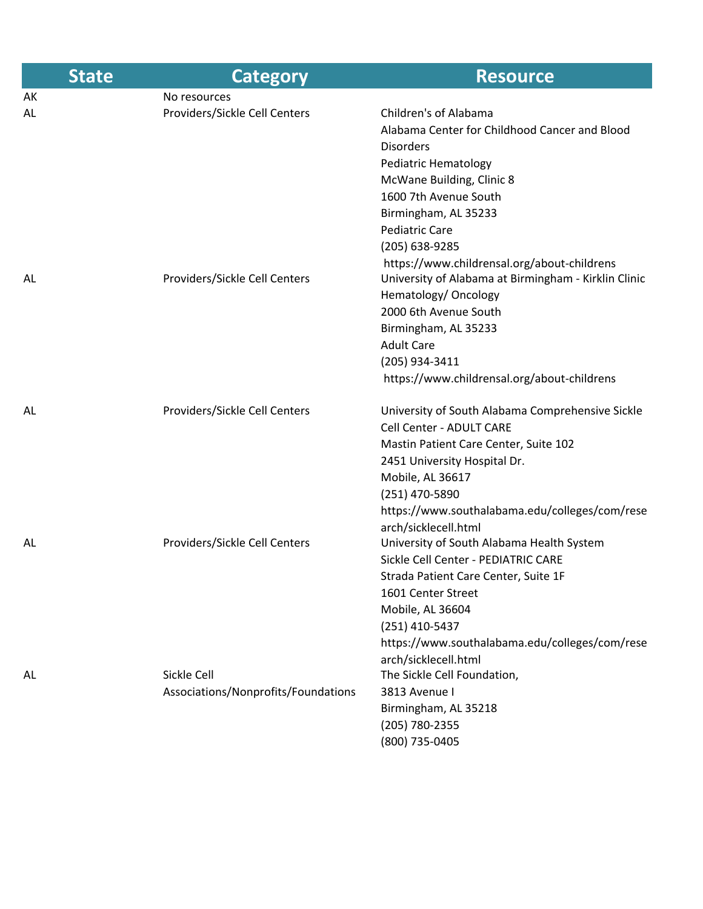| State | Category | Resource |
|---|---|---|
| AK | No resources | |
| AL | Providers/Sickle Cell Centers | Children's of Alabama<br>Alabama Center for Childhood Cancer and Blood Disorders<br>Pediatric Hematology<br>McWane Building, Clinic 8<br>1600 7th Avenue South<br>Birmingham, AL 35233<br>Pediatric Care<br>(205) 638-9285<br>https://www.childrensal.org/about-childrens |
| AL | Providers/Sickle Cell Centers | University of Alabama at Birmingham - Kirklin Clinic<br>Hematology/ Oncology<br>2000 6th Avenue South<br>Birmingham, AL 35233<br>Adult Care<br>(205) 934-3411<br>https://www.childrensal.org/about-childrens |
| AL | Providers/Sickle Cell Centers | University of South Alabama Comprehensive Sickle Cell Center - ADULT CARE<br>Mastin Patient Care Center, Suite 102<br>2451 University Hospital Dr.<br>Mobile, AL 36617<br>(251) 470-5890<br>https://www.southalabama.edu/colleges/com/research/sicklecell.html |
| AL | Providers/Sickle Cell Centers | University of South Alabama Health System<br>Sickle Cell Center - PEDIATRIC CARE<br>Strada Patient Care Center, Suite 1F<br>1601 Center Street<br>Mobile, AL 36604<br>(251) 410-5437<br>https://www.southalabama.edu/colleges/com/research/sicklecell.html |
| AL | Sickle Cell Associations/Nonprofits/Foundations | The Sickle Cell Foundation,<br>3813 Avenue I<br>Birmingham, AL 35218<br>(205) 780-2355<br>(800) 735-0405 |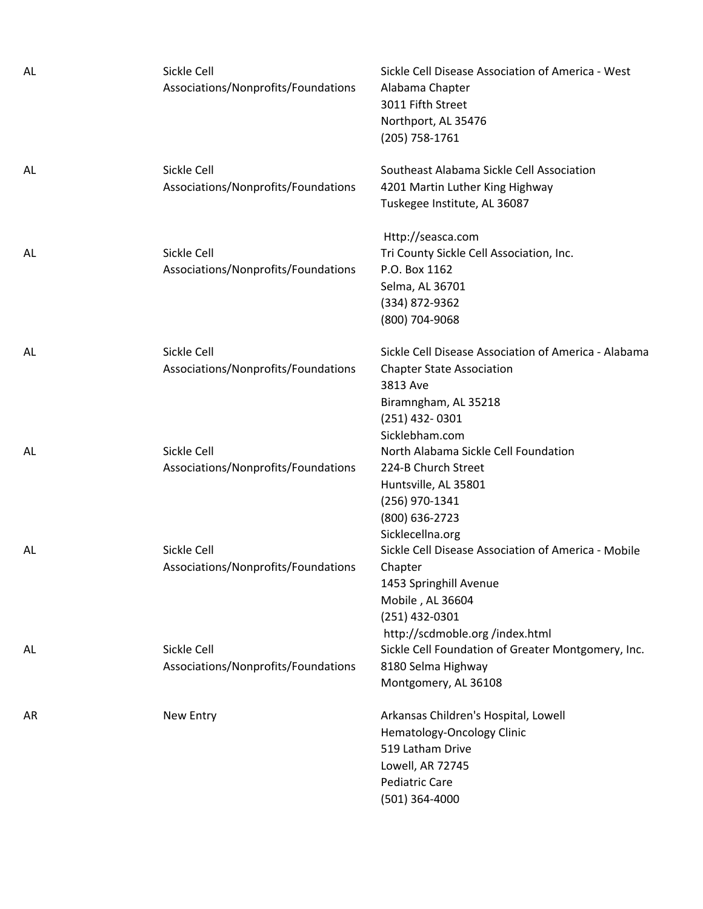| | | |
|---|---|---|
| AL | Sickle Cell Associations/Nonprofits/Foundations | Sickle Cell Disease Association of America - West Alabama Chapter<br>3011 Fifth Street<br>Northport, AL 35476<br>(205) 758-1761 |
| AL | Sickle Cell Associations/Nonprofits/Foundations | Southeast Alabama Sickle Cell Association<br>4201 Martin Luther King Highway<br>Tuskegee Institute, AL 36087<br><br>Http://seasca.com |
| AL | Sickle Cell Associations/Nonprofits/Foundations | Tri County Sickle Cell Association, Inc.<br>P.O. Box 1162<br>Selma, AL 36701<br>(334) 872-9362<br>(800) 704-9068 |
| AL | Sickle Cell Associations/Nonprofits/Foundations | Sickle Cell Disease Association of America - Alabama Chapter State Association<br>3813 Ave<br>Biramngham, AL 35218<br>(251) 432- 0301<br>Sicklebham.com |
| AL | Sickle Cell Associations/Nonprofits/Foundations | North Alabama Sickle Cell Foundation<br>224-B Church Street<br>Huntsville, AL 35801<br>(256) 970-1341<br>(800) 636-2723<br>Sicklecellna.org |
| AL | Sickle Cell Associations/Nonprofits/Foundations | Sickle Cell Disease Association of America - Mobile Chapter<br>1453 Springhill Avenue<br>Mobile , AL 36604<br>(251) 432-0301<br>http://scdmoble.org /index.html |
| AL | Sickle Cell Associations/Nonprofits/Foundations | Sickle Cell Foundation of Greater Montgomery, Inc.<br>8180 Selma Highway<br>Montgomery, AL 36108 |
| AR | New Entry | Arkansas Children's Hospital, Lowell<br>Hematology-Oncology Clinic<br>519 Latham Drive<br>Lowell, AR 72745<br>Pediatric Care<br>(501) 364-4000 |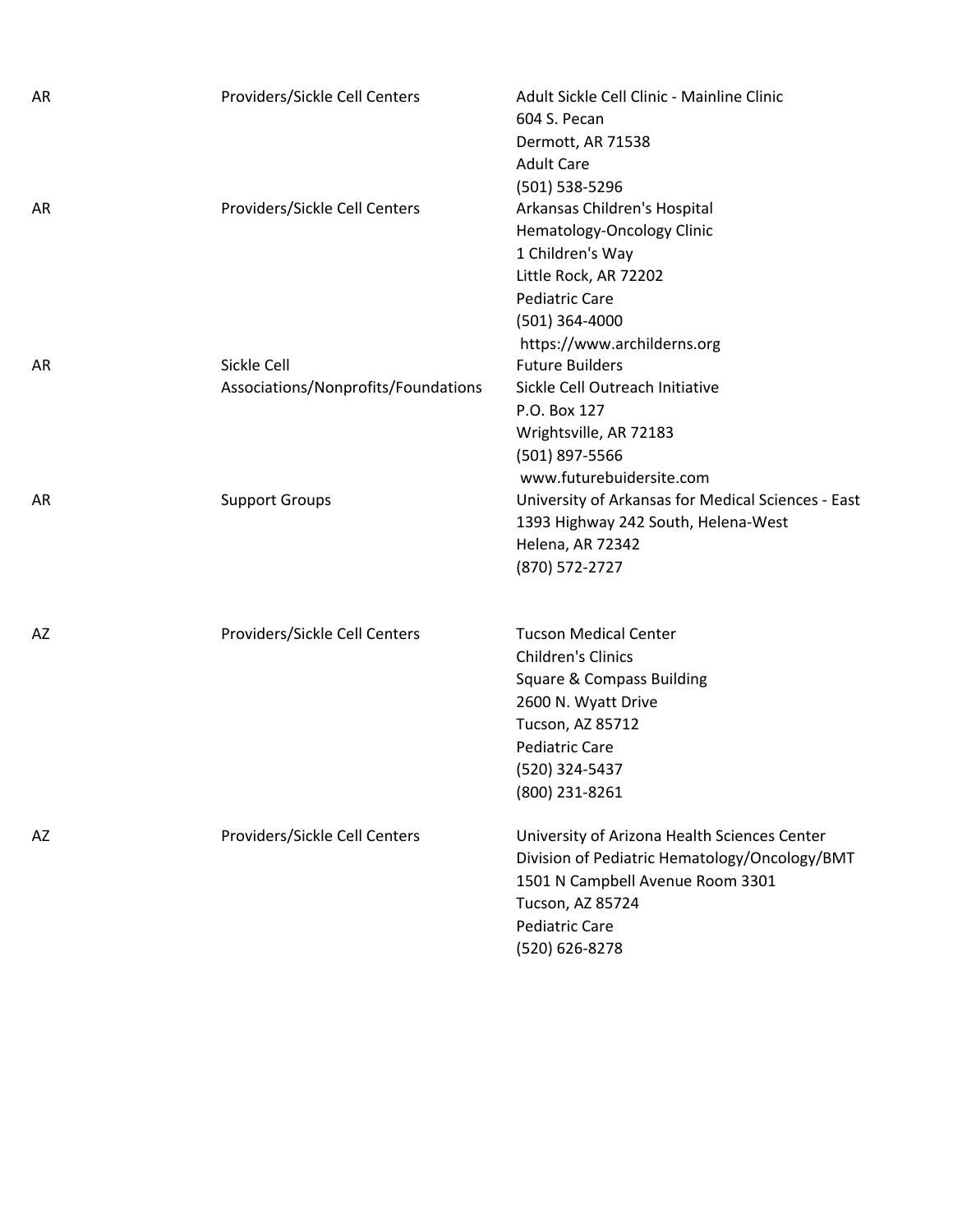| | | |
|---|---|---|
| AR | Providers/Sickle Cell Centers | Adult Sickle Cell Clinic - Mainline Clinic<br>604 S. Pecan<br>Dermott, AR 71538<br>Adult Care<br>(501) 538-5296 |
| AR | Providers/Sickle Cell Centers | Arkansas Children's Hospital<br>Hematology-Oncology Clinic<br>1 Children's Way<br>Little Rock, AR 72202<br>Pediatric Care<br>(501) 364-4000<br>https://www.archilderns.org |
| AR | Sickle Cell Associations/Nonprofits/Foundations | Future Builders<br>Sickle Cell Outreach Initiative<br>P.O. Box 127<br>Wrightsville, AR 72183<br>(501) 897-5566<br>www.futurebuidersite.com |
| AR | Support Groups | University of Arkansas for Medical Sciences - East<br>1393 Highway 242 South, Helena-West<br>Helena, AR 72342<br>(870) 572-2727 |
| AZ | Providers/Sickle Cell Centers | Tucson Medical Center<br>Children's Clinics<br>Square & Compass Building<br>2600 N. Wyatt Drive<br>Tucson, AZ 85712<br>Pediatric Care<br>(520) 324-5437<br>(800) 231-8261 |
| AZ | Providers/Sickle Cell Centers | University of Arizona Health Sciences Center<br>Division of Pediatric Hematology/Oncology/BMT<br>1501 N Campbell Avenue Room 3301<br>Tucson, AZ 85724<br>Pediatric Care<br>(520) 626-8278 |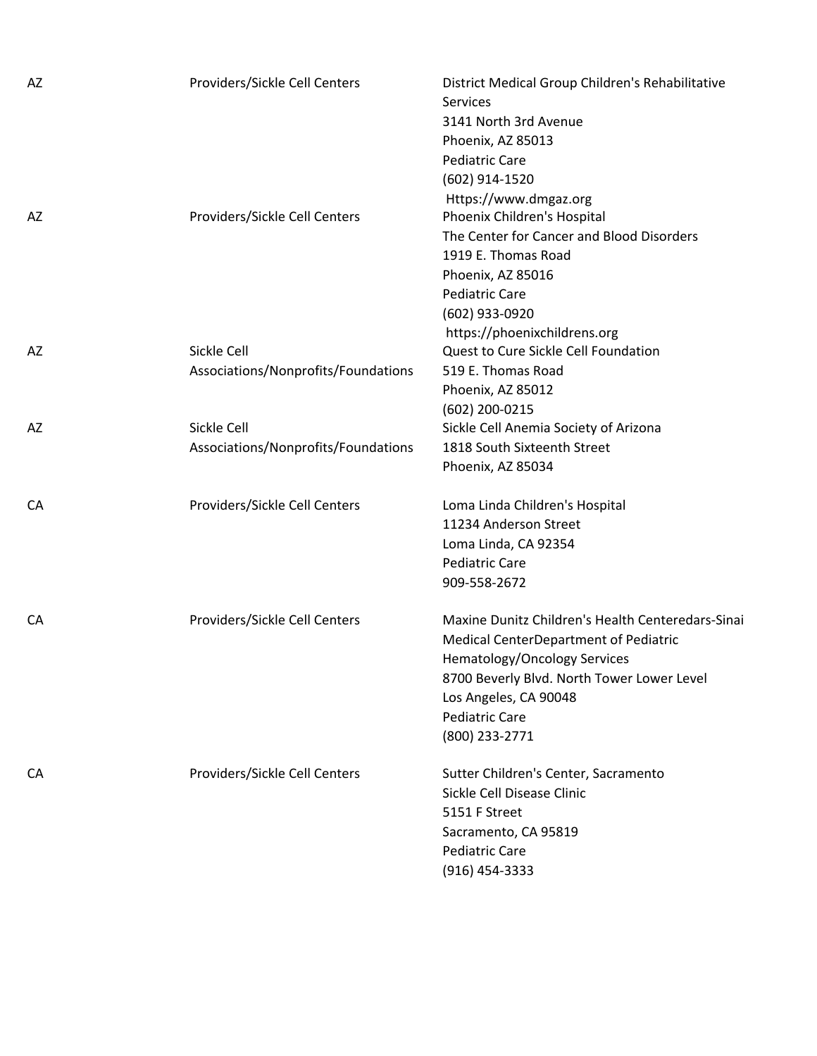| | | |
|---|---|---|
| AZ | Providers/Sickle Cell Centers | District Medical Group Children's Rehabilitative Services<br>3141 North 3rd Avenue<br>Phoenix, AZ 85013<br>Pediatric Care<br>(602) 914-1520<br>Https://www.dmgaz.org |
| AZ | Providers/Sickle Cell Centers | Phoenix Children's Hospital<br>The Center for Cancer and Blood Disorders<br>1919 E. Thomas Road<br>Phoenix, AZ 85016<br>Pediatric Care<br>(602) 933-0920<br>https://phoenixchildrens.org |
| AZ | Sickle Cell Associations/Nonprofits/Foundations | Quest to Cure Sickle Cell Foundation<br>519 E. Thomas Road<br>Phoenix, AZ 85012<br>(602) 200-0215 |
| AZ | Sickle Cell Associations/Nonprofits/Foundations | Sickle Cell Anemia Society of Arizona<br>1818 South Sixteenth Street<br>Phoenix, AZ 85034 |
| CA | Providers/Sickle Cell Centers | Loma Linda Children's Hospital<br>11234 Anderson Street<br>Loma Linda, CA 92354<br>Pediatric Care<br>909-558-2672 |
| CA | Providers/Sickle Cell Centers | Maxine Dunitz Children's Health Centeredars-Sinai Medical CenterDepartment of Pediatric Hematology/Oncology Services<br>8700 Beverly Blvd. North Tower Lower Level<br>Los Angeles, CA 90048<br>Pediatric Care<br>(800) 233-2771 |
| CA | Providers/Sickle Cell Centers | Sutter Children's Center, Sacramento<br>Sickle Cell Disease Clinic<br>5151 F Street<br>Sacramento, CA 95819<br>Pediatric Care<br>(916) 454-3333 |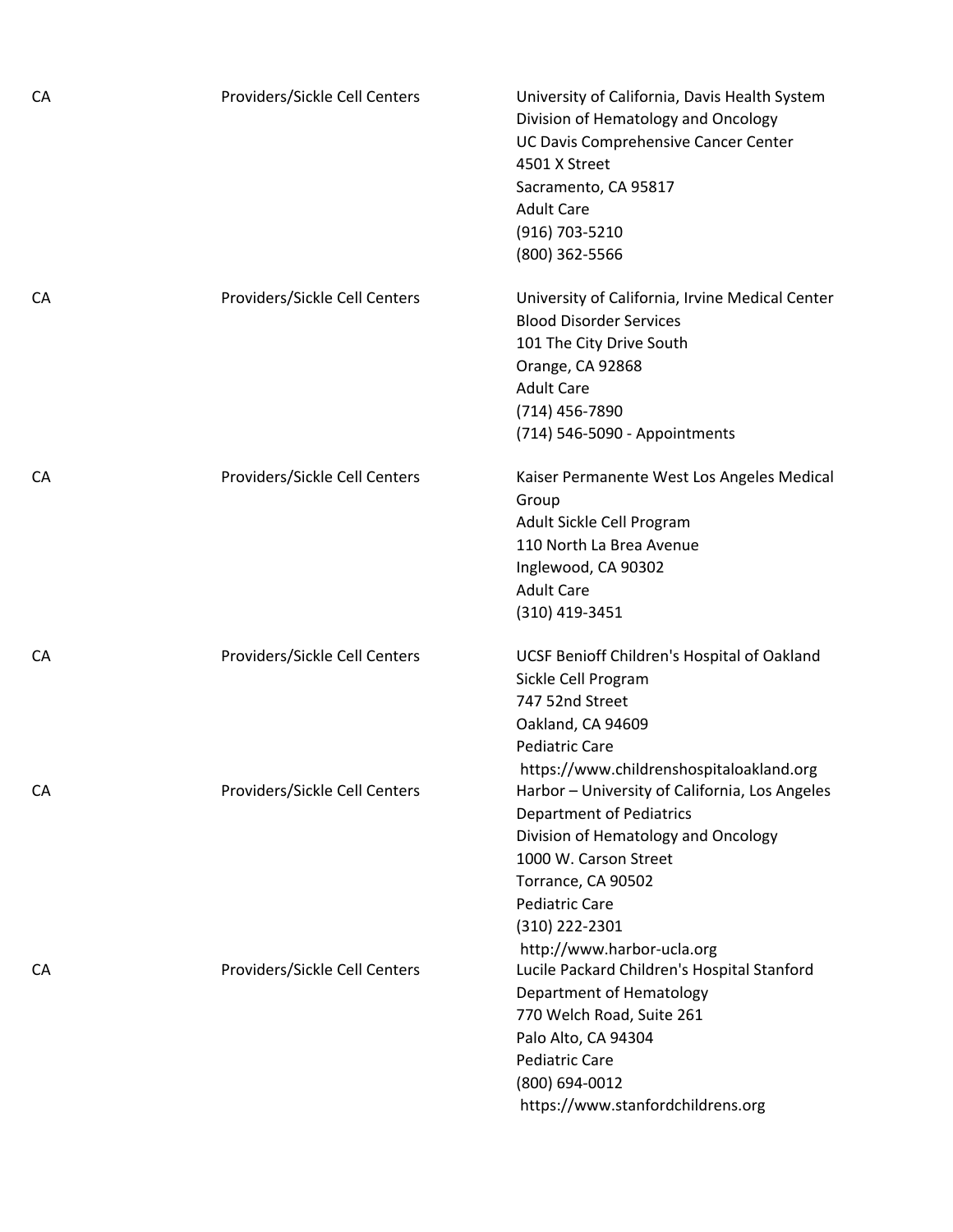| | | |
|---|---|---|
| CA | Providers/Sickle Cell Centers | University of California, Davis Health System<br>Division of Hematology and Oncology<br>UC Davis Comprehensive Cancer Center<br>4501 X Street<br>Sacramento, CA 95817<br>Adult Care<br>(916) 703-5210<br>(800) 362-5566 |
| CA | Providers/Sickle Cell Centers | University of California, Irvine Medical Center<br>Blood Disorder Services<br>101 The City Drive South<br>Orange, CA 92868<br>Adult Care<br>(714) 456-7890<br>(714) 546-5090 - Appointments |
| CA | Providers/Sickle Cell Centers | Kaiser Permanente West Los Angeles Medical Group<br>Adult Sickle Cell Program<br>110 North La Brea Avenue<br>Inglewood, CA 90302<br>Adult Care<br>(310) 419-3451 |
| CA | Providers/Sickle Cell Centers | UCSF Benioff Children's Hospital of Oakland<br>Sickle Cell Program<br>747 52nd Street<br>Oakland, CA 94609<br>Pediatric Care<br>https://www.childrenshospitaloakland.org |
| CA | Providers/Sickle Cell Centers | Harbor – University of California, Los Angeles<br>Department of Pediatrics<br>Division of Hematology and Oncology<br>1000 W. Carson Street<br>Torrance, CA 90502<br>Pediatric Care<br>(310) 222-2301<br>http://www.harbor-ucla.org |
| CA | Providers/Sickle Cell Centers | Lucile Packard Children's Hospital Stanford<br>Department of Hematology<br>770 Welch Road, Suite 261<br>Palo Alto, CA 94304<br>Pediatric Care<br>(800) 694-0012<br>https://www.stanfordchildrens.org |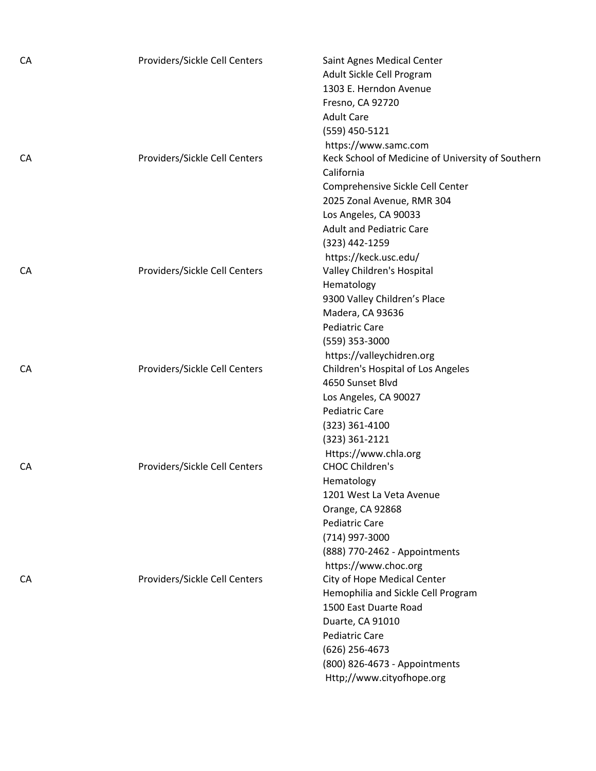| | | |
|---|---|---|
| CA | Providers/Sickle Cell Centers | Saint Agnes Medical Center<br>Adult Sickle Cell Program<br>1303 E. Herndon Avenue<br>Fresno, CA 92720<br>Adult Care<br>(559) 450-5121<br>https://www.samc.com |
| CA | Providers/Sickle Cell Centers | Keck School of Medicine of University of Southern California<br>Comprehensive Sickle Cell Center<br>2025 Zonal Avenue, RMR 304<br>Los Angeles, CA 90033<br>Adult and Pediatric Care<br>(323) 442-1259<br>https://keck.usc.edu/ |
| CA | Providers/Sickle Cell Centers | Valley Children's Hospital<br>Hematology<br>9300 Valley Children's Place<br>Madera, CA 93636<br>Pediatric Care<br>(559) 353-3000<br>https://valleychidren.org |
| CA | Providers/Sickle Cell Centers | Children's Hospital of Los Angeles<br>4650 Sunset Blvd<br>Los Angeles, CA 90027<br>Pediatric Care<br>(323) 361-4100<br>(323) 361-2121<br>Https://www.chla.org |
| CA | Providers/Sickle Cell Centers | CHOC Children's<br>Hematology<br>1201 West La Veta Avenue<br>Orange, CA 92868<br>Pediatric Care<br>(714) 997-3000<br>(888) 770-2462 - Appointments<br>https://www.choc.org |
| CA | Providers/Sickle Cell Centers | City of Hope Medical Center<br>Hemophilia and Sickle Cell Program<br>1500 East Duarte Road<br>Duarte, CA 91010<br>Pediatric Care<br>(626) 256-4673<br>(800) 826-4673 - Appointments<br>Http;//www.cityofhope.org |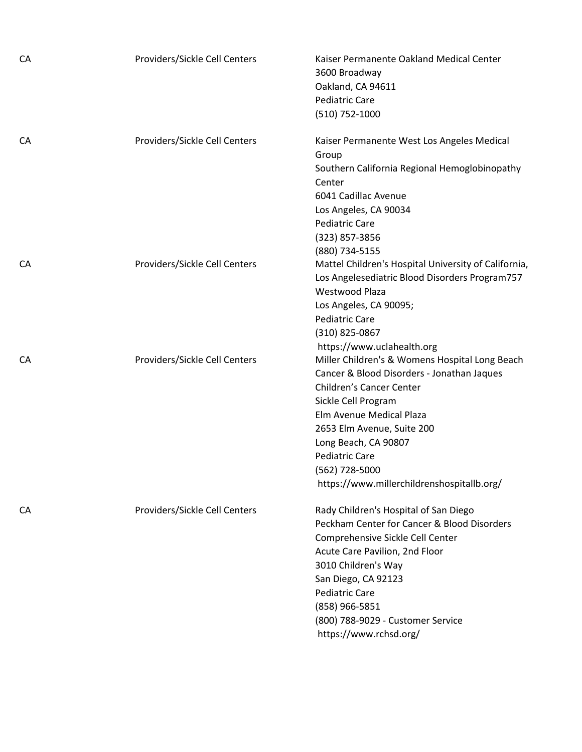| | | |
|---|---|---|
| CA | Providers/Sickle Cell Centers | Kaiser Permanente Oakland Medical Center<br>3600 Broadway<br>Oakland, CA 94611<br>Pediatric Care<br>(510) 752-1000 |
| CA | Providers/Sickle Cell Centers | Kaiser Permanente West Los Angeles Medical Group<br>Southern California Regional Hemoglobinopathy Center<br>6041 Cadillac Avenue<br>Los Angeles, CA 90034<br>Pediatric Care<br>(323) 857-3856<br>(880) 734-5155 |
| CA | Providers/Sickle Cell Centers | Mattel Children's Hospital University of California, Los Angelesediatric Blood Disorders Program757 Westwood Plaza<br>Los Angeles, CA 90095;<br>Pediatric Care<br>(310) 825-0867<br>https://www.uclahealth.org |
| CA | Providers/Sickle Cell Centers | Miller Children's & Womens Hospital Long Beach<br>Cancer & Blood Disorders - Jonathan Jaques Children's Cancer Center<br>Sickle Cell Program<br>Elm Avenue Medical Plaza<br>2653 Elm Avenue, Suite 200<br>Long Beach, CA 90807<br>Pediatric Care<br>(562) 728-5000<br>https://www.millerchildrenshospitallb.org/ |
| CA | Providers/Sickle Cell Centers | Rady Children's Hospital of San Diego<br>Peckham Center for Cancer & Blood Disorders<br>Comprehensive Sickle Cell Center<br>Acute Care Pavilion, 2nd Floor<br>3010 Children's Way<br>San Diego, CA 92123<br>Pediatric Care<br>(858) 966-5851<br>(800) 788-9029 - Customer Service<br>https://www.rchsd.org/ |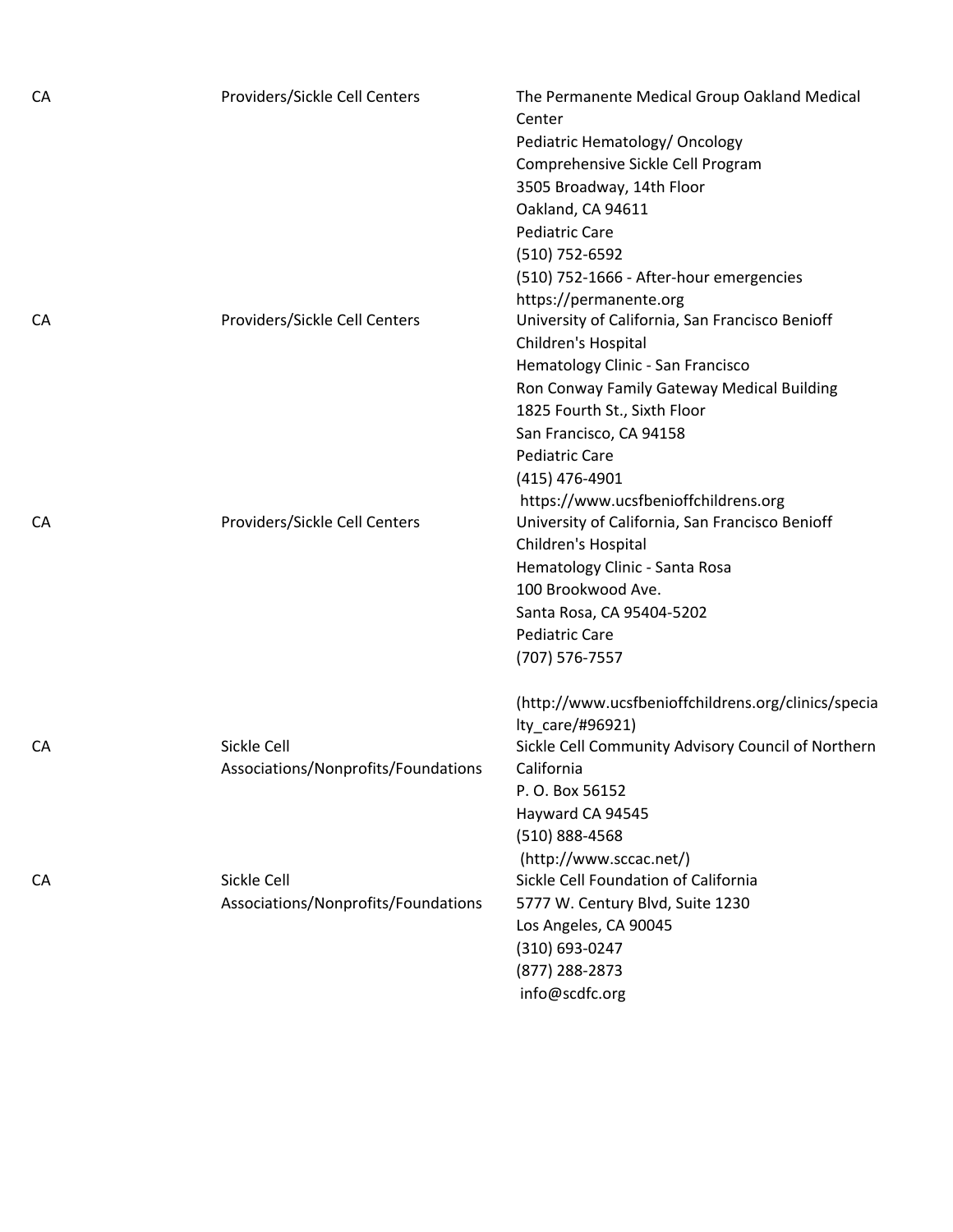| | | |
|---|---|---|
| CA | Providers/Sickle Cell Centers | The Permanente Medical Group Oakland Medical Center<br>Pediatric Hematology/ Oncology<br>Comprehensive Sickle Cell Program<br>3505 Broadway, 14th Floor<br>Oakland, CA 94611<br>Pediatric Care<br>(510) 752-6592<br>(510) 752-1666 - After-hour emergencies<br>https://permanente.org |
| CA | Providers/Sickle Cell Centers | University of California, San Francisco Benioff Children's Hospital<br>Hematology Clinic - San Francisco<br>Ron Conway Family Gateway Medical Building<br>1825 Fourth St., Sixth Floor<br>San Francisco, CA 94158<br>Pediatric Care<br>(415) 476-4901<br>https://www.ucsfbenioffchildrens.org |
| CA | Providers/Sickle Cell Centers | University of California, San Francisco Benioff Children's Hospital<br>Hematology Clinic - Santa Rosa<br>100 Brookwood Ave.<br>Santa Rosa, CA 95404-5202<br>Pediatric Care<br>(707) 576-7557<br><br>(http://www.ucsfbenioffchildrens.org/clinics/specialty_care/#96921) |
| CA | Sickle Cell Associations/Nonprofits/Foundations | Sickle Cell Community Advisory Council of Northern California<br>P. O. Box 56152<br>Hayward CA 94545<br>(510) 888-4568<br>(http://www.sccac.net/) |
| CA | Sickle Cell Associations/Nonprofits/Foundations | Sickle Cell Foundation of California<br>5777 W. Century Blvd, Suite 1230<br>Los Angeles, CA 90045<br>(310) 693-0247<br>(877) 288-2873<br>info@scdfc.org |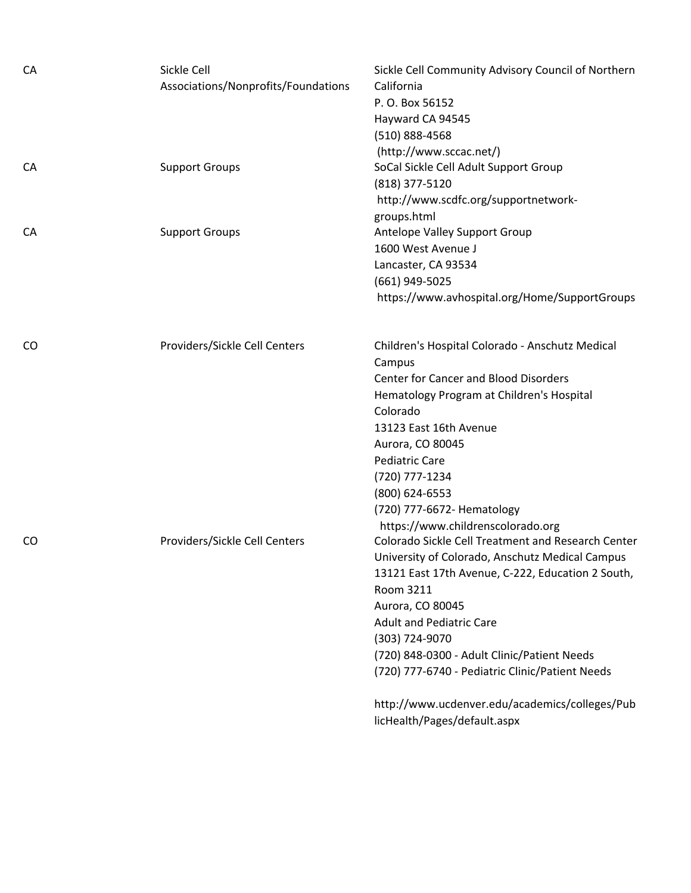| | | |
|---|---|---|
| CA | Sickle Cell Associations/Nonprofits/Foundations | Sickle Cell Community Advisory Council of Northern California<br>P. O. Box 56152<br>Hayward CA 94545<br>(510) 888-4568<br>(http://www.sccac.net/) |
| CA | Support Groups | SoCal Sickle Cell Adult Support Group<br>(818) 377-5120<br>http://www.scdfc.org/supportnetwork-groups.html |
| CA | Support Groups | Antelope Valley Support Group<br>1600 West Avenue J<br>Lancaster, CA 93534<br>(661) 949-5025<br>https://www.avhospital.org/Home/SupportGroups |
| CO | Providers/Sickle Cell Centers | Children's Hospital Colorado - Anschutz Medical Campus<br>Center for Cancer and Blood Disorders<br>Hematology Program at Children's Hospital Colorado<br>13123 East 16th Avenue<br>Aurora, CO 80045<br>Pediatric Care<br>(720) 777-1234<br>(800) 624-6553<br>(720) 777-6672- Hematology<br>https://www.childrenscolorado.org |
| CO | Providers/Sickle Cell Centers | Colorado Sickle Cell Treatment and Research Center<br>University of Colorado, Anschutz Medical Campus<br>13121 East 17th Avenue, C-222, Education 2 South, Room 3211<br>Aurora, CO 80045<br>Adult and Pediatric Care<br>(303) 724-9070<br>(720) 848-0300 - Adult Clinic/Patient Needs<br>(720) 777-6740 - Pediatric Clinic/Patient Needs<br><br>http://www.ucdenver.edu/academics/colleges/PublicHealth/Pages/default.aspx |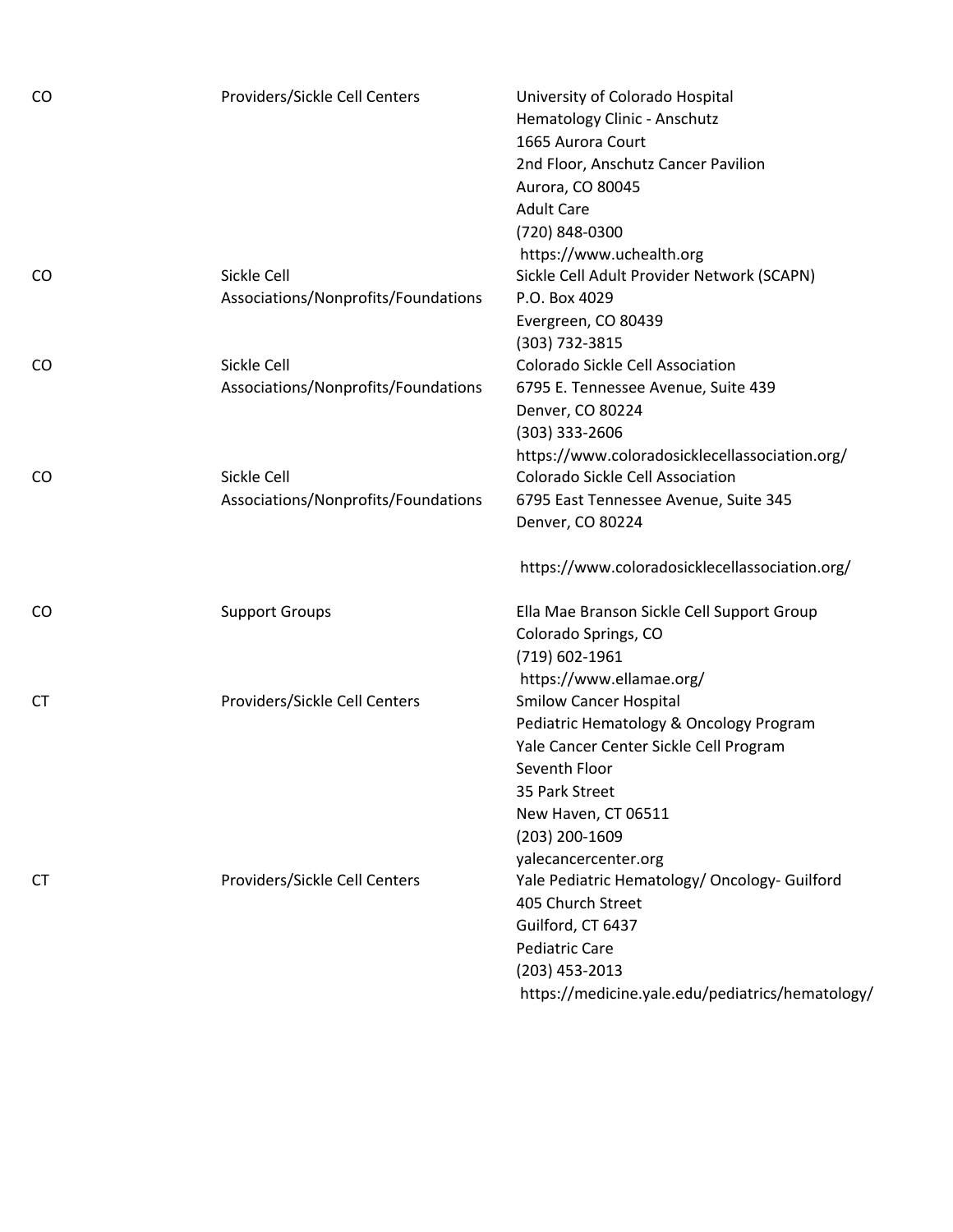| | | |
|---|---|---|
| CO | Providers/Sickle Cell Centers | University of Colorado Hospital<br>Hematology Clinic - Anschutz<br>1665 Aurora Court<br>2nd Floor, Anschutz Cancer Pavilion<br>Aurora, CO 80045<br>Adult Care<br>(720) 848-0300<br>https://www.uchealth.org |
| CO | Sickle Cell Associations/Nonprofits/Foundations | Sickle Cell Adult Provider Network (SCAPN)<br>P.O. Box 4029<br>Evergreen, CO 80439<br>(303) 732-3815 |
| CO | Sickle Cell Associations/Nonprofits/Foundations | Colorado Sickle Cell Association<br>6795 E. Tennessee Avenue, Suite 439<br>Denver, CO 80224<br>(303) 333-2606<br>https://www.coloradosicklecellassociation.org/ |
| CO | Sickle Cell Associations/Nonprofits/Foundations | Colorado Sickle Cell Association<br>6795 East Tennessee Avenue, Suite 345<br>Denver, CO 80224<br><br>https://www.coloradosicklecellassociation.org/ |
| CO | Support Groups | Ella Mae Branson Sickle Cell Support Group<br>Colorado Springs, CO<br>(719) 602-1961<br>https://www.ellamae.org/ |
| CT | Providers/Sickle Cell Centers | Smilow Cancer Hospital<br>Pediatric Hematology & Oncology Program<br>Yale Cancer Center Sickle Cell Program<br>Seventh Floor<br>35 Park Street<br>New Haven, CT 06511<br>(203) 200-1609<br>yalecancercenter.org |
| CT | Providers/Sickle Cell Centers | Yale Pediatric Hematology/ Oncology- Guilford<br>405 Church Street<br>Guilford, CT 6437<br>Pediatric Care<br>(203) 453-2013<br>https://medicine.yale.edu/pediatrics/hematology/ |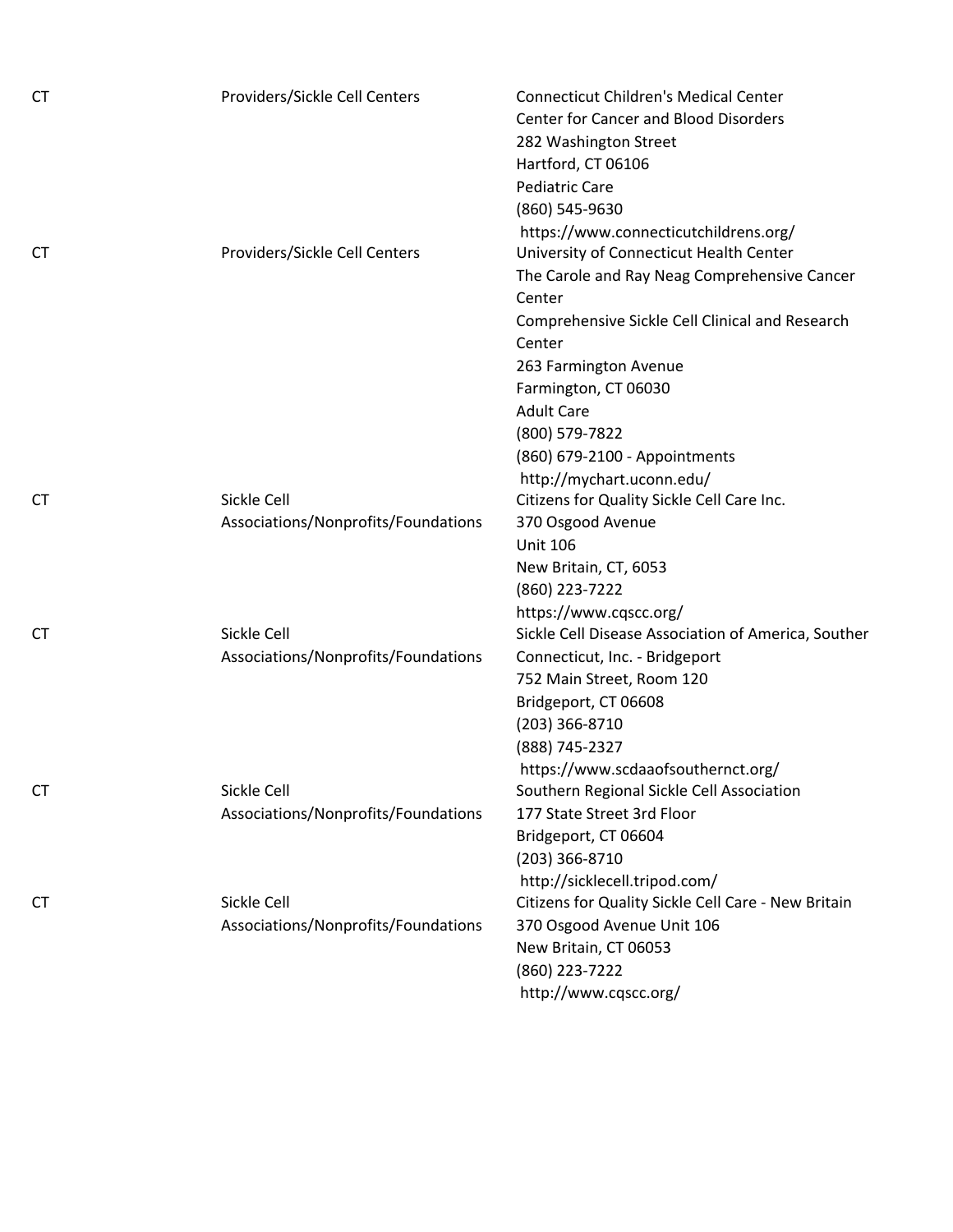| | | |
|---|---|---|
| CT | Providers/Sickle Cell Centers | Connecticut Children's Medical Center<br>Center for Cancer and Blood Disorders<br>282 Washington Street<br>Hartford, CT 06106<br>Pediatric Care<br>(860) 545-9630<br>https://www.connecticutchildrens.org/ |
| CT | Providers/Sickle Cell Centers | University of Connecticut Health Center<br>The Carole and Ray Neag Comprehensive Cancer Center<br>Comprehensive Sickle Cell Clinical and Research Center<br>263 Farmington Avenue<br>Farmington, CT 06030<br>Adult Care<br>(800) 579-7822<br>(860) 679-2100 - Appointments<br>http://mychart.uconn.edu/ |
| CT | Sickle Cell Associations/Nonprofits/Foundations | Citizens for Quality Sickle Cell Care Inc.<br>370 Osgood Avenue<br>Unit 106<br>New Britain, CT, 6053<br>(860) 223-7222<br>https://www.cqscc.org/ |
| CT | Sickle Cell Associations/Nonprofits/Foundations | Sickle Cell Disease Association of America, Souther Connecticut, Inc. - Bridgeport<br>752 Main Street, Room 120<br>Bridgeport, CT 06608<br>(203) 366-8710<br>(888) 745-2327<br>https://www.scdaaofsouthernct.org/ |
| CT | Sickle Cell Associations/Nonprofits/Foundations | Southern Regional Sickle Cell Association<br>177 State Street 3rd Floor<br>Bridgeport, CT 06604<br>(203) 366-8710<br>http://sicklecell.tripod.com/ |
| CT | Sickle Cell Associations/Nonprofits/Foundations | Citizens for Quality Sickle Cell Care - New Britain<br>370 Osgood Avenue Unit 106<br>New Britain, CT 06053<br>(860) 223-7222<br>http://www.cqscc.org/ |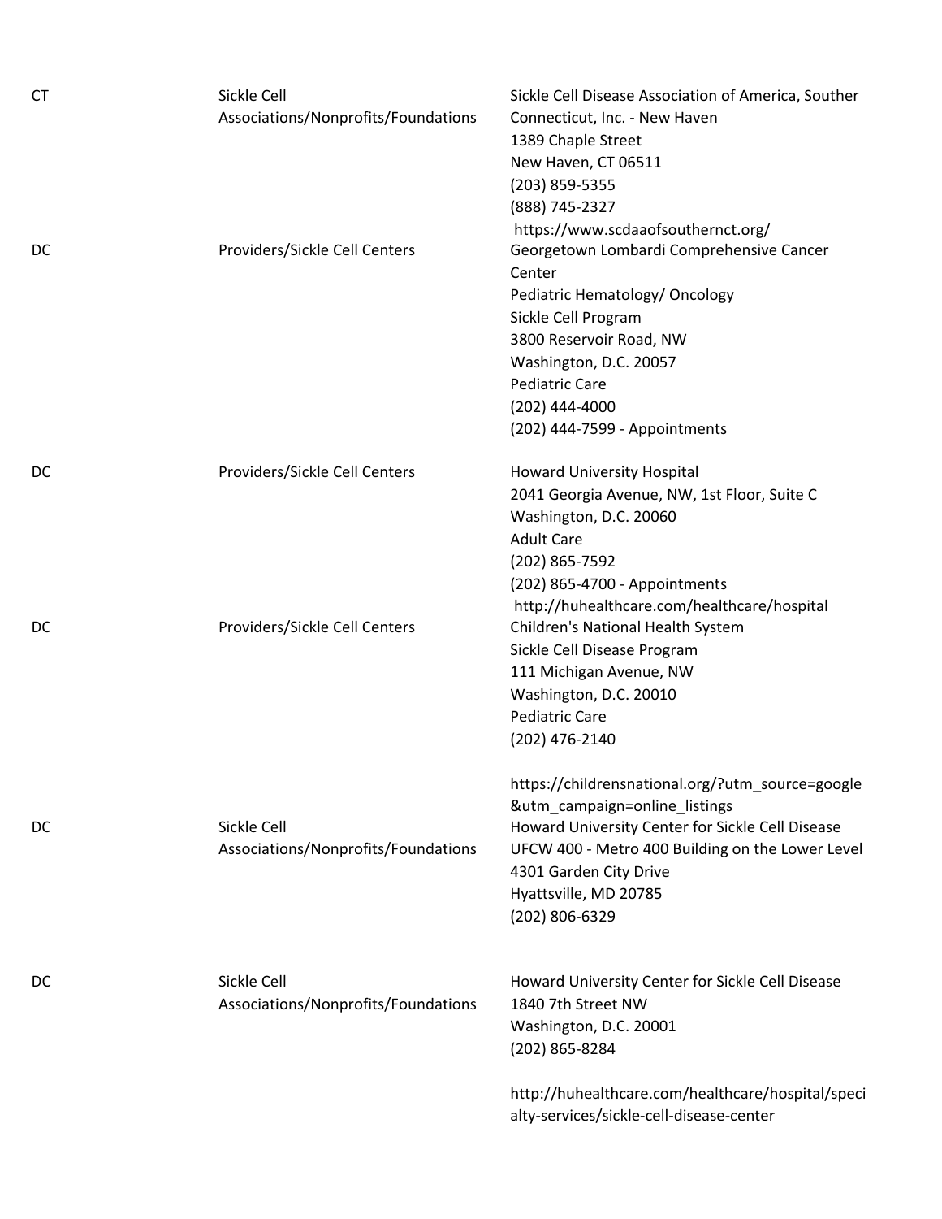| | | |
|---|---|---|
| CT | Sickle Cell Associations/Nonprofits/Foundations | Sickle Cell Disease Association of America, Souther Connecticut, Inc. - New Haven<br>1389 Chaple Street<br>New Haven, CT 06511<br>(203) 859-5355<br>(888) 745-2327<br>https://www.scdaaofsouthernct.org/ |
| DC | Providers/Sickle Cell Centers | Georgetown Lombardi Comprehensive Cancer Center<br>Pediatric Hematology/ Oncology<br>Sickle Cell Program<br>3800 Reservoir Road, NW<br>Washington, D.C. 20057<br>Pediatric Care<br>(202) 444-4000<br>(202) 444-7599 - Appointments |
| DC | Providers/Sickle Cell Centers | Howard University Hospital<br>2041 Georgia Avenue, NW, 1st Floor, Suite C<br>Washington, D.C. 20060<br>Adult Care<br>(202) 865-7592<br>(202) 865-4700 - Appointments<br>http://huhealthcare.com/healthcare/hospital |
| DC | Providers/Sickle Cell Centers | Children's National Health System<br>Sickle Cell Disease Program<br>111 Michigan Avenue, NW<br>Washington, D.C. 20010<br>Pediatric Care<br>(202) 476-2140<br><br>https://childrensnational.org/?utm_source=google&utm_campaign=online_listings |
| DC | Sickle Cell Associations/Nonprofits/Foundations | Howard University Center for Sickle Cell Disease<br>UFCW 400 - Metro 400 Building on the Lower Level<br>4301 Garden City Drive<br>Hyattsville, MD 20785<br>(202) 806-6329 |
| DC | Sickle Cell Associations/Nonprofits/Foundations | Howard University Center for Sickle Cell Disease<br>1840 7th Street NW<br>Washington, D.C. 20001<br>(202) 865-8284<br><br>http://huhealthcare.com/healthcare/hospital/specialty-services/sickle-cell-disease-center |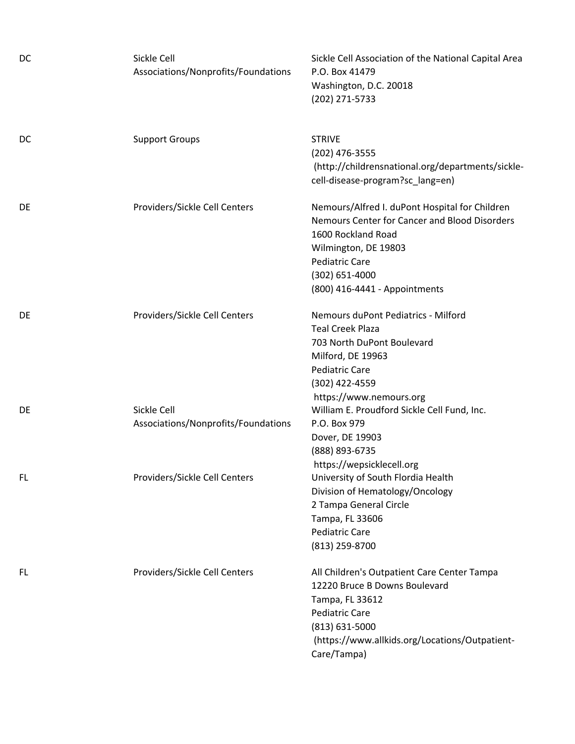| | | |
|---|---|---|
| DC | Sickle Cell Associations/Nonprofits/Foundations | Sickle Cell Association of the National Capital Area<br>P.O. Box 41479<br>Washington, D.C. 20018<br>(202) 271-5733 |
| DC | Support Groups | STRIVE<br>(202) 476-3555<br>(http://childrensnational.org/departments/sickle-cell-disease-program?sc_lang=en) |
| DE | Providers/Sickle Cell Centers | Nemours/Alfred I. duPont Hospital for Children<br>Nemours Center for Cancer and Blood Disorders<br>1600 Rockland Road<br>Wilmington, DE 19803<br>Pediatric Care<br>(302) 651-4000<br>(800) 416-4441 - Appointments |
| DE | Providers/Sickle Cell Centers | Nemours duPont Pediatrics - Milford<br>Teal Creek Plaza<br>703 North DuPont Boulevard<br>Milford, DE 19963<br>Pediatric Care<br>(302) 422-4559<br>https://www.nemours.org |
| DE | Sickle Cell Associations/Nonprofits/Foundations | William E. Proudford Sickle Cell Fund, Inc.<br>P.O. Box 979<br>Dover, DE 19903<br>(888) 893-6735<br>https://wepsicklecell.org |
| FL | Providers/Sickle Cell Centers | University of South Flordia Health<br>Division of Hematology/Oncology<br>2 Tampa General Circle<br>Tampa, FL 33606<br>Pediatric Care<br>(813) 259-8700 |
| FL | Providers/Sickle Cell Centers | All Children's Outpatient Care Center Tampa<br>12220 Bruce B Downs Boulevard<br>Tampa, FL 33612<br>Pediatric Care<br>(813) 631-5000<br>(https://www.allkids.org/Locations/Outpatient-Care/Tampa) |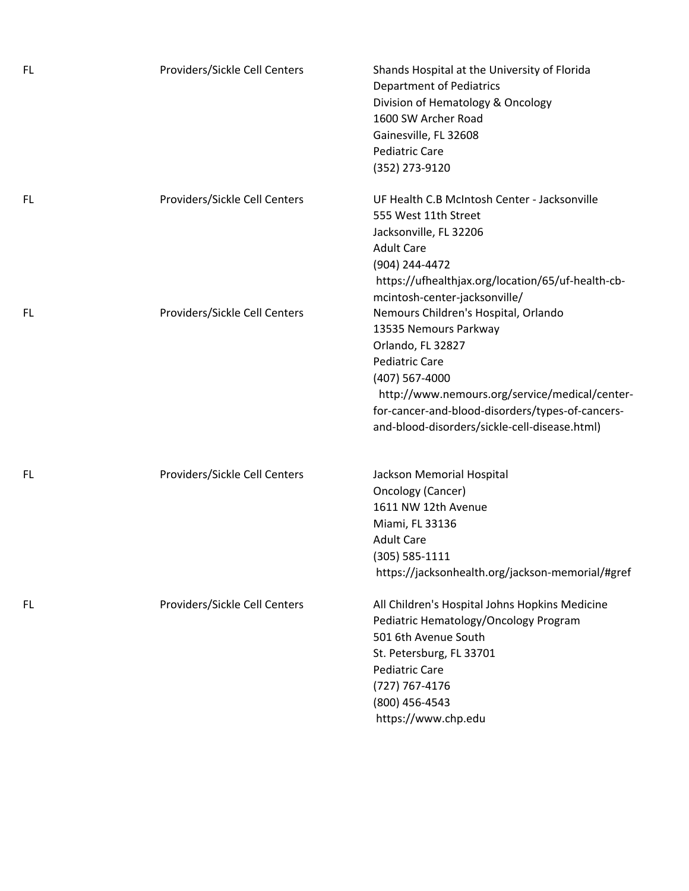| | | |
|---|---|---|
| FL | Providers/Sickle Cell Centers | Shands Hospital at the University of Florida<br>Department of Pediatrics<br>Division of Hematology & Oncology<br>1600 SW Archer Road<br>Gainesville, FL 32608<br>Pediatric Care<br>(352) 273-9120 |
| FL | Providers/Sickle Cell Centers | UF Health C.B McIntosh Center - Jacksonville<br>555 West 11th Street<br>Jacksonville, FL 32206<br>Adult Care<br>(904) 244-4472<br>https://ufhealthjax.org/location/65/uf-health-cb-mcintosh-center-jacksonville/ |
| FL | Providers/Sickle Cell Centers | Nemours Children's Hospital, Orlando<br>13535 Nemours Parkway<br>Orlando, FL 32827<br>Pediatric Care<br>(407) 567-4000<br>http://www.nemours.org/service/medical/center-for-cancer-and-blood-disorders/types-of-cancers-and-blood-disorders/sickle-cell-disease.html) |
| FL | Providers/Sickle Cell Centers | Jackson Memorial Hospital<br>Oncology (Cancer)<br>1611 NW 12th Avenue<br>Miami, FL 33136<br>Adult Care<br>(305) 585-1111<br>https://jacksonhealth.org/jackson-memorial/#gref |
| FL | Providers/Sickle Cell Centers | All Children's Hospital Johns Hopkins Medicine<br>Pediatric Hematology/Oncology Program<br>501 6th Avenue South<br>St. Petersburg, FL 33701<br>Pediatric Care<br>(727) 767-4176<br>(800) 456-4543<br>https://www.chp.edu |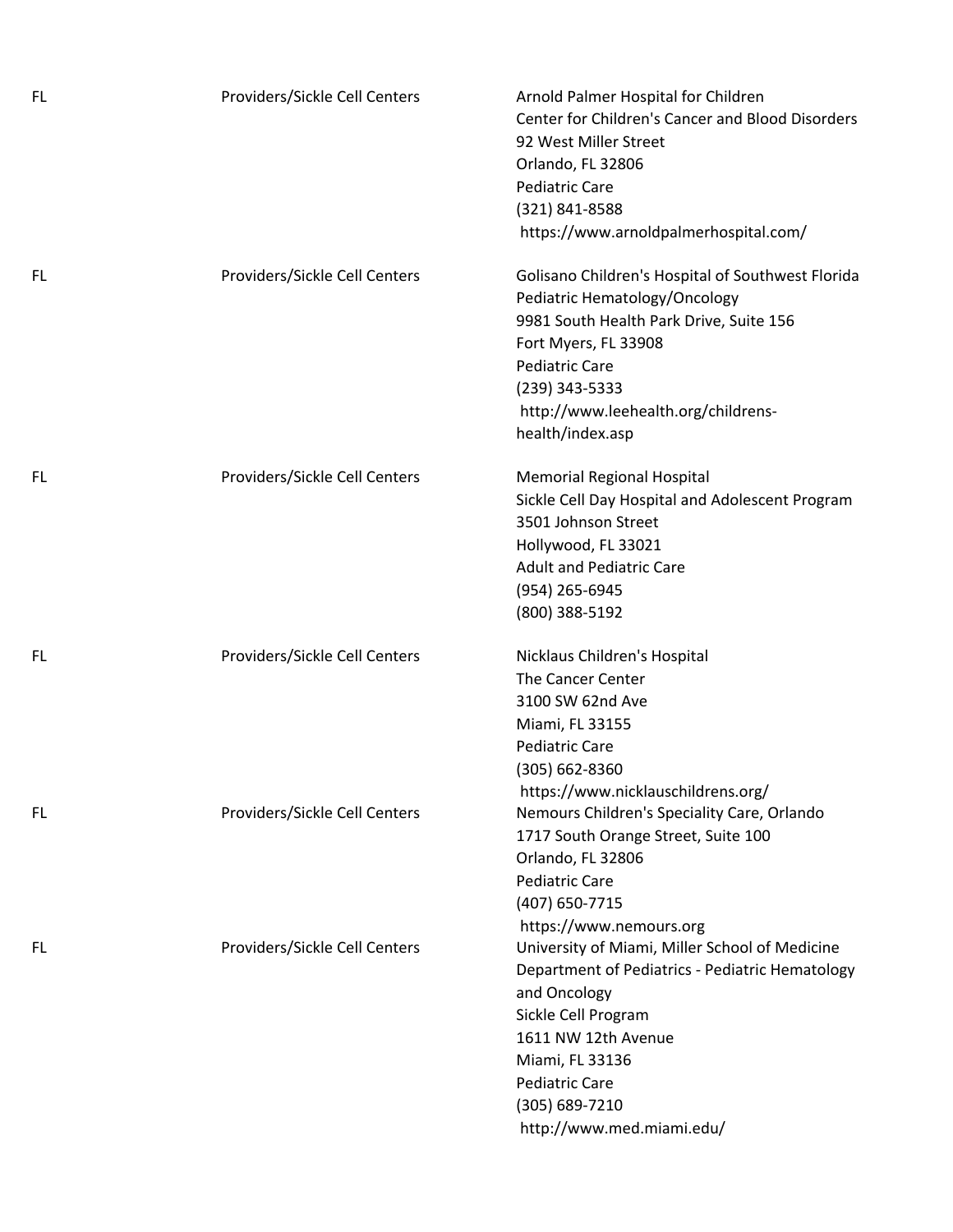| | | |
|---|---|---|
| FL | Providers/Sickle Cell Centers | Arnold Palmer Hospital for Children<br>Center for Children's Cancer and Blood Disorders<br>92 West Miller Street<br>Orlando, FL 32806<br>Pediatric Care<br>(321) 841-8588<br>https://www.arnoldpalmerhospital.com/ |
| FL | Providers/Sickle Cell Centers | Golisano Children's Hospital of Southwest Florida<br>Pediatric Hematology/Oncology<br>9981 South Health Park Drive, Suite 156<br>Fort Myers, FL 33908<br>Pediatric Care<br>(239) 343-5333<br>http://www.leehealth.org/childrens-health/index.asp |
| FL | Providers/Sickle Cell Centers | Memorial Regional Hospital<br>Sickle Cell Day Hospital and Adolescent Program<br>3501 Johnson Street<br>Hollywood, FL 33021<br>Adult and Pediatric Care<br>(954) 265-6945<br>(800) 388-5192 |
| FL | Providers/Sickle Cell Centers | Nicklaus Children's Hospital<br>The Cancer Center<br>3100 SW 62nd Ave<br>Miami, FL 33155<br>Pediatric Care<br>(305) 662-8360<br>https://www.nicklauschildrens.org/ |
| FL | Providers/Sickle Cell Centers | Nemours Children's Speciality Care, Orlando<br>1717 South Orange Street, Suite 100<br>Orlando, FL 32806<br>Pediatric Care<br>(407) 650-7715<br>https://www.nemours.org |
| FL | Providers/Sickle Cell Centers | University of Miami, Miller School of Medicine<br>Department of Pediatrics - Pediatric Hematology and Oncology<br>Sickle Cell Program<br>1611 NW 12th Avenue<br>Miami, FL 33136<br>Pediatric Care<br>(305) 689-7210<br>http://www.med.miami.edu/ |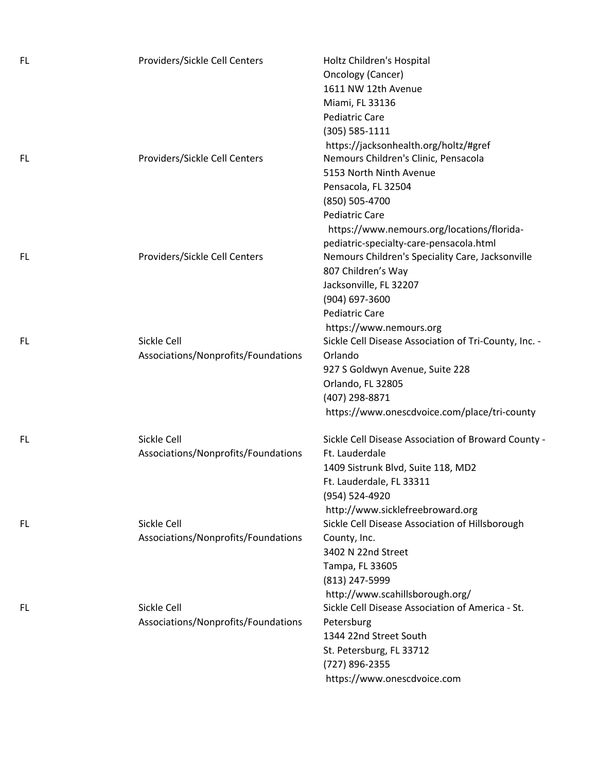| | | |
|---|---|---|
| FL | Providers/Sickle Cell Centers | Holtz Children's Hospital<br>Oncology (Cancer)<br>1611 NW 12th Avenue<br>Miami, FL 33136<br>Pediatric Care<br>(305) 585-1111<br>https://jacksonhealth.org/holtz/#gref |
| FL | Providers/Sickle Cell Centers | Nemours Children's Clinic, Pensacola<br>5153 North Ninth Avenue<br>Pensacola, FL 32504<br>(850) 505-4700<br>Pediatric Care<br>https://www.nemours.org/locations/florida-pediatric-specialty-care-pensacola.html |
| FL | Providers/Sickle Cell Centers | Nemours Children's Speciality Care, Jacksonville<br>807 Children's Way<br>Jacksonville, FL 32207<br>(904) 697-3600<br>Pediatric Care<br>https://www.nemours.org |
| FL | Sickle Cell Associations/Nonprofits/Foundations | Sickle Cell Disease Association of Tri-County, Inc. - Orlando<br>927 S Goldwyn Avenue, Suite 228<br>Orlando, FL 32805<br>(407) 298-8871<br>https://www.onescdvoice.com/place/tri-county |
| FL | Sickle Cell Associations/Nonprofits/Foundations | Sickle Cell Disease Association of Broward County - Ft. Lauderdale<br>1409 Sistrunk Blvd, Suite 118, MD2<br>Ft. Lauderdale, FL 33311<br>(954) 524-4920<br>http://www.sicklefreebroward.org |
| FL | Sickle Cell Associations/Nonprofits/Foundations | Sickle Cell Disease Association of Hillsborough County, Inc.<br>3402 N 22nd Street<br>Tampa, FL 33605<br>(813) 247-5999<br>http://www.scahillsborough.org/ |
| FL | Sickle Cell Associations/Nonprofits/Foundations | Sickle Cell Disease Association of America - St. Petersburg<br>1344 22nd Street South<br>St. Petersburg, FL 33712<br>(727) 896-2355<br>https://www.onescdvoice.com |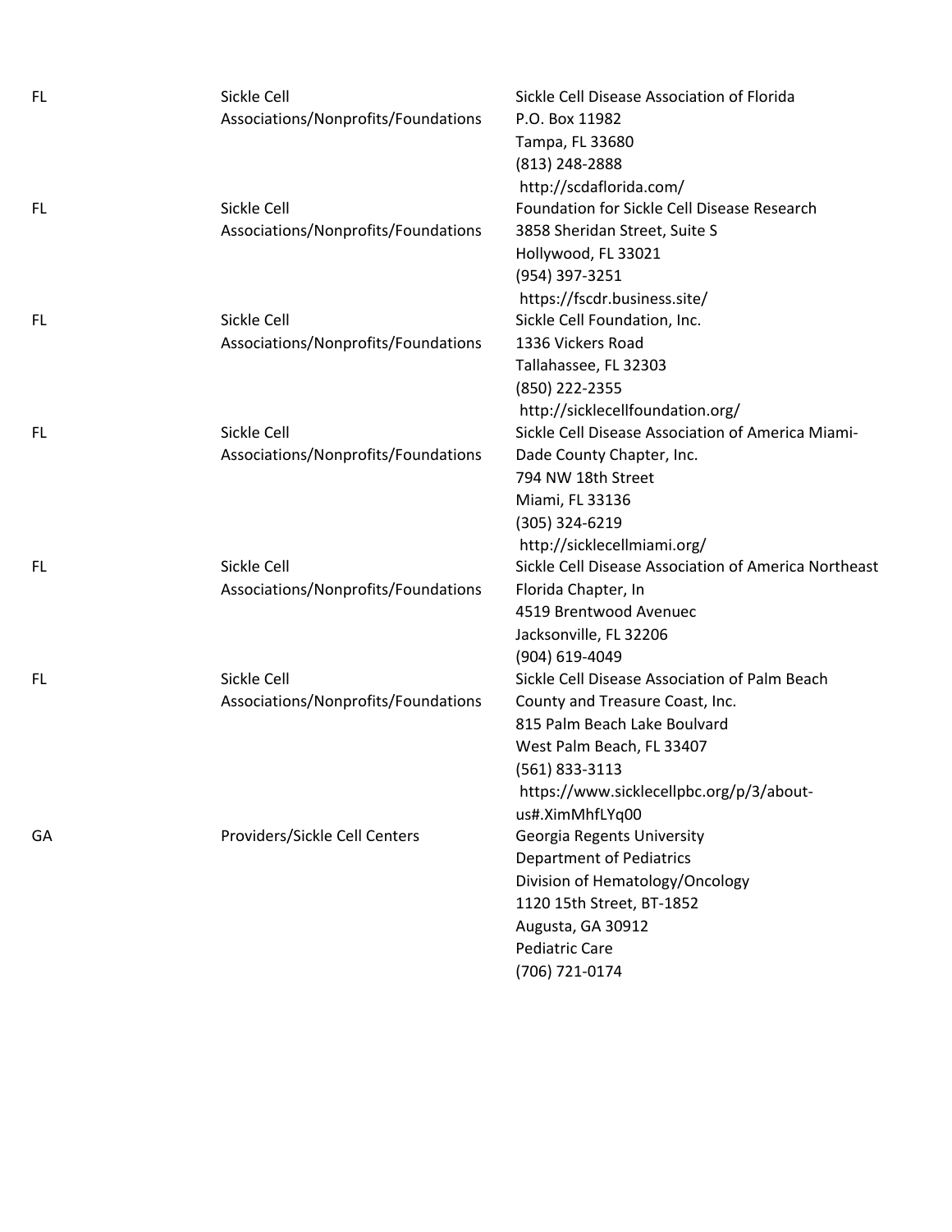| | | |
|---|---|---|
| FL | Sickle Cell Associations/Nonprofits/Foundations | Sickle Cell Disease Association of Florida<br>P.O. Box 11982<br>Tampa, FL 33680<br>(813) 248-2888<br>http://scdaflorida.com/ |
| FL | Sickle Cell Associations/Nonprofits/Foundations | Foundation for Sickle Cell Disease Research<br>3858 Sheridan Street, Suite S<br>Hollywood, FL 33021<br>(954) 397-3251<br>https://fscdr.business.site/ |
| FL | Sickle Cell Associations/Nonprofits/Foundations | Sickle Cell Foundation, Inc.<br>1336 Vickers Road<br>Tallahassee, FL 32303<br>(850) 222-2355<br>http://sicklecellfoundation.org/ |
| FL | Sickle Cell Associations/Nonprofits/Foundations | Sickle Cell Disease Association of America Miami-Dade County Chapter, Inc.<br>794 NW 18th Street<br>Miami, FL 33136<br>(305) 324-6219<br>http://sicklecellmiami.org/ |
| FL | Sickle Cell Associations/Nonprofits/Foundations | Sickle Cell Disease Association of America Northeast Florida Chapter, In<br>4519 Brentwood Avenuec<br>Jacksonville, FL 32206<br>(904) 619-4049 |
| FL | Sickle Cell Associations/Nonprofits/Foundations | Sickle Cell Disease Association of Palm Beach County and Treasure Coast, Inc.<br>815 Palm Beach Lake Boulvard<br>West Palm Beach, FL 33407<br>(561) 833-3113<br>https://www.sicklecellpbc.org/p/3/about-us#.XimMhfLYq00 |
| GA | Providers/Sickle Cell Centers | Georgia Regents University<br>Department of Pediatrics<br>Division of Hematology/Oncology<br>1120 15th Street, BT-1852<br>Augusta, GA 30912<br>Pediatric Care<br>(706) 721-0174 |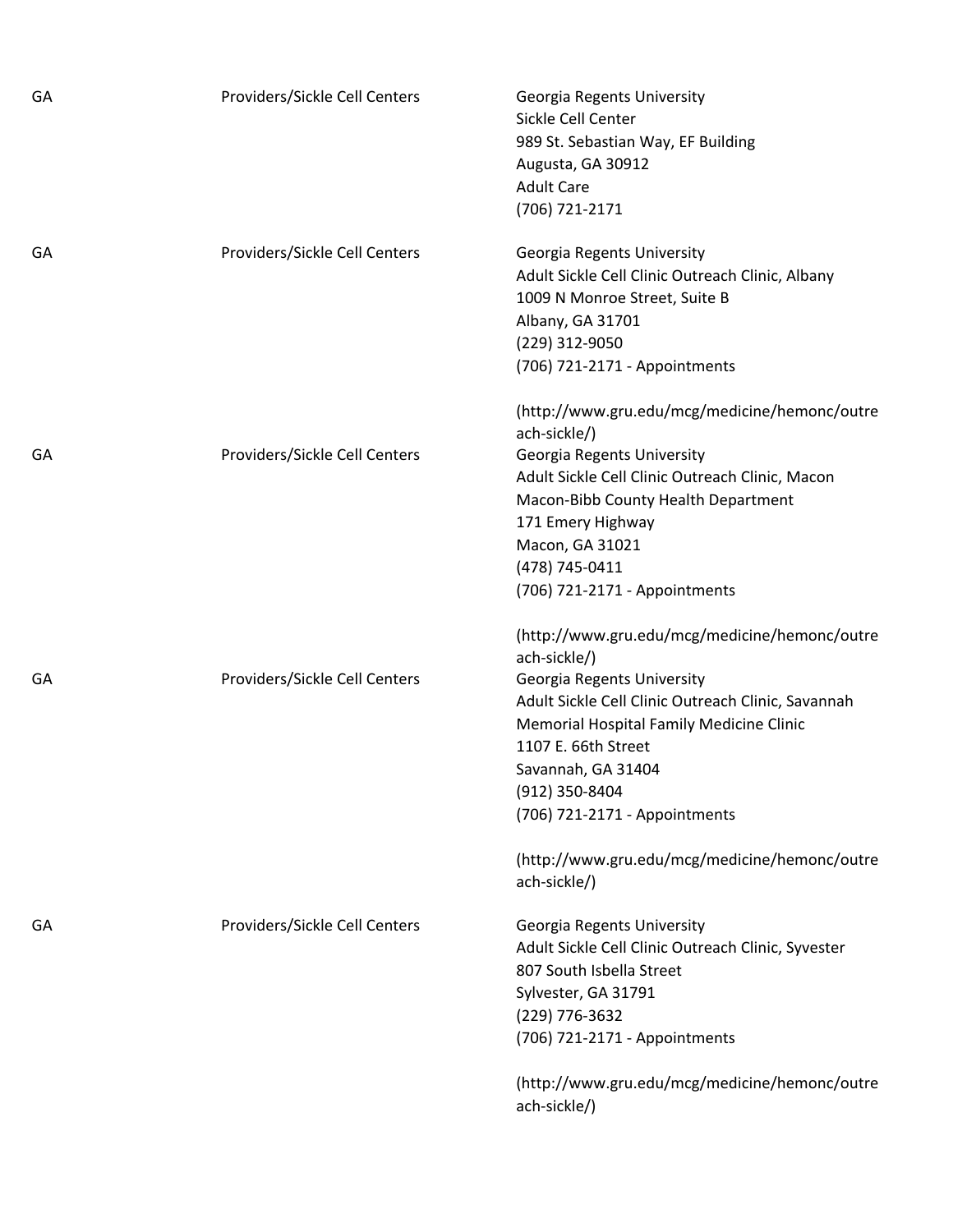| | | |
|---|---|---|
| GA | Providers/Sickle Cell Centers | Georgia Regents University<br>Sickle Cell Center<br>989 St. Sebastian Way, EF Building<br>Augusta, GA 30912<br>Adult Care<br>(706) 721-2171 |
| GA | Providers/Sickle Cell Centers | Georgia Regents University<br>Adult Sickle Cell Clinic Outreach Clinic, Albany<br>1009 N Monroe Street, Suite B<br>Albany, GA 31701<br>(229) 312-9050<br>(706) 721-2171 - Appointments<br><br>(http://www.gru.edu/mcg/medicine/hemonc/outreach-sickle/) |
| GA | Providers/Sickle Cell Centers | Georgia Regents University<br>Adult Sickle Cell Clinic Outreach Clinic, Macon<br>Macon-Bibb County Health Department<br>171 Emery Highway<br>Macon, GA 31021<br>(478) 745-0411<br>(706) 721-2171 - Appointments<br><br>(http://www.gru.edu/mcg/medicine/hemonc/outreach-sickle/) |
| GA | Providers/Sickle Cell Centers | Georgia Regents University<br>Adult Sickle Cell Clinic Outreach Clinic, Savannah<br>Memorial Hospital Family Medicine Clinic<br>1107 E. 66th Street<br>Savannah, GA 31404<br>(912) 350-8404<br>(706) 721-2171 - Appointments<br><br>(http://www.gru.edu/mcg/medicine/hemonc/outreach-sickle/) |
| GA | Providers/Sickle Cell Centers | Georgia Regents University<br>Adult Sickle Cell Clinic Outreach Clinic, Syvester<br>807 South Isbella Street<br>Sylvester, GA 31791<br>(229) 776-3632<br>(706) 721-2171 - Appointments<br><br>(http://www.gru.edu/mcg/medicine/hemonc/outreach-sickle/) |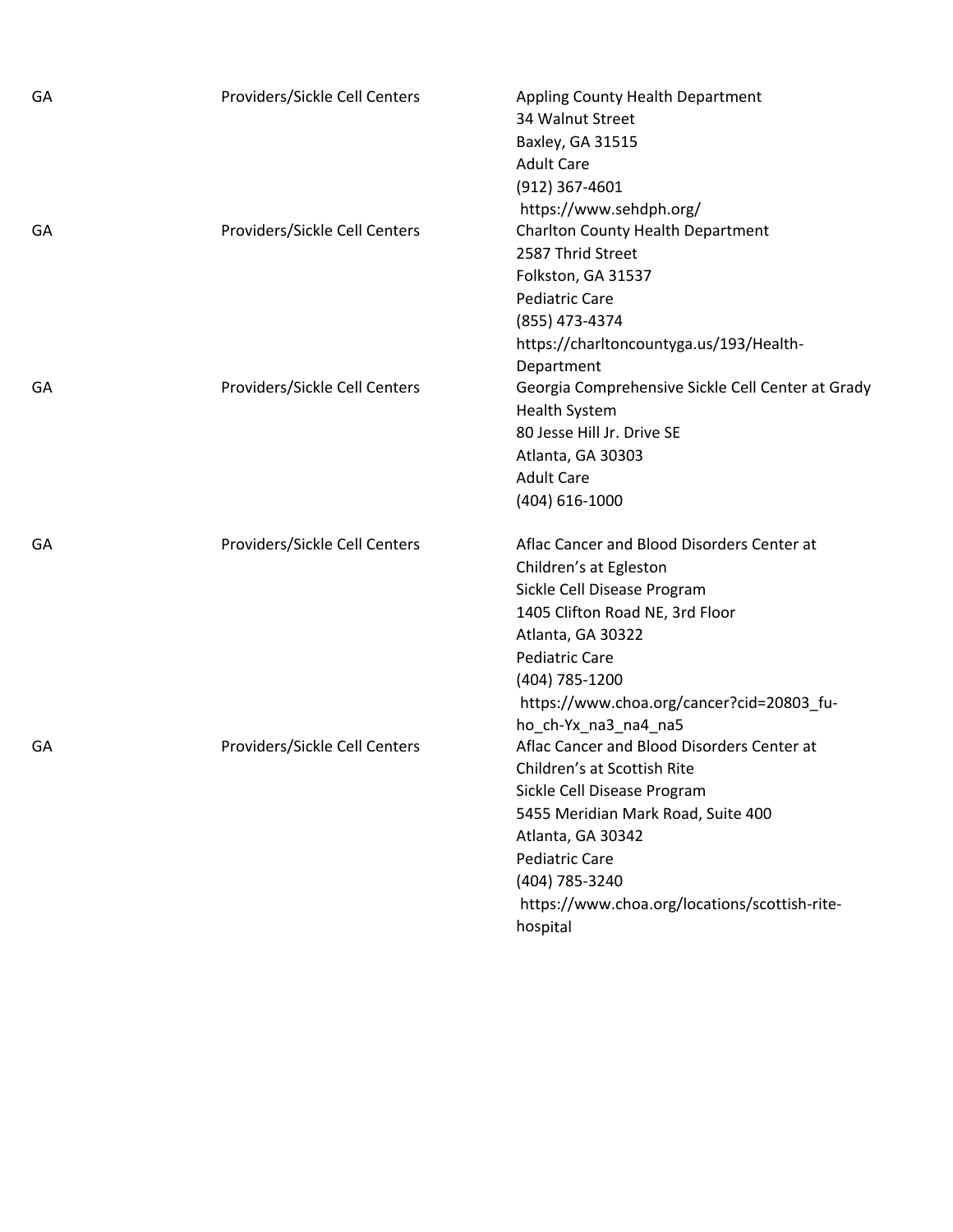| | | |
|---|---|---|
| GA | Providers/Sickle Cell Centers | Appling County Health Department<br>34 Walnut Street<br>Baxley, GA 31515<br>Adult Care<br>(912) 367-4601<br>https://www.sehdph.org/ |
| GA | Providers/Sickle Cell Centers | Charlton County Health Department<br>2587 Thrid Street<br>Folkston, GA 31537<br>Pediatric Care<br>(855) 473-4374<br>https://charltoncountyga.us/193/Health-Department |
| GA | Providers/Sickle Cell Centers | Georgia Comprehensive Sickle Cell Center at Grady Health System<br>80 Jesse Hill Jr. Drive SE<br>Atlanta, GA 30303<br>Adult Care<br>(404) 616-1000 |
| GA | Providers/Sickle Cell Centers | Aflac Cancer and Blood Disorders Center at Children's at Egleston<br>Sickle Cell Disease Program<br>1405 Clifton Road NE, 3rd Floor<br>Atlanta, GA 30322<br>Pediatric Care<br>(404) 785-1200<br>https://www.choa.org/cancer?cid=20803_fu-ho_ch-Yx_na3_na4_na5 |
| GA | Providers/Sickle Cell Centers | Aflac Cancer and Blood Disorders Center at Children's at Scottish Rite<br>Sickle Cell Disease Program<br>5455 Meridian Mark Road, Suite 400<br>Atlanta, GA 30342<br>Pediatric Care<br>(404) 785-3240<br>https://www.choa.org/locations/scottish-rite-hospital |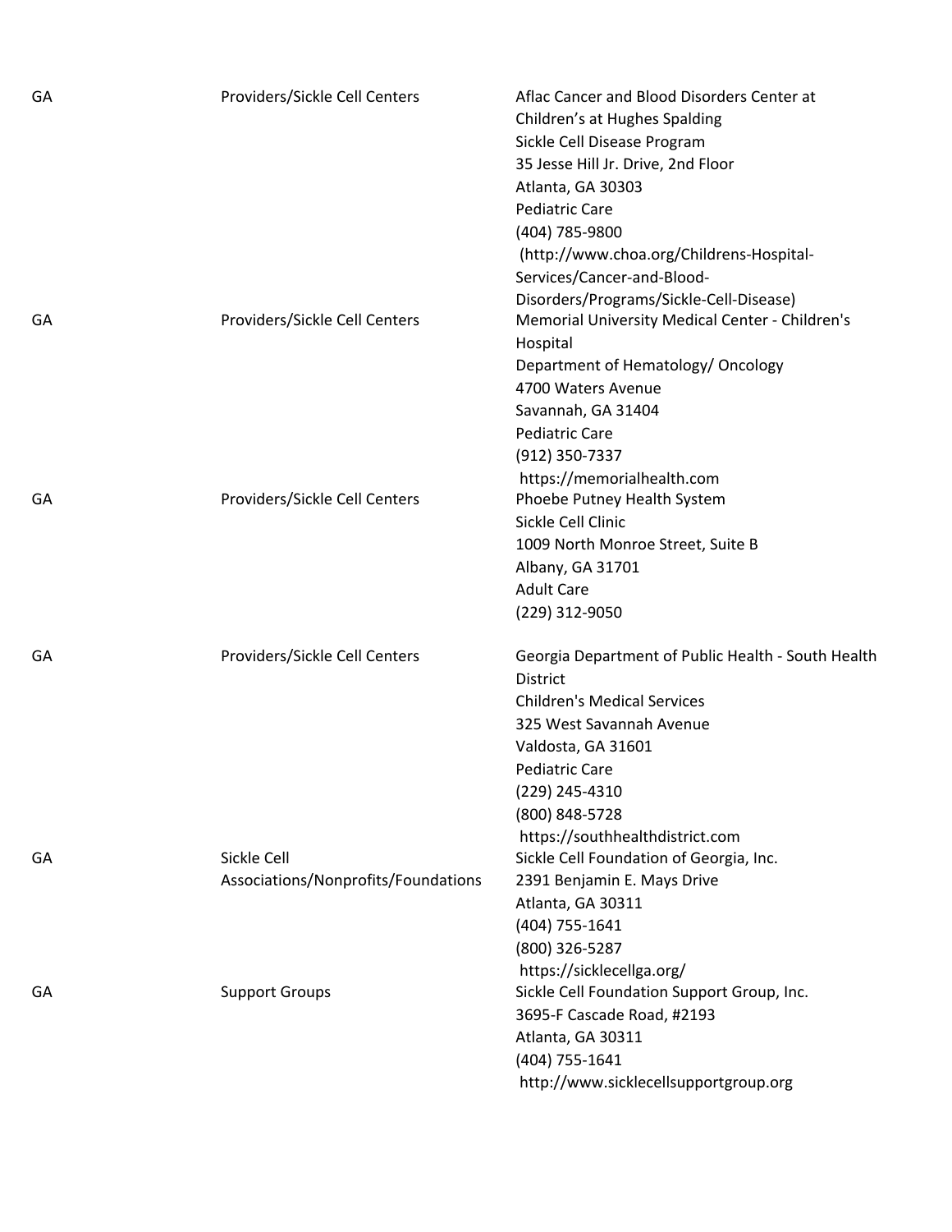| | | |
|---|---|---|
| GA | Providers/Sickle Cell Centers | Aflac Cancer and Blood Disorders Center at Children's at Hughes Spalding<br>Sickle Cell Disease Program<br>35 Jesse Hill Jr. Drive, 2nd Floor<br>Atlanta, GA 30303<br>Pediatric Care<br>(404) 785-9800<br>(http://www.choa.org/Childrens-Hospital-Services/Cancer-and-Blood-Disorders/Programs/Sickle-Cell-Disease) |
| GA | Providers/Sickle Cell Centers | Memorial University Medical Center - Children's Hospital<br>Department of Hematology/ Oncology<br>4700 Waters Avenue<br>Savannah, GA 31404<br>Pediatric Care<br>(912) 350-7337<br>https://memorialhealth.com |
| GA | Providers/Sickle Cell Centers | Phoebe Putney Health System<br>Sickle Cell Clinic<br>1009 North Monroe Street, Suite B<br>Albany, GA 31701<br>Adult Care<br>(229) 312-9050 |
| GA | Providers/Sickle Cell Centers | Georgia Department of Public Health - South Health District<br>Children's Medical Services<br>325 West Savannah Avenue<br>Valdosta, GA 31601<br>Pediatric Care<br>(229) 245-4310<br>(800) 848-5728<br>https://southhealthdistrict.com |
| GA | Sickle Cell Associations/Nonprofits/Foundations | Sickle Cell Foundation of Georgia, Inc.<br>2391 Benjamin E. Mays Drive<br>Atlanta, GA 30311<br>(404) 755-1641<br>(800) 326-5287<br>https://sicklecellga.org/ |
| GA | Support Groups | Sickle Cell Foundation Support Group, Inc.<br>3695-F Cascade Road, #2193<br>Atlanta, GA 30311<br>(404) 755-1641<br>http://www.sicklecellsupportgroup.org |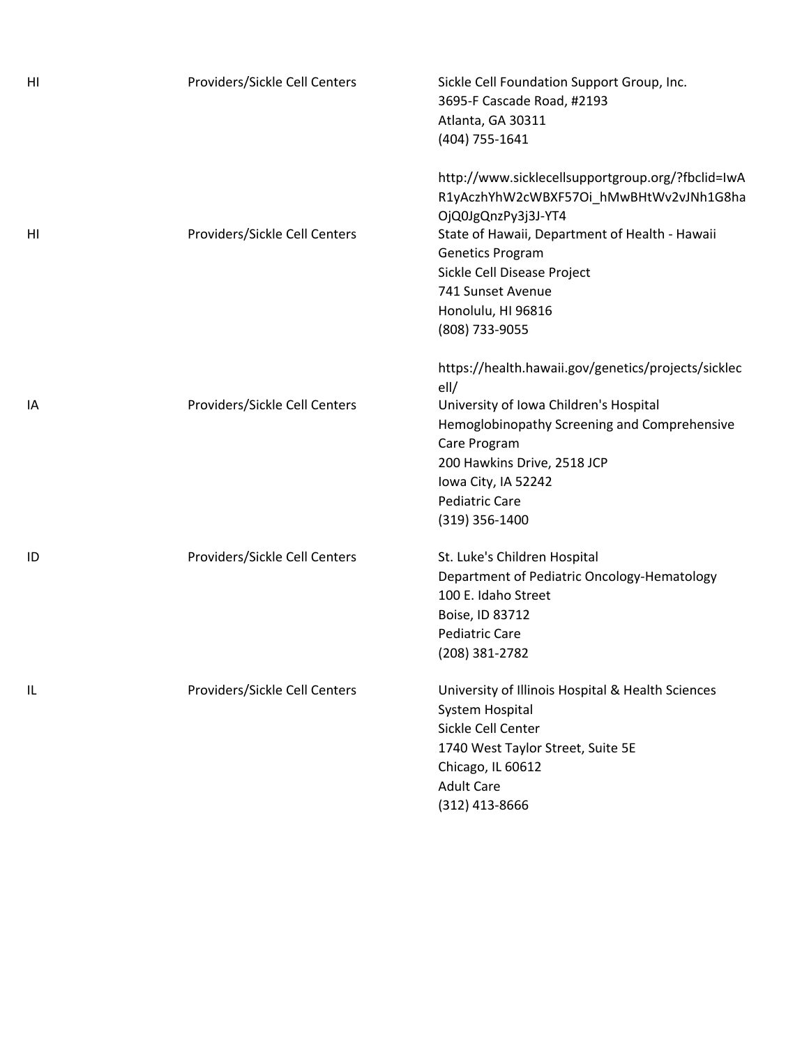| | | |
|---|---|---|
| HI | Providers/Sickle Cell Centers | Sickle Cell Foundation Support Group, Inc.<br>3695-F Cascade Road, #2193<br>Atlanta, GA 30311<br>(404) 755-1641<br><br>http://www.sicklecellsupportgroup.org/?fbclid=IwAR1yAczhYhW2cWBXF57Oi_hMwBHtWv2vJNh1G8haOjQ0JgQnzPy3j3J-YT4 |
| HI | Providers/Sickle Cell Centers | State of Hawaii, Department of Health - Hawaii Genetics Program<br>Sickle Cell Disease Project<br>741 Sunset Avenue<br>Honolulu, HI 96816<br>(808) 733-9055<br><br>https://health.hawaii.gov/genetics/projects/sicklecell/ |
| IA | Providers/Sickle Cell Centers | University of Iowa Children's Hospital<br>Hemoglobinopathy Screening and Comprehensive Care Program<br>200 Hawkins Drive, 2518 JCP<br>Iowa City, IA 52242<br>Pediatric Care<br>(319) 356-1400 |
| ID | Providers/Sickle Cell Centers | St. Luke's Children Hospital<br>Department of Pediatric Oncology-Hematology<br>100 E. Idaho Street<br>Boise, ID 83712<br>Pediatric Care<br>(208) 381-2782 |
| IL | Providers/Sickle Cell Centers | University of Illinois Hospital & Health Sciences System Hospital<br>Sickle Cell Center<br>1740 West Taylor Street, Suite 5E<br>Chicago, IL 60612<br>Adult Care<br>(312) 413-8666 |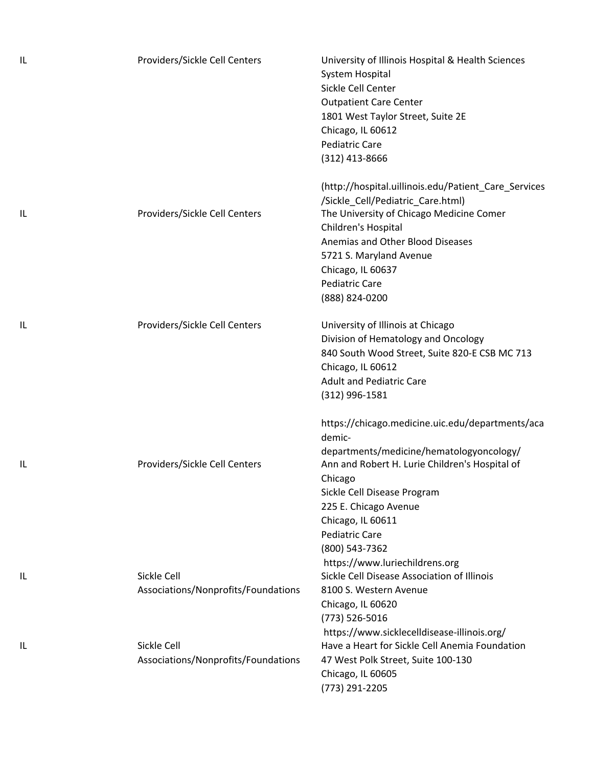| | | |
|---|---|---|
| IL | Providers/Sickle Cell Centers | University of Illinois Hospital & Health Sciences System Hospital<br>Sickle Cell Center<br>Outpatient Care Center<br>1801 West Taylor Street, Suite 2E<br>Chicago, IL 60612<br>Pediatric Care<br>(312) 413-8666<br><br>(http://hospital.uillinois.edu/Patient_Care_Services/Sickle_Cell/Pediatric_Care.html) |
| IL | Providers/Sickle Cell Centers | The University of Chicago Medicine Comer Children's Hospital<br>Anemias and Other Blood Diseases<br>5721 S. Maryland Avenue<br>Chicago, IL 60637<br>Pediatric Care<br>(888) 824-0200 |
| IL | Providers/Sickle Cell Centers | University of Illinois at Chicago<br>Division of Hematology and Oncology<br>840 South Wood Street, Suite 820-E CSB MC 713<br>Chicago, IL 60612<br>Adult and Pediatric Care<br>(312) 996-1581<br><br>https://chicago.medicine.uic.edu/departments/academic-departments/medicine/hematologyoncology/ |
| IL | Providers/Sickle Cell Centers | Ann and Robert H. Lurie Children's Hospital of Chicago<br>Sickle Cell Disease Program<br>225 E. Chicago Avenue<br>Chicago, IL 60611<br>Pediatric Care<br>(800) 543-7362<br>https://www.luriechildrens.org |
| IL | Sickle Cell Associations/Nonprofits/Foundations | Sickle Cell Disease Association of Illinois<br>8100 S. Western Avenue<br>Chicago, IL 60620<br>(773) 526-5016<br>https://www.sicklecelldisease-illinois.org/ |
| IL | Sickle Cell Associations/Nonprofits/Foundations | Have a Heart for Sickle Cell Anemia Foundation<br>47 West Polk Street, Suite 100-130<br>Chicago, IL 60605<br>(773) 291-2205 |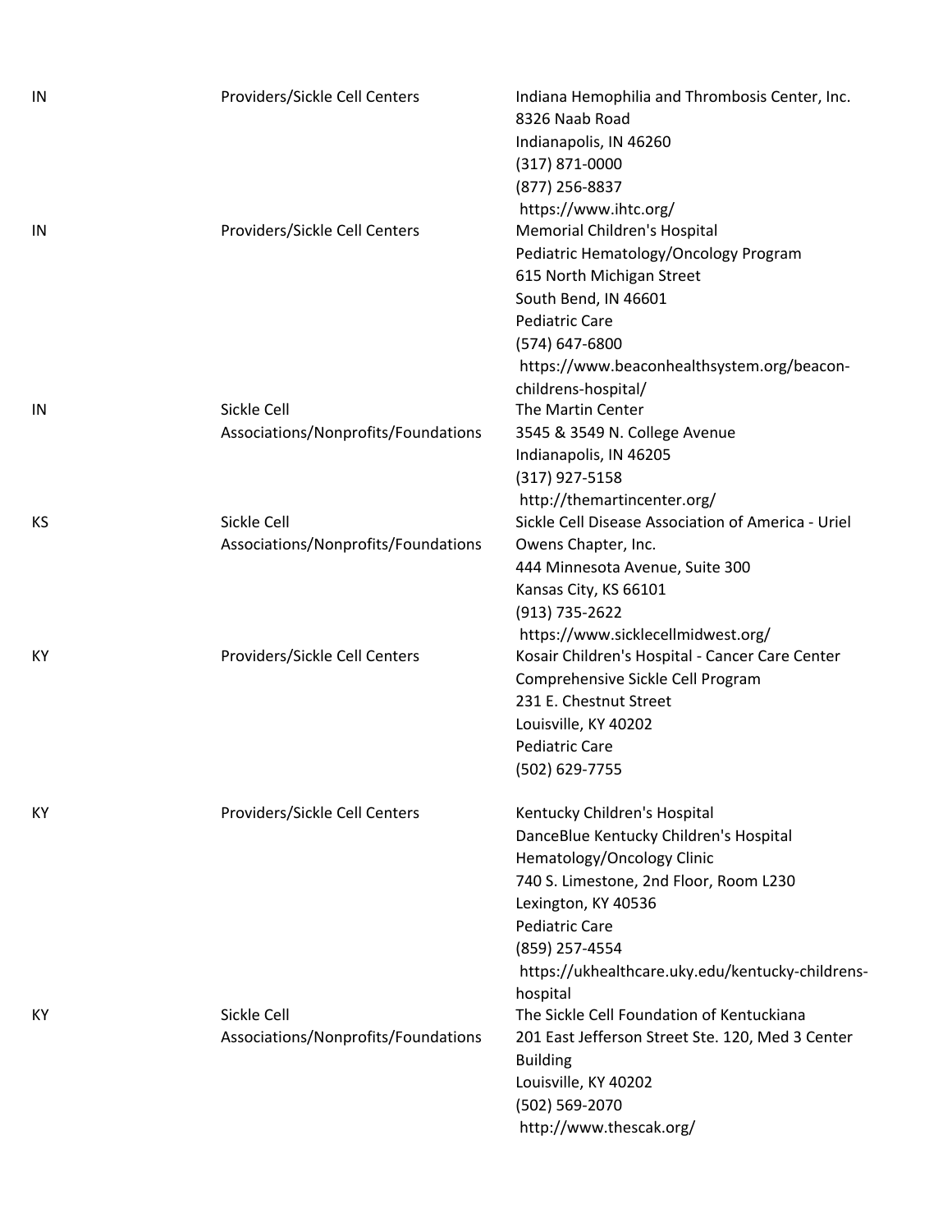| | | |
|---|---|---|
| IN | Providers/Sickle Cell Centers | Indiana Hemophilia and Thrombosis Center, Inc.<br>8326 Naab Road<br>Indianapolis, IN 46260<br>(317) 871-0000<br>(877) 256-8837<br>https://www.ihtc.org/ |
| IN | Providers/Sickle Cell Centers | Memorial Children's Hospital<br>Pediatric Hematology/Oncology Program<br>615 North Michigan Street<br>South Bend, IN 46601<br>Pediatric Care<br>(574) 647-6800<br>https://www.beaconhealthsystem.org/beacon-childrens-hospital/ |
| IN | Sickle Cell Associations/Nonprofits/Foundations | The Martin Center<br>3545 & 3549 N. College Avenue<br>Indianapolis, IN 46205<br>(317) 927-5158<br>http://themartincenter.org/ |
| KS | Sickle Cell Associations/Nonprofits/Foundations | Sickle Cell Disease Association of America - Uriel Owens Chapter, Inc.<br>444 Minnesota Avenue, Suite 300<br>Kansas City, KS 66101<br>(913) 735-2622<br>https://www.sicklecellmidwest.org/ |
| KY | Providers/Sickle Cell Centers | Kosair Children's Hospital - Cancer Care Center<br>Comprehensive Sickle Cell Program<br>231 E. Chestnut Street<br>Louisville, KY 40202<br>Pediatric Care<br>(502) 629-7755 |
| KY | Providers/Sickle Cell Centers | Kentucky Children's Hospital<br>DanceBlue Kentucky Children's Hospital<br>Hematology/Oncology Clinic<br>740 S. Limestone, 2nd Floor, Room L230<br>Lexington, KY 40536<br>Pediatric Care<br>(859) 257-4554<br>https://ukhealthcare.uky.edu/kentucky-childrens-hospital |
| KY | Sickle Cell Associations/Nonprofits/Foundations | The Sickle Cell Foundation of Kentuckiana<br>201 East Jefferson Street Ste. 120, Med 3 Center Building<br>Louisville, KY 40202<br>(502) 569-2070<br>http://www.thescak.org/ |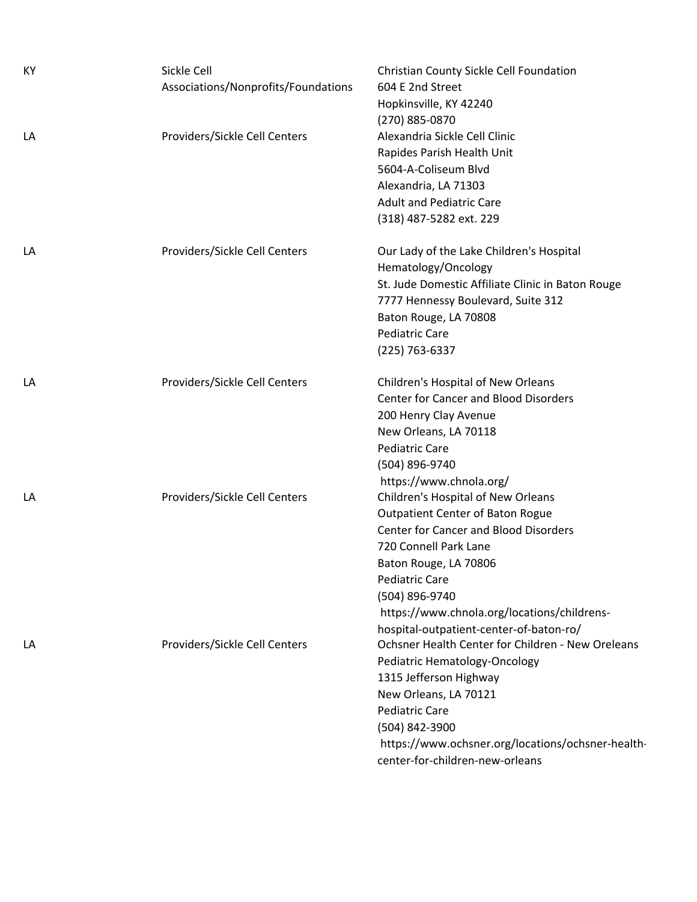| | | |
|---|---|---|
| KY | Sickle Cell Associations/Nonprofits/Foundations | Christian County Sickle Cell Foundation<br>604 E 2nd Street<br>Hopkinsville, KY 42240<br>(270) 885-0870 |
| LA | Providers/Sickle Cell Centers | Alexandria Sickle Cell Clinic<br>Rapides Parish Health Unit<br>5604-A-Coliseum Blvd<br>Alexandria, LA 71303<br>Adult and Pediatric Care<br>(318) 487-5282 ext. 229 |
| LA | Providers/Sickle Cell Centers | Our Lady of the Lake Children's Hospital<br>Hematology/Oncology<br>St. Jude Domestic Affiliate Clinic in Baton Rouge<br>7777 Hennessy Boulevard, Suite 312<br>Baton Rouge, LA 70808<br>Pediatric Care<br>(225) 763-6337 |
| LA | Providers/Sickle Cell Centers | Children's Hospital of New Orleans<br>Center for Cancer and Blood Disorders<br>200 Henry Clay Avenue<br>New Orleans, LA 70118<br>Pediatric Care<br>(504) 896-9740<br>https://www.chnola.org/ |
| LA | Providers/Sickle Cell Centers | Children's Hospital of New Orleans<br>Outpatient Center of Baton Rogue<br>Center for Cancer and Blood Disorders<br>720 Connell Park Lane<br>Baton Rouge, LA 70806<br>Pediatric Care<br>(504) 896-9740<br>https://www.chnola.org/locations/childrens-hospital-outpatient-center-of-baton-ro/ |
| LA | Providers/Sickle Cell Centers | Ochsner Health Center for Children - New Oreleans<br>Pediatric Hematology-Oncology<br>1315 Jefferson Highway<br>New Orleans, LA 70121<br>Pediatric Care<br>(504) 842-3900<br>https://www.ochsner.org/locations/ochsner-health-center-for-children-new-orleans |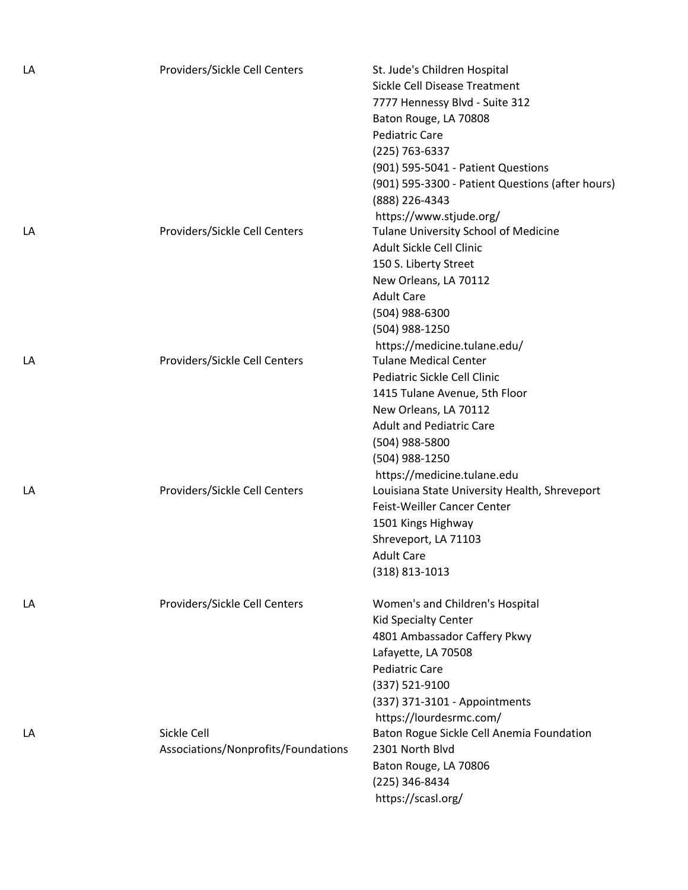| | | |
|---|---|---|
| LA | Providers/Sickle Cell Centers | St. Jude's Children Hospital<br>Sickle Cell Disease Treatment<br>7777 Hennessy Blvd - Suite 312<br>Baton Rouge, LA 70808<br>Pediatric Care<br>(225) 763-6337<br>(901) 595-5041 - Patient Questions<br>(901) 595-3300 - Patient Questions (after hours)<br>(888) 226-4343<br>https://www.stjude.org/ |
| LA | Providers/Sickle Cell Centers | Tulane University School of Medicine<br>Adult Sickle Cell Clinic<br>150 S. Liberty Street<br>New Orleans, LA 70112<br>Adult Care<br>(504) 988-6300<br>(504) 988-1250<br>https://medicine.tulane.edu/ |
| LA | Providers/Sickle Cell Centers | Tulane Medical Center<br>Pediatric Sickle Cell Clinic<br>1415 Tulane Avenue, 5th Floor<br>New Orleans, LA 70112<br>Adult and Pediatric Care<br>(504) 988-5800<br>(504) 988-1250<br>https://medicine.tulane.edu |
| LA | Providers/Sickle Cell Centers | Louisiana State University Health, Shreveport<br>Feist-Weiller Cancer Center<br>1501 Kings Highway<br>Shreveport, LA 71103<br>Adult Care<br>(318) 813-1013 |
| LA | Providers/Sickle Cell Centers | Women's and Children's Hospital<br>Kid Specialty Center<br>4801 Ambassador Caffery Pkwy<br>Lafayette, LA 70508<br>Pediatric Care<br>(337) 521-9100<br>(337) 371-3101 - Appointments<br>https://lourdesrmc.com/ |
| LA | Sickle Cell Associations/Nonprofits/Foundations | Baton Rogue Sickle Cell Anemia Foundation<br>2301 North Blvd<br>Baton Rouge, LA 70806<br>(225) 346-8434<br>https://scasl.org/ |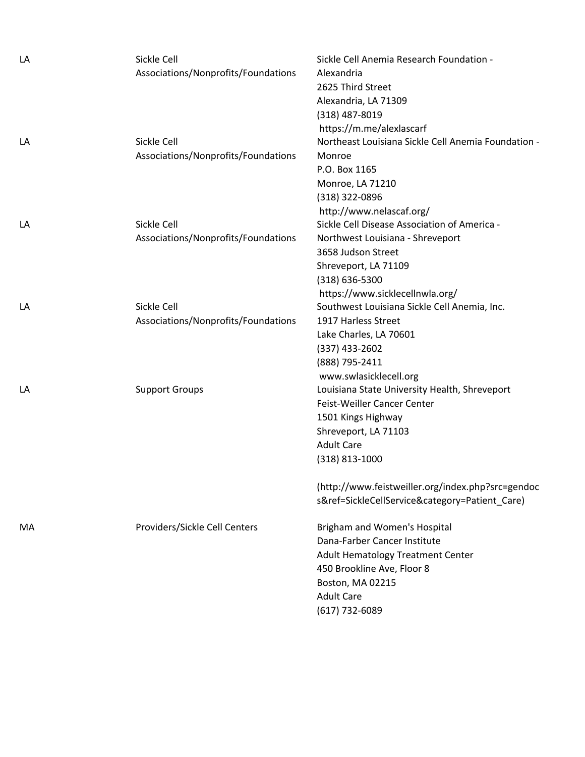| | | |
|---|---|---|
| LA | Sickle Cell Associations/Nonprofits/Foundations | Sickle Cell Anemia Research Foundation - Alexandria<br>2625 Third Street<br>Alexandria, LA 71309<br>(318) 487-8019<br>https://m.me/alexlascarf |
| LA | Sickle Cell Associations/Nonprofits/Foundations | Northeast Louisiana Sickle Cell Anemia Foundation - Monroe<br>P.O. Box 1165<br>Monroe, LA 71210<br>(318) 322-0896<br>http://www.nelascaf.org/ |
| LA | Sickle Cell Associations/Nonprofits/Foundations | Sickle Cell Disease Association of America - Northwest Louisiana - Shreveport<br>3658 Judson Street<br>Shreveport, LA 71109<br>(318) 636-5300<br>https://www.sicklecellnwla.org/ |
| LA | Sickle Cell Associations/Nonprofits/Foundations | Southwest Louisiana Sickle Cell Anemia, Inc.<br>1917 Harless Street<br>Lake Charles, LA 70601<br>(337) 433-2602<br>(888) 795-2411<br>www.swlasicklecell.org |
| LA | Support Groups | Louisiana State University Health, Shreveport<br>Feist-Weiller Cancer Center<br>1501 Kings Highway<br>Shreveport, LA 71103<br>Adult Care<br>(318) 813-1000<br><br>(http://www.feistweiller.org/index.php?src=gendocs&ref=SickleCellService&category=Patient_Care) |
| MA | Providers/Sickle Cell Centers | Brigham and Women's Hospital<br>Dana-Farber Cancer Institute<br>Adult Hematology Treatment Center<br>450 Brookline Ave, Floor 8<br>Boston, MA 02215<br>Adult Care<br>(617) 732-6089 |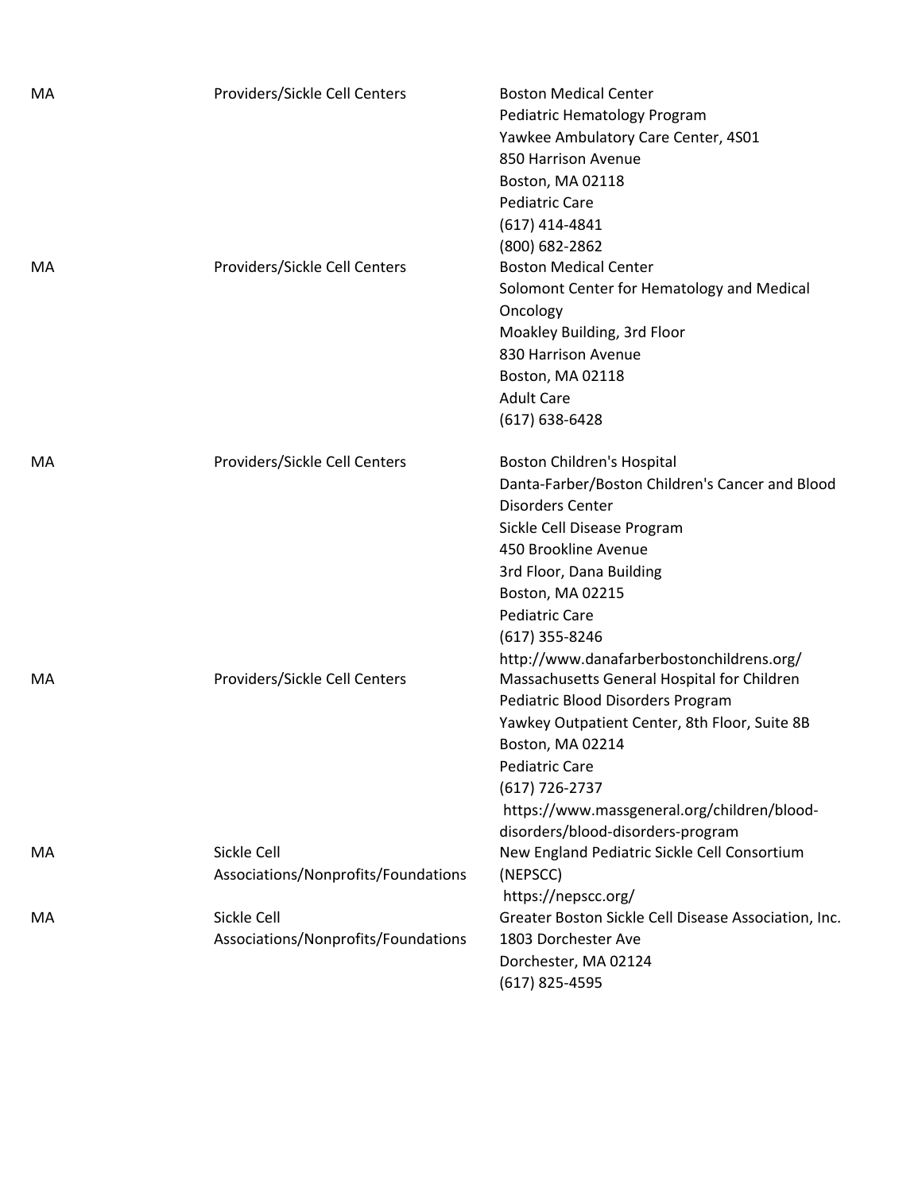| | | |
|---|---|---|
| MA | Providers/Sickle Cell Centers | Boston Medical Center<br>Pediatric Hematology Program<br>Yawkee Ambulatory Care Center, 4S01<br>850 Harrison Avenue<br>Boston, MA 02118<br>Pediatric Care<br>(617) 414-4841<br>(800) 682-2862 |
| MA | Providers/Sickle Cell Centers | Boston Medical Center<br>Solomont Center for Hematology and Medical Oncology<br>Moakley Building, 3rd Floor<br>830 Harrison Avenue<br>Boston, MA 02118<br>Adult Care<br>(617) 638-6428 |
| MA | Providers/Sickle Cell Centers | Boston Children's Hospital<br>Danta-Farber/Boston Children's Cancer and Blood Disorders Center<br>Sickle Cell Disease Program<br>450 Brookline Avenue<br>3rd Floor, Dana Building<br>Boston, MA 02215<br>Pediatric Care<br>(617) 355-8246<br>http://www.danafarberbostonchildrens.org/ |
| MA | Providers/Sickle Cell Centers | Massachusetts General Hospital for Children<br>Pediatric Blood Disorders Program<br>Yawkey Outpatient Center, 8th Floor, Suite 8B<br>Boston, MA 02214<br>Pediatric Care<br>(617) 726-2737<br>https://www.massgeneral.org/children/blood-disorders/blood-disorders-program |
| MA | Sickle Cell Associations/Nonprofits/Foundations | New England Pediatric Sickle Cell Consortium (NEPSCC)<br>https://nepscc.org/ |
| MA | Sickle Cell Associations/Nonprofits/Foundations | Greater Boston Sickle Cell Disease Association, Inc.<br>1803 Dorchester Ave<br>Dorchester, MA 02124<br>(617) 825-4595 |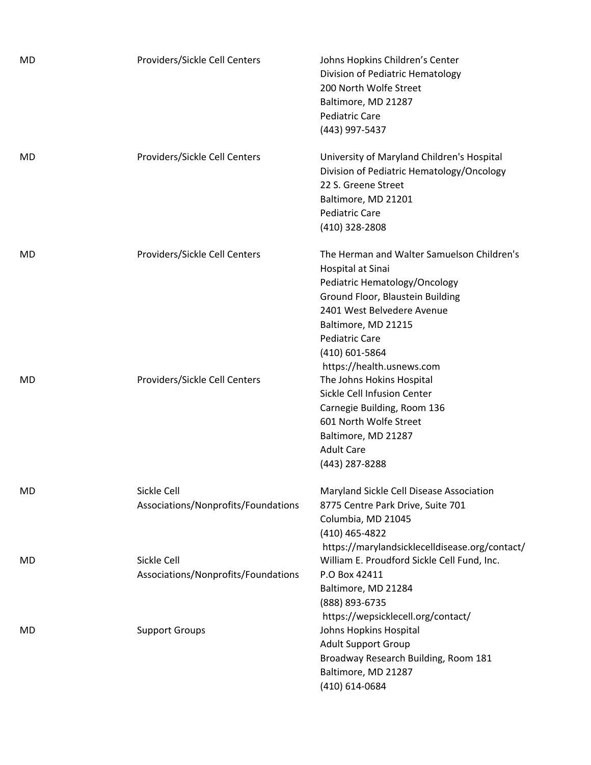| | | |
|---|---|---|
| MD | Providers/Sickle Cell Centers | Johns Hopkins Children's Center<br>Division of Pediatric Hematology<br>200 North Wolfe Street<br>Baltimore, MD 21287<br>Pediatric Care<br>(443) 997-5437 |
| MD | Providers/Sickle Cell Centers | University of Maryland Children's Hospital<br>Division of Pediatric Hematology/Oncology<br>22 S. Greene Street<br>Baltimore, MD 21201<br>Pediatric Care<br>(410) 328-2808 |
| MD | Providers/Sickle Cell Centers | The Herman and Walter Samuelson Children's Hospital at Sinai<br>Pediatric Hematology/Oncology<br>Ground Floor, Blaustein Building<br>2401 West Belvedere Avenue<br>Baltimore, MD 21215<br>Pediatric Care<br>(410) 601-5864<br>https://health.usnews.com |
| MD | Providers/Sickle Cell Centers | The Johns Hokins Hospital<br>Sickle Cell Infusion Center<br>Carnegie Building, Room 136<br>601 North Wolfe Street<br>Baltimore, MD 21287<br>Adult Care<br>(443) 287-8288 |
| MD | Sickle Cell Associations/Nonprofits/Foundations | Maryland Sickle Cell Disease Association<br>8775 Centre Park Drive, Suite 701<br>Columbia, MD 21045<br>(410) 465-4822<br>https://marylandsicklecelldisease.org/contact/ |
| MD | Sickle Cell Associations/Nonprofits/Foundations | William E. Proudford Sickle Cell Fund, Inc.<br>P.O Box 42411<br>Baltimore, MD 21284<br>(888) 893-6735<br>https://wepsicklecell.org/contact/ |
| MD | Support Groups | Johns Hopkins Hospital<br>Adult Support Group<br>Broadway Research Building, Room 181<br>Baltimore, MD 21287<br>(410) 614-0684 |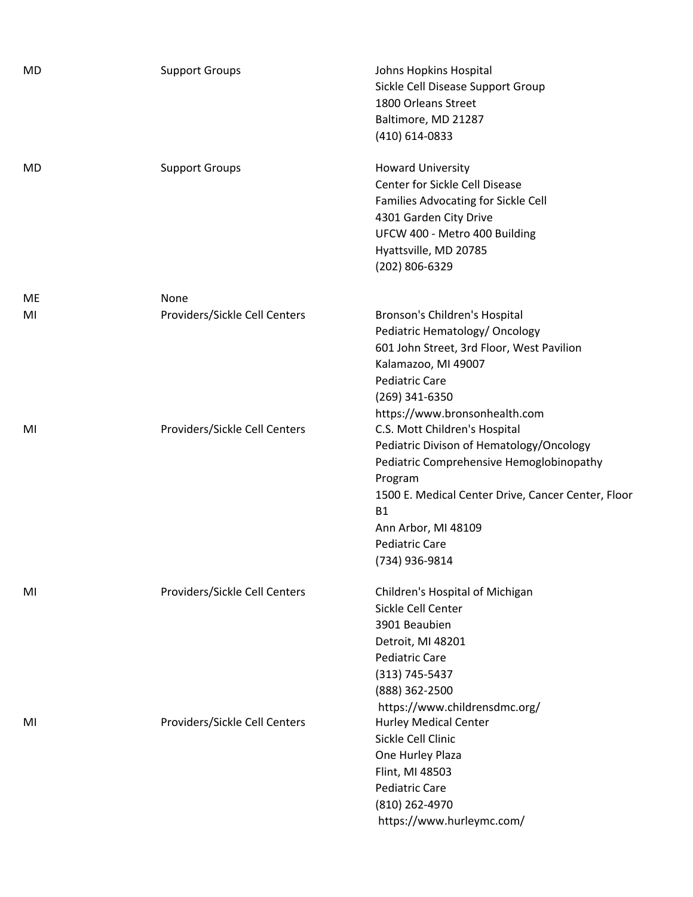| | | |
|---|---|---|
| MD | Support Groups | Johns Hopkins Hospital<br>Sickle Cell Disease Support Group<br>1800 Orleans Street<br>Baltimore, MD 21287<br>(410) 614-0833 |
| MD | Support Groups | Howard University<br>Center for Sickle Cell Disease<br>Families Advocating for Sickle Cell<br>4301 Garden City Drive<br>UFCW 400 - Metro 400 Building<br>Hyattsville, MD 20785<br>(202) 806-6329 |
| ME | None | |
| MI | Providers/Sickle Cell Centers | Bronson's Children's Hospital<br>Pediatric Hematology/ Oncology<br>601 John Street, 3rd Floor, West Pavilion<br>Kalamazoo, MI 49007<br>Pediatric Care<br>(269) 341-6350<br>https://www.bronsonhealth.com |
| MI | Providers/Sickle Cell Centers | C.S. Mott Children's Hospital<br>Pediatric Divison of Hematology/Oncology<br>Pediatric Comprehensive Hemoglobinopathy Program<br>1500 E. Medical Center Drive, Cancer Center, Floor B1<br>Ann Arbor, MI 48109<br>Pediatric Care<br>(734) 936-9814 |
| MI | Providers/Sickle Cell Centers | Children's Hospital of Michigan<br>Sickle Cell Center<br>3901 Beaubien<br>Detroit, MI 48201<br>Pediatric Care<br>(313) 745-5437<br>(888) 362-2500<br>https://www.childrensdmc.org/ |
| MI | Providers/Sickle Cell Centers | Hurley Medical Center<br>Sickle Cell Clinic<br>One Hurley Plaza<br>Flint, MI 48503<br>Pediatric Care<br>(810) 262-4970<br>https://www.hurleymc.com/ |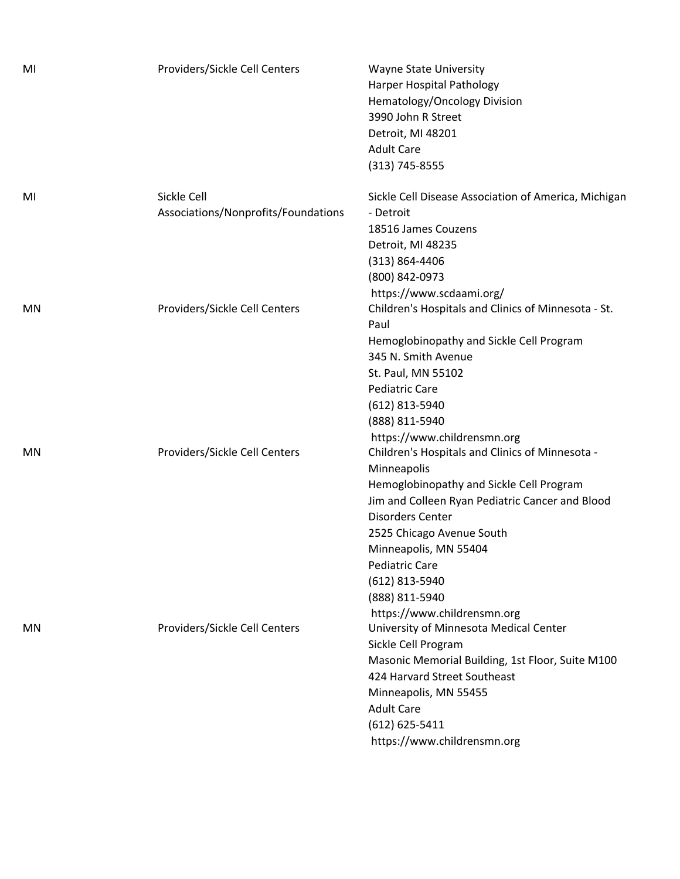| | | |
|---|---|---|
| MI | Providers/Sickle Cell Centers | Wayne State University<br>Harper Hospital Pathology<br>Hematology/Oncology Division<br>3990 John R Street<br>Detroit, MI 48201<br>Adult Care<br>(313) 745-8555 |
| MI | Sickle Cell Associations/Nonprofits/Foundations | Sickle Cell Disease Association of America, Michigan - Detroit<br>18516 James Couzens<br>Detroit, MI 48235<br>(313) 864-4406<br>(800) 842-0973<br>https://www.scdaami.org/ |
| MN | Providers/Sickle Cell Centers | Children's Hospitals and Clinics of Minnesota - St. Paul<br>Hemoglobinopathy and Sickle Cell Program<br>345 N. Smith Avenue<br>St. Paul, MN 55102<br>Pediatric Care<br>(612) 813-5940<br>(888) 811-5940<br>https://www.childrensmn.org |
| MN | Providers/Sickle Cell Centers | Children's Hospitals and Clinics of Minnesota - Minneapolis<br>Hemoglobinopathy and Sickle Cell Program<br>Jim and Colleen Ryan Pediatric Cancer and Blood Disorders Center<br>2525 Chicago Avenue South<br>Minneapolis, MN 55404<br>Pediatric Care<br>(612) 813-5940<br>(888) 811-5940<br>https://www.childrensmn.org |
| MN | Providers/Sickle Cell Centers | University of Minnesota Medical Center<br>Sickle Cell Program<br>Masonic Memorial Building, 1st Floor, Suite M100<br>424 Harvard Street Southeast<br>Minneapolis, MN 55455<br>Adult Care<br>(612) 625-5411<br>https://www.childrensmn.org |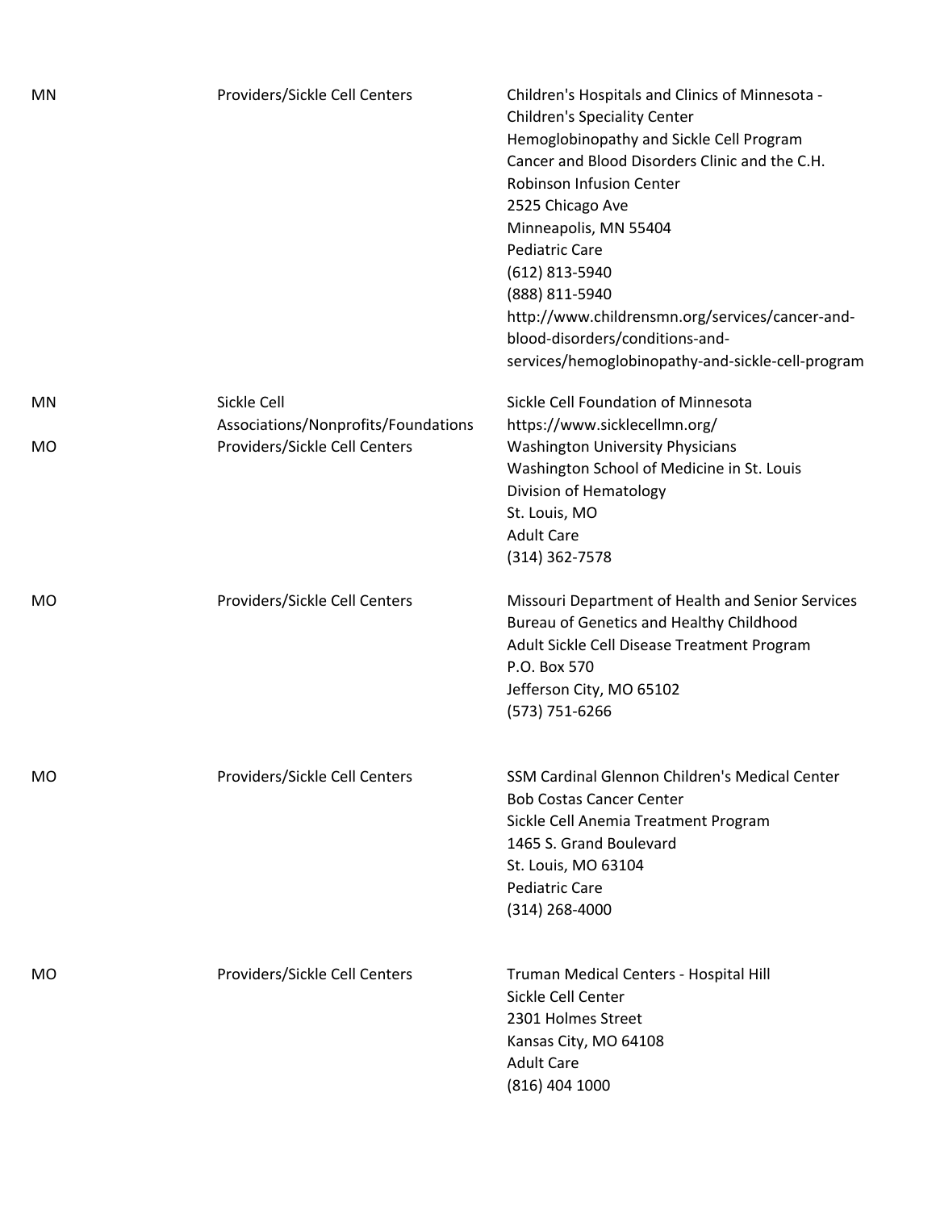| | | |
|---|---|---|
| MN | Providers/Sickle Cell Centers | Children's Hospitals and Clinics of Minnesota - Children's Speciality Center<br>Hemoglobinopathy and Sickle Cell Program<br>Cancer and Blood Disorders Clinic and the C.H. Robinson Infusion Center<br>2525 Chicago Ave<br>Minneapolis, MN 55404<br>Pediatric Care<br>(612) 813-5940<br>(888) 811-5940<br>http://www.childrensmn.org/services/cancer-and-blood-disorders/conditions-and-services/hemoglobinopathy-and-sickle-cell-program |
| MN | Sickle Cell Associations/Nonprofits/Foundations | Sickle Cell Foundation of Minnesota<br>https://www.sicklecellmn.org/ |
| MO | Providers/Sickle Cell Centers | Washington University Physicians<br>Washington School of Medicine in St. Louis<br>Division of Hematology<br>St. Louis, MO<br>Adult Care<br>(314) 362-7578 |
| MO | Providers/Sickle Cell Centers | Missouri Department of Health and Senior Services<br>Bureau of Genetics and Healthy Childhood<br>Adult Sickle Cell Disease Treatment Program<br>P.O. Box 570<br>Jefferson City, MO 65102<br>(573) 751-6266 |
| MO | Providers/Sickle Cell Centers | SSM Cardinal Glennon Children's Medical Center<br>Bob Costas Cancer Center<br>Sickle Cell Anemia Treatment Program<br>1465 S. Grand Boulevard<br>St. Louis, MO 63104<br>Pediatric Care<br>(314) 268-4000 |
| MO | Providers/Sickle Cell Centers | Truman Medical Centers - Hospital Hill<br>Sickle Cell Center<br>2301 Holmes Street<br>Kansas City, MO 64108<br>Adult Care<br>(816) 404 1000 |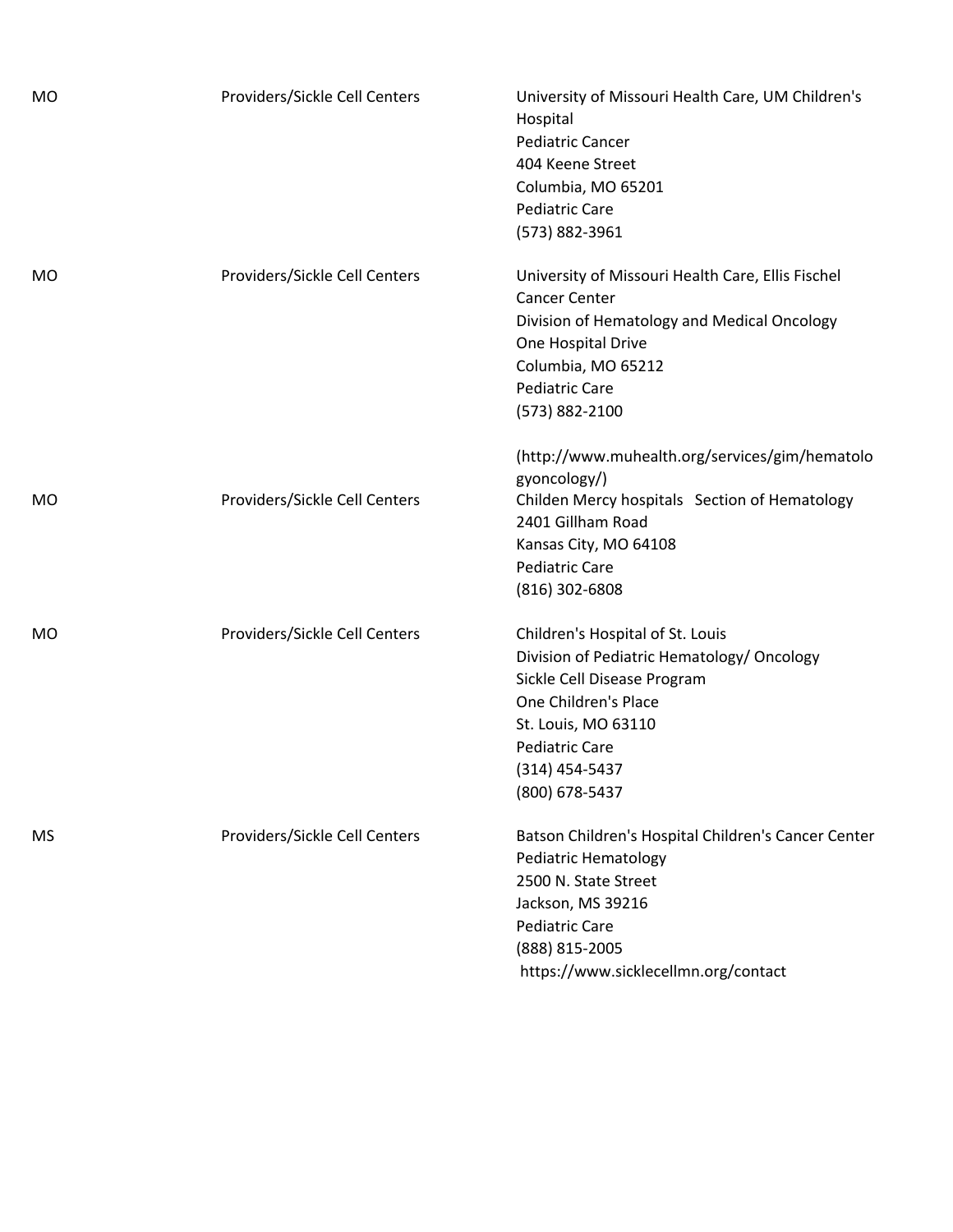| | | |
|---|---|---|
| MO | Providers/Sickle Cell Centers | University of Missouri Health Care, UM Children's Hospital<br>Pediatric Cancer<br>404 Keene Street<br>Columbia, MO 65201<br>Pediatric Care<br>(573) 882-3961 |
| MO | Providers/Sickle Cell Centers | University of Missouri Health Care, Ellis Fischel Cancer Center<br>Division of Hematology and Medical Oncology<br>One Hospital Drive<br>Columbia, MO 65212<br>Pediatric Care<br>(573) 882-2100<br><br>(http://www.muhealth.org/services/gim/hematolo gyoncology/) |
| MO | Providers/Sickle Cell Centers | Childen Mercy hospitals Section of Hematology<br>2401 Gillham Road<br>Kansas City, MO 64108<br>Pediatric Care<br>(816) 302-6808 |
| MO | Providers/Sickle Cell Centers | Children's Hospital of St. Louis<br>Division of Pediatric Hematology/ Oncology<br>Sickle Cell Disease Program<br>One Children's Place<br>St. Louis, MO 63110<br>Pediatric Care<br>(314) 454-5437<br>(800) 678-5437 |
| MS | Providers/Sickle Cell Centers | Batson Children's Hospital Children's Cancer Center<br>Pediatric Hematology<br>2500 N. State Street<br>Jackson, MS 39216<br>Pediatric Care<br>(888) 815-2005<br>https://www.sicklecellmn.org/contact |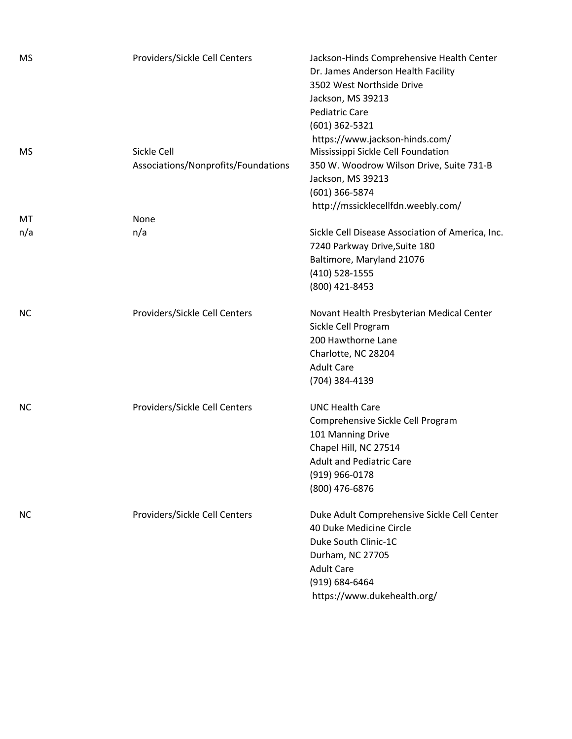| | | |
|---|---|---|
| MS | Providers/Sickle Cell Centers | Jackson-Hinds Comprehensive Health Center<br>Dr. James Anderson Health Facility<br>3502 West Northside Drive<br>Jackson, MS 39213<br>Pediatric Care<br>(601) 362-5321<br>https://www.jackson-hinds.com/ |
| MS | Sickle Cell Associations/Nonprofits/Foundations | Mississippi Sickle Cell Foundation<br>350 W. Woodrow Wilson Drive, Suite 731-B<br>Jackson, MS 39213<br>(601) 366-5874<br>http://mssicklecellfdn.weebly.com/ |
| MT | None | |
| n/a | n/a | Sickle Cell Disease Association of America, Inc.<br>7240 Parkway Drive,Suite 180<br>Baltimore, Maryland 21076<br>(410) 528-1555<br>(800) 421-8453 |
| NC | Providers/Sickle Cell Centers | Novant Health Presbyterian Medical Center<br>Sickle Cell Program<br>200 Hawthorne Lane<br>Charlotte, NC 28204<br>Adult Care<br>(704) 384-4139 |
| NC | Providers/Sickle Cell Centers | UNC Health Care<br>Comprehensive Sickle Cell Program<br>101 Manning Drive<br>Chapel Hill, NC 27514<br>Adult and Pediatric Care<br>(919) 966-0178<br>(800) 476-6876 |
| NC | Providers/Sickle Cell Centers | Duke Adult Comprehensive Sickle Cell Center<br>40 Duke Medicine Circle<br>Duke South Clinic-1C<br>Durham, NC 27705<br>Adult Care<br>(919) 684-6464<br>https://www.dukehealth.org/ |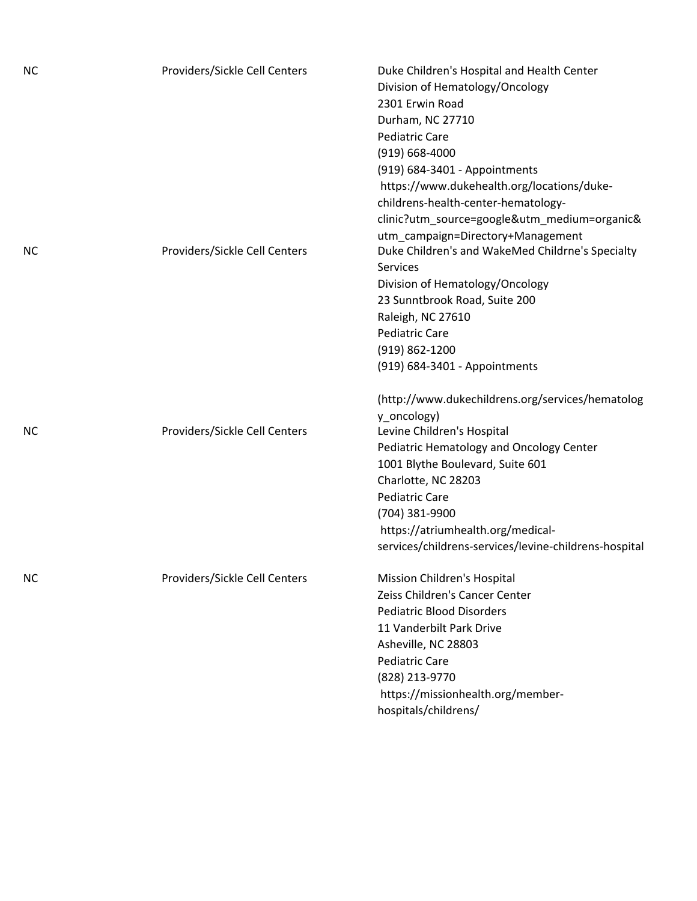| | | |
|---|---|---|
| NC | Providers/Sickle Cell Centers | Duke Children's Hospital and Health Center<br>Division of Hematology/Oncology<br>2301 Erwin Road<br>Durham, NC 27710<br>Pediatric Care<br>(919) 668-4000<br>(919) 684-3401 - Appointments<br>https://www.dukehealth.org/locations/duke-childrens-health-center-hematology-clinic?utm_source=google&utm_medium=organic&utm_campaign=Directory+Management |
| NC | Providers/Sickle Cell Centers | Duke Children's and WakeMed Childrne's Specialty Services<br>Division of Hematology/Oncology<br>23 Sunntbrook Road, Suite 200<br>Raleigh, NC 27610<br>Pediatric Care<br>(919) 862-1200<br>(919) 684-3401 - Appointments<br><br>(http://www.dukechildrens.org/services/hematology_oncology) |
| NC | Providers/Sickle Cell Centers | Levine Children's Hospital<br>Pediatric Hematology and Oncology Center<br>1001 Blythe Boulevard, Suite 601<br>Charlotte, NC 28203<br>Pediatric Care<br>(704) 381-9900<br>https://atriumhealth.org/medical-services/childrens-services/levine-childrens-hospital |
| NC | Providers/Sickle Cell Centers | Mission Children's Hospital<br>Zeiss Children's Cancer Center<br>Pediatric Blood Disorders<br>11 Vanderbilt Park Drive<br>Asheville, NC 28803<br>Pediatric Care<br>(828) 213-9770<br>https://missionhealth.org/member-hospitals/childrens/ |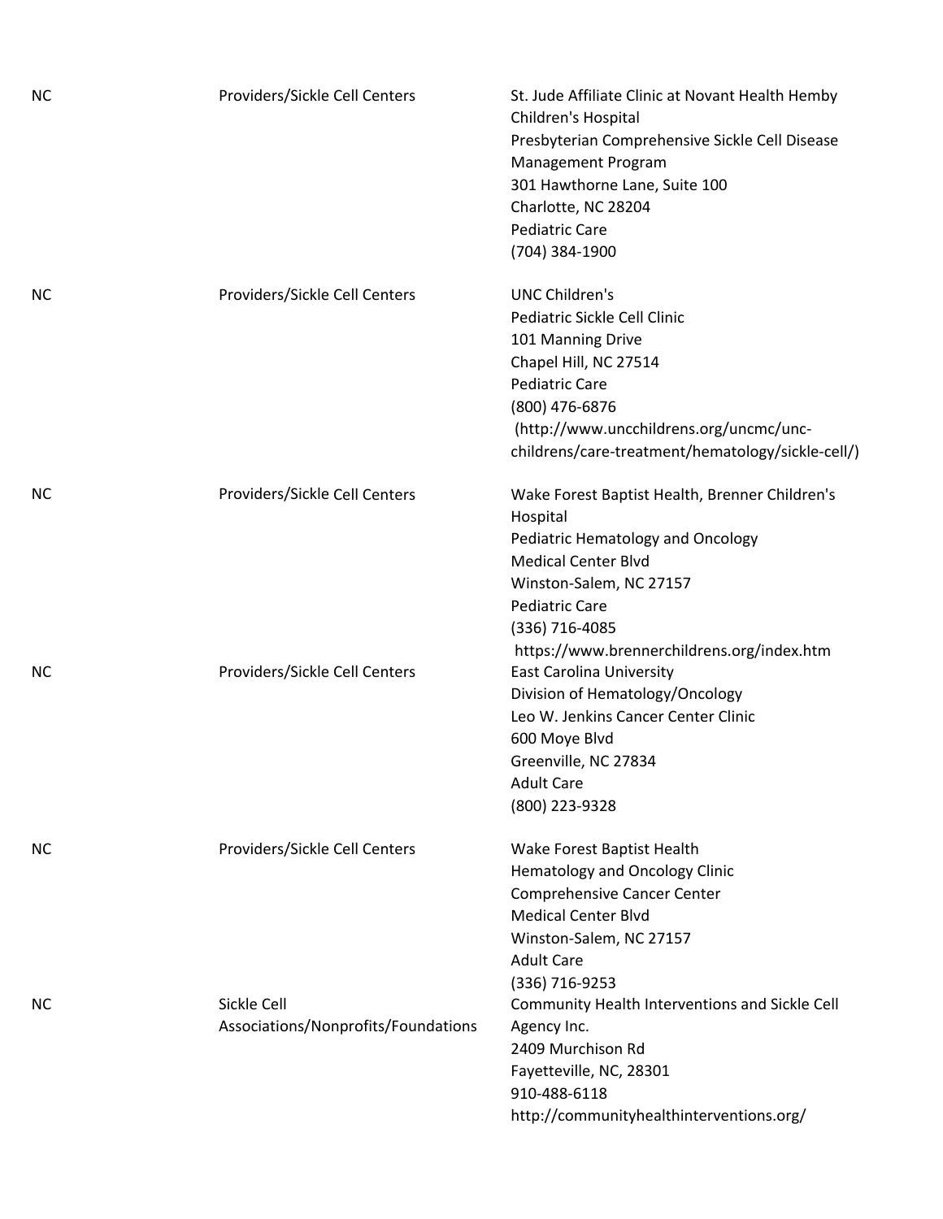| | | |
|---|---|---|
| NC | Providers/Sickle Cell Centers | St. Jude Affiliate Clinic at Novant Health Hemby Children's Hospital<br>Presbyterian Comprehensive Sickle Cell Disease Management Program<br>301 Hawthorne Lane, Suite 100<br>Charlotte, NC 28204<br>Pediatric Care<br>(704) 384-1900 |
| NC | Providers/Sickle Cell Centers | UNC Children's<br>Pediatric Sickle Cell Clinic<br>101 Manning Drive<br>Chapel Hill, NC 27514<br>Pediatric Care<br>(800) 476-6876<br>(http://www.uncchildrens.org/uncmc/unc-childrens/care-treatment/hematology/sickle-cell/) |
| NC | Providers/Sickle Cell Centers | Wake Forest Baptist Health, Brenner Children's Hospital<br>Pediatric Hematology and Oncology<br>Medical Center Blvd<br>Winston-Salem, NC 27157<br>Pediatric Care<br>(336) 716-4085<br>https://www.brennerchildrens.org/index.htm |
| NC | Providers/Sickle Cell Centers | East Carolina University<br>Division of Hematology/Oncology<br>Leo W. Jenkins Cancer Center Clinic<br>600 Moye Blvd<br>Greenville, NC 27834<br>Adult Care<br>(800) 223-9328 |
| NC | Providers/Sickle Cell Centers | Wake Forest Baptist Health<br>Hematology and Oncology Clinic<br>Comprehensive Cancer Center<br>Medical Center Blvd<br>Winston-Salem, NC 27157<br>Adult Care<br>(336) 716-9253 |
| NC | Sickle Cell Associations/Nonprofits/Foundations | Community Health Interventions and Sickle Cell Agency Inc.<br>2409 Murchison Rd<br>Fayetteville, NC, 28301<br>910-488-6118<br>http://communityhealthinterventions.org/ |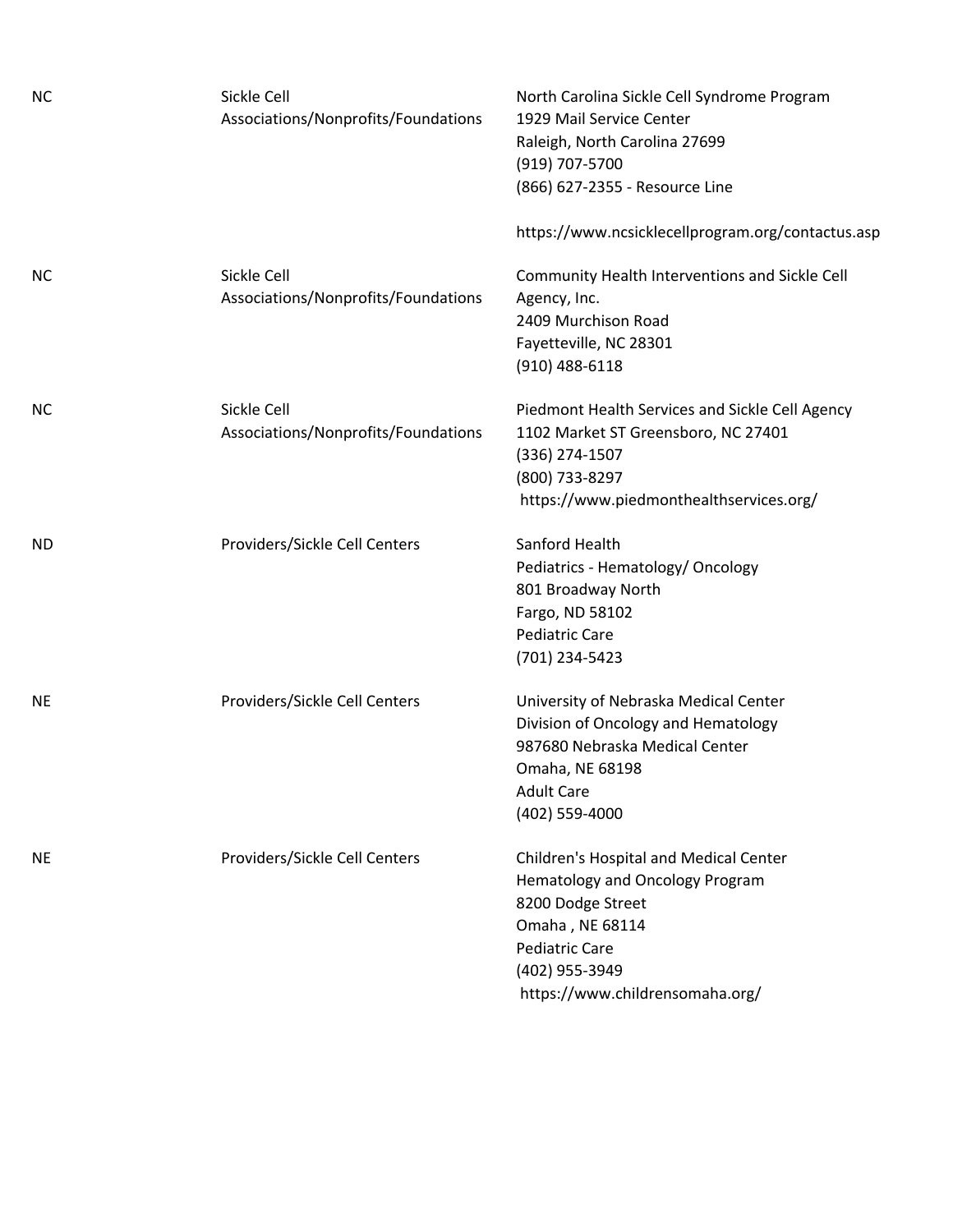| | | |
|---|---|---|
| NC | Sickle Cell Associations/Nonprofits/Foundations | North Carolina Sickle Cell Syndrome Program<br>1929 Mail Service Center<br>Raleigh, North Carolina 27699<br>(919) 707-5700<br>(866) 627-2355 - Resource Line<br><br>https://www.ncsicklecellprogram.org/contactus.asp |
| NC | Sickle Cell Associations/Nonprofits/Foundations | Community Health Interventions and Sickle Cell Agency, Inc.<br>2409 Murchison Road<br>Fayetteville, NC 28301<br>(910) 488-6118 |
| NC | Sickle Cell Associations/Nonprofits/Foundations | Piedmont Health Services and Sickle Cell Agency<br>1102 Market ST Greensboro, NC 27401<br>(336) 274-1507<br>(800) 733-8297<br>https://www.piedmonthealthservices.org/ |
| ND | Providers/Sickle Cell Centers | Sanford Health<br>Pediatrics - Hematology/ Oncology<br>801 Broadway North<br>Fargo, ND 58102<br>Pediatric Care<br>(701) 234-5423 |
| NE | Providers/Sickle Cell Centers | University of Nebraska Medical Center<br>Division of Oncology and Hematology<br>987680 Nebraska Medical Center<br>Omaha, NE 68198<br>Adult Care<br>(402) 559-4000 |
| NE | Providers/Sickle Cell Centers | Children's Hospital and Medical Center<br>Hematology and Oncology Program<br>8200 Dodge Street<br>Omaha , NE 68114<br>Pediatric Care<br>(402) 955-3949<br>https://www.childrensomaha.org/ |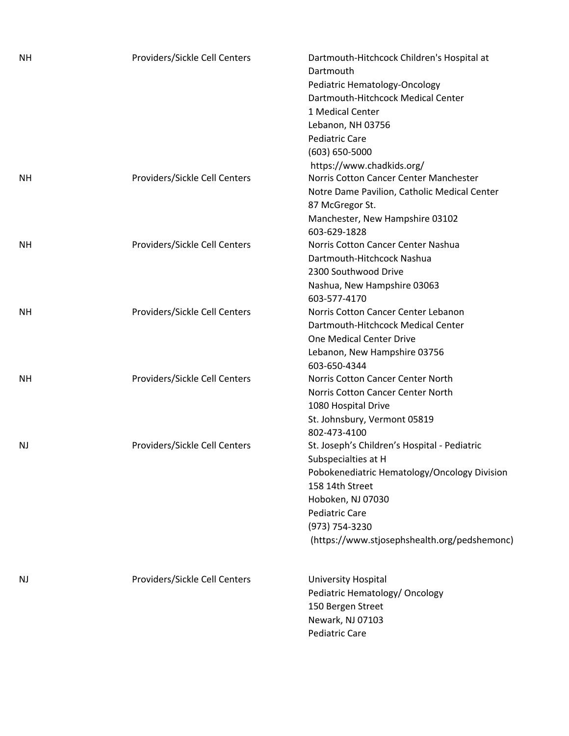| | | |
|---|---|---|
| NH | Providers/Sickle Cell Centers | Dartmouth-Hitchcock Children's Hospital at Dartmouth<br>Pediatric Hematology-Oncology<br>Dartmouth-Hitchcock Medical Center<br>1 Medical Center<br>Lebanon, NH 03756<br>Pediatric Care<br>(603) 650-5000<br>https://www.chadkids.org/ |
| NH | Providers/Sickle Cell Centers | Norris Cotton Cancer Center Manchester<br>Notre Dame Pavilion, Catholic Medical Center<br>87 McGregor St.<br>Manchester, New Hampshire 03102<br>603-629-1828 |
| NH | Providers/Sickle Cell Centers | Norris Cotton Cancer Center Nashua<br>Dartmouth-Hitchcock Nashua<br>2300 Southwood Drive<br>Nashua, New Hampshire 03063<br>603-577-4170 |
| NH | Providers/Sickle Cell Centers | Norris Cotton Cancer Center Lebanon<br>Dartmouth-Hitchcock Medical Center<br>One Medical Center Drive<br>Lebanon, New Hampshire 03756<br>603-650-4344 |
| NH | Providers/Sickle Cell Centers | Norris Cotton Cancer Center North<br>Norris Cotton Cancer Center North<br>1080 Hospital Drive<br>St. Johnsbury, Vermont 05819<br>802-473-4100 |
| NJ | Providers/Sickle Cell Centers | St. Joseph's Children's Hospital - Pediatric Subspecialties at H<br>Pobokenediatric Hematology/Oncology Division<br>158 14th Street<br>Hoboken, NJ 07030<br>Pediatric Care<br>(973) 754-3230<br>(https://www.stjosephshealth.org/pedshemonc) |
| NJ | Providers/Sickle Cell Centers | University Hospital<br>Pediatric Hematology/ Oncology<br>150 Bergen Street<br>Newark, NJ 07103<br>Pediatric Care |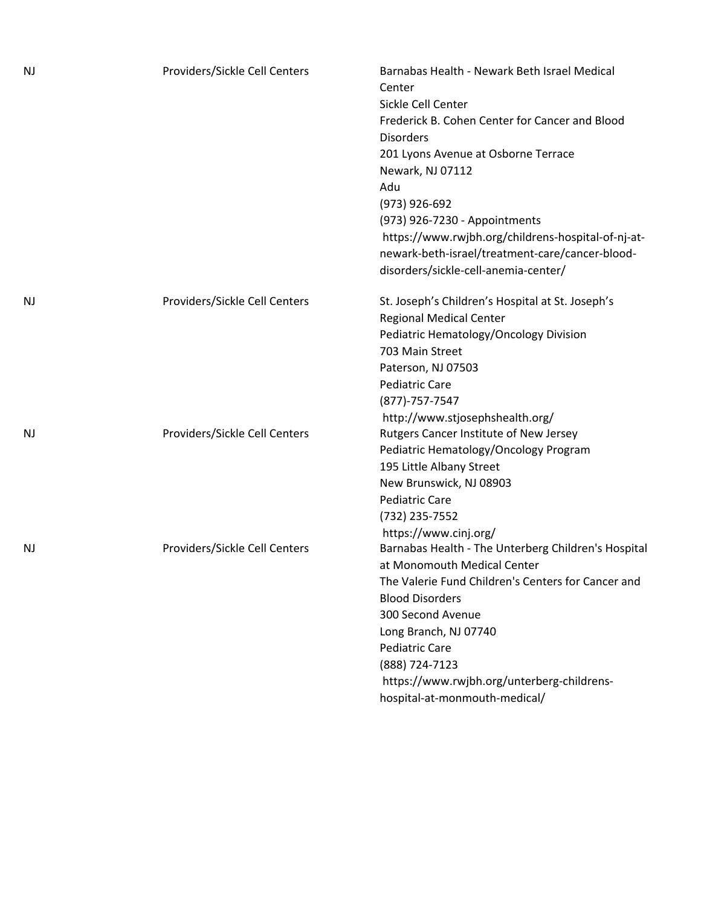| | | |
|---|---|---|
| NJ | Providers/Sickle Cell Centers | Barnabas Health - Newark Beth Israel Medical Center<br>Sickle Cell Center<br>Frederick B. Cohen Center for Cancer and Blood Disorders<br>201 Lyons Avenue at Osborne Terrace<br>Newark, NJ 07112<br>Adu<br>(973) 926-692<br>(973) 926-7230 - Appointments<br>https://www.rwjbh.org/childrens-hospital-of-nj-at-newark-beth-israel/treatment-care/cancer-blood-disorders/sickle-cell-anemia-center/ |
| NJ | Providers/Sickle Cell Centers | St. Joseph's Children's Hospital at St. Joseph's Regional Medical Center<br>Pediatric Hematology/Oncology Division<br>703 Main Street<br>Paterson, NJ 07503<br>Pediatric Care<br>(877)-757-7547<br>http://www.stjosephshealth.org/ |
| NJ | Providers/Sickle Cell Centers | Rutgers Cancer Institute of New Jersey<br>Pediatric Hematology/Oncology Program<br>195 Little Albany Street<br>New Brunswick, NJ 08903<br>Pediatric Care<br>(732) 235-7552<br>https://www.cinj.org/ |
| NJ | Providers/Sickle Cell Centers | Barnabas Health - The Unterberg Children's Hospital at Monomouth Medical Center<br>The Valerie Fund Children's Centers for Cancer and Blood Disorders<br>300 Second Avenue<br>Long Branch, NJ 07740<br>Pediatric Care<br>(888) 724-7123<br>https://www.rwjbh.org/unterberg-childrens-hospital-at-monmouth-medical/ |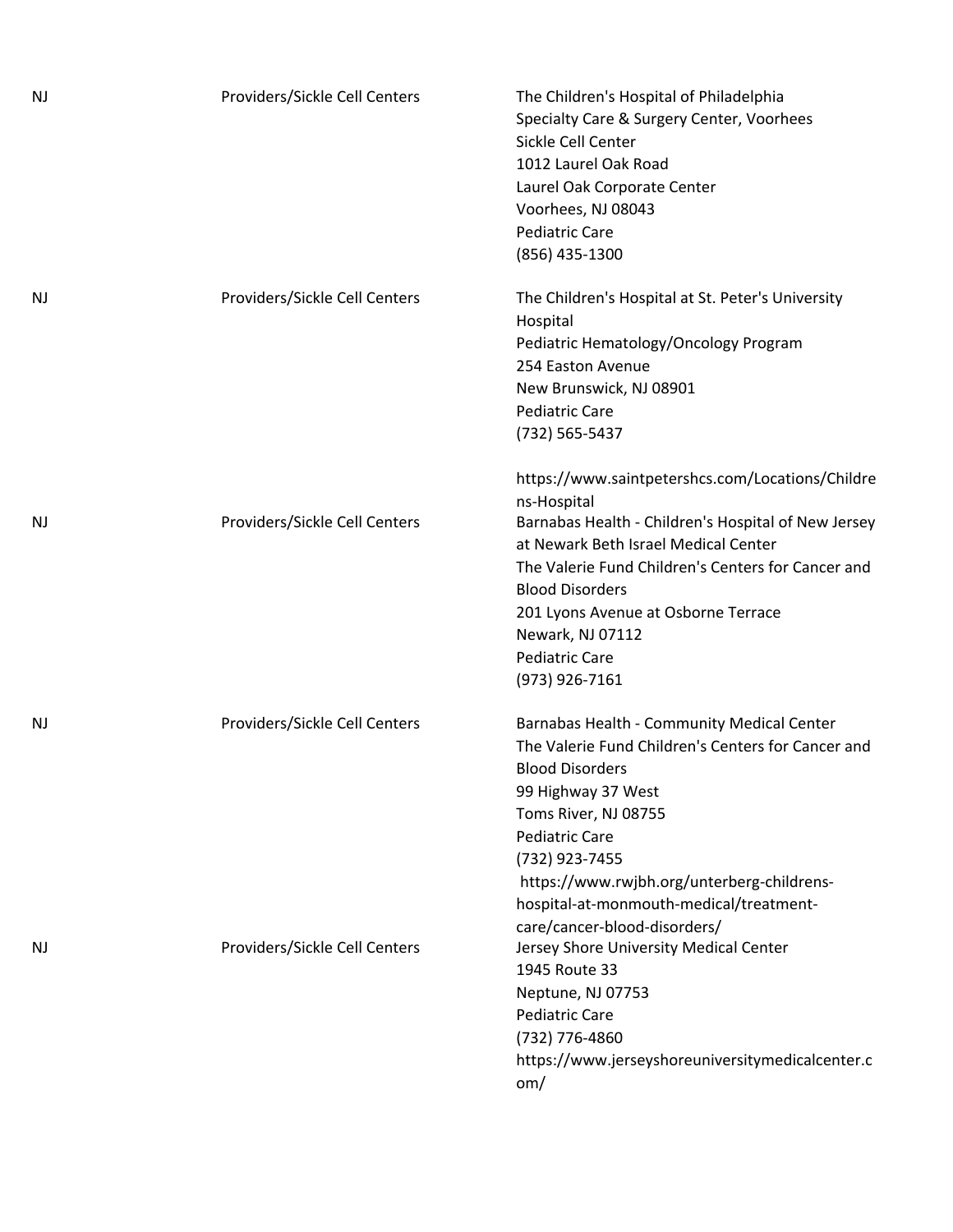| | | |
|---|---|---|
| NJ | Providers/Sickle Cell Centers | The Children's Hospital of Philadelphia<br>Specialty Care & Surgery Center, Voorhees<br>Sickle Cell Center<br>1012 Laurel Oak Road<br>Laurel Oak Corporate Center<br>Voorhees, NJ 08043<br>Pediatric Care<br>(856) 435-1300 |
| NJ | Providers/Sickle Cell Centers | The Children's Hospital at St. Peter's University Hospital<br>Pediatric Hematology/Oncology Program<br>254 Easton Avenue<br>New Brunswick, NJ 08901<br>Pediatric Care<br>(732) 565-5437<br><br>https://www.saintpetershcs.com/Locations/Childrens-Hospital |
| NJ | Providers/Sickle Cell Centers | Barnabas Health - Children's Hospital of New Jersey at Newark Beth Israel Medical Center<br>The Valerie Fund Children's Centers for Cancer and Blood Disorders<br>201 Lyons Avenue at Osborne Terrace<br>Newark, NJ 07112<br>Pediatric Care<br>(973) 926-7161 |
| NJ | Providers/Sickle Cell Centers | Barnabas Health - Community Medical Center<br>The Valerie Fund Children's Centers for Cancer and Blood Disorders<br>99 Highway 37 West<br>Toms River, NJ 08755<br>Pediatric Care<br>(732) 923-7455<br>https://www.rwjbh.org/unterberg-childrens-hospital-at-monmouth-medical/treatment-care/cancer-blood-disorders/ |
| NJ | Providers/Sickle Cell Centers | Jersey Shore University Medical Center<br>1945 Route 33<br>Neptune, NJ 07753<br>Pediatric Care<br>(732) 776-4860<br>https://www.jerseyshoreuniversitymedicalcenter.com/ |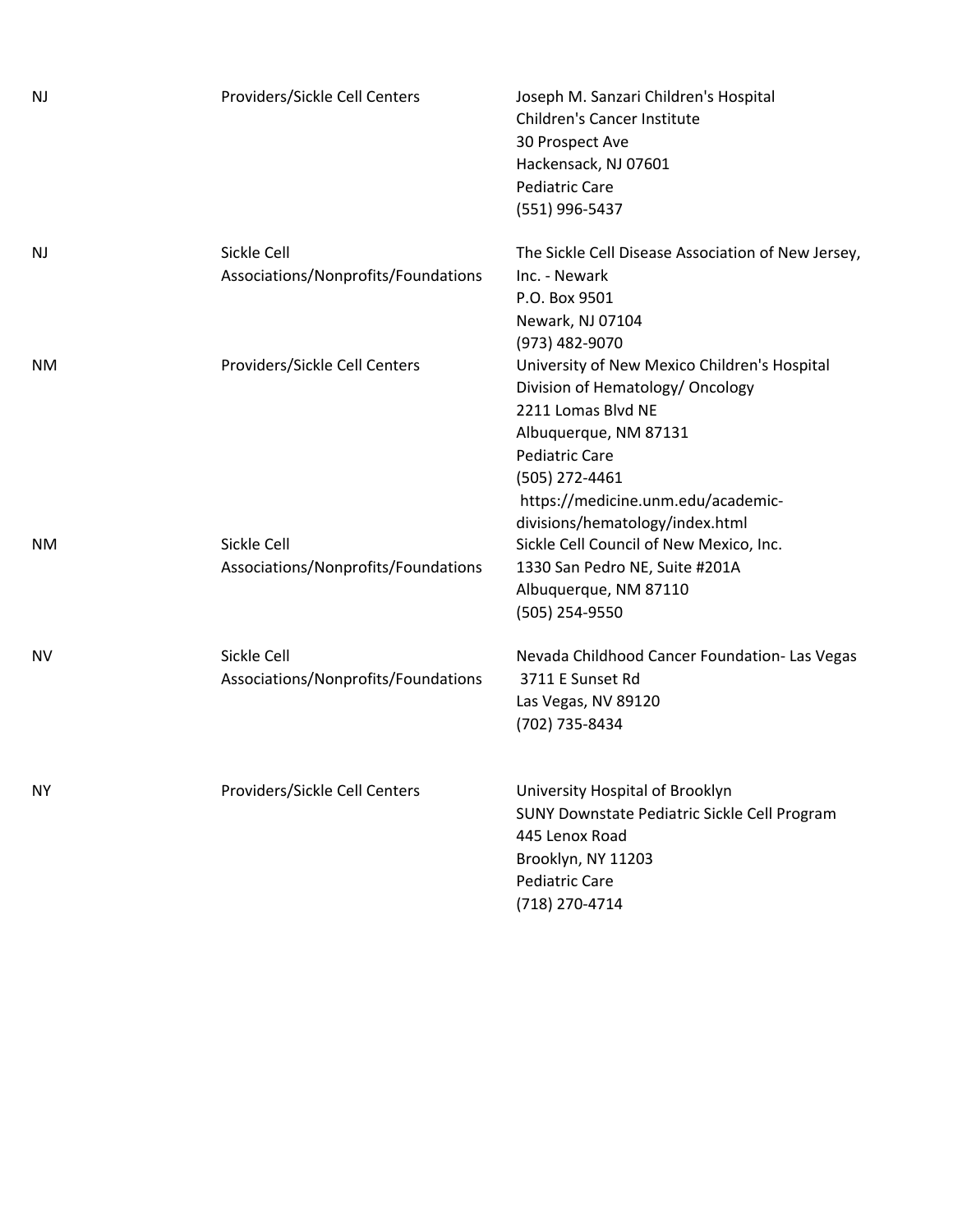| | | |
|---|---|---|
| NJ | Providers/Sickle Cell Centers | Joseph M. Sanzari Children's Hospital<br>Children's Cancer Institute<br>30 Prospect Ave<br>Hackensack, NJ 07601<br>Pediatric Care<br>(551) 996-5437 |
| NJ | Sickle Cell Associations/Nonprofits/Foundations | The Sickle Cell Disease Association of New Jersey, Inc. - Newark<br>P.O. Box 9501<br>Newark, NJ 07104<br>(973) 482-9070 |
| NM | Providers/Sickle Cell Centers | University of New Mexico Children's Hospital<br>Division of Hematology/ Oncology<br>2211 Lomas Blvd NE<br>Albuquerque, NM 87131<br>Pediatric Care<br>(505) 272-4461<br>https://medicine.unm.edu/academic-divisions/hematology/index.html |
| NM | Sickle Cell Associations/Nonprofits/Foundations | Sickle Cell Council of New Mexico, Inc.<br>1330 San Pedro NE, Suite #201A<br>Albuquerque, NM 87110<br>(505) 254-9550 |
| NV | Sickle Cell Associations/Nonprofits/Foundations | Nevada Childhood Cancer Foundation- Las Vegas<br>3711 E Sunset Rd<br>Las Vegas, NV 89120<br>(702) 735-8434 |
| NY | Providers/Sickle Cell Centers | University Hospital of Brooklyn<br>SUNY Downstate Pediatric Sickle Cell Program<br>445 Lenox Road<br>Brooklyn, NY 11203<br>Pediatric Care<br>(718) 270-4714 |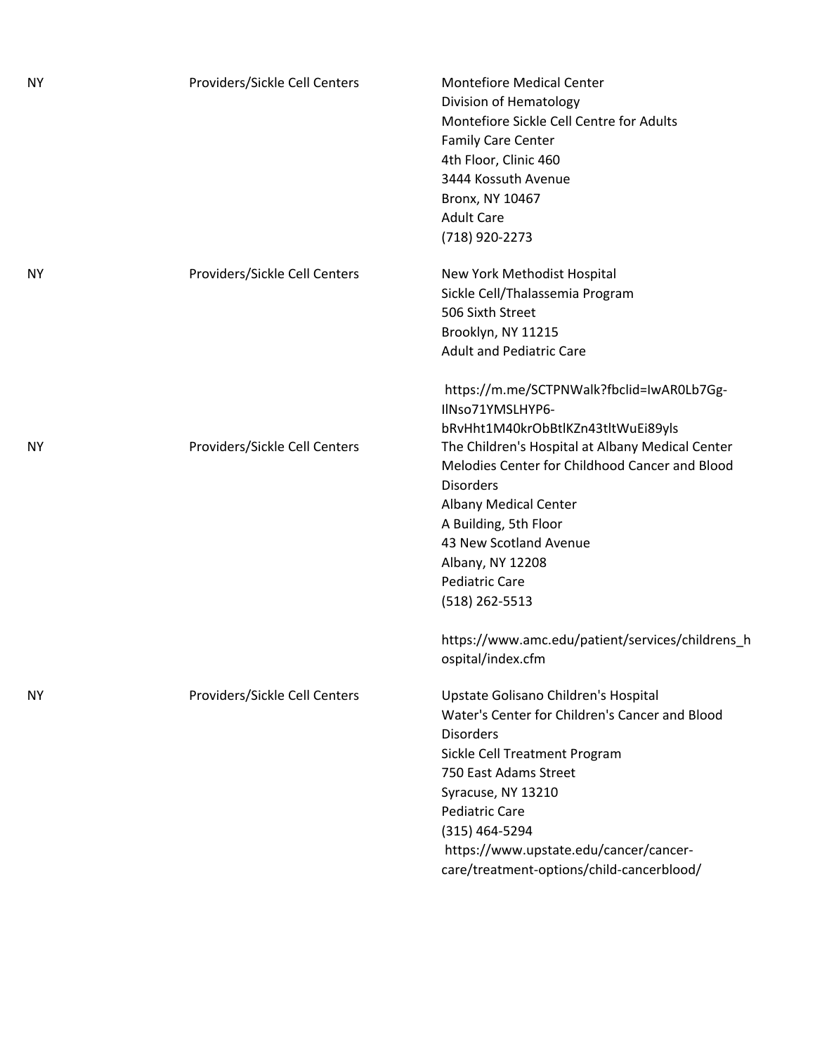| | | |
|---|---|---|
| NY | Providers/Sickle Cell Centers | Montefiore Medical Center<br>Division of Hematology<br>Montefiore Sickle Cell Centre for Adults<br>Family Care Center<br>4th Floor, Clinic 460<br>3444 Kossuth Avenue<br>Bronx, NY 10467<br>Adult Care<br>(718) 920-2273 |
| NY | Providers/Sickle Cell Centers | New York Methodist Hospital<br>Sickle Cell/Thalassemia Program<br>506 Sixth Street<br>Brooklyn, NY 11215<br>Adult and Pediatric Care<br><br>https://m.me/SCTPNWalk?fbclid=IwAR0Lb7Gg-IlNso71YMSLHYP6-bRvHht1M40krObBtlKZn43tltWuEi89yls |
| NY | Providers/Sickle Cell Centers | The Children's Hospital at Albany Medical Center<br>Melodies Center for Childhood Cancer and Blood Disorders<br>Albany Medical Center<br>A Building, 5th Floor<br>43 New Scotland Avenue<br>Albany, NY 12208<br>Pediatric Care<br>(518) 262-5513<br><br>https://www.amc.edu/patient/services/childrens_hospital/index.cfm |
| NY | Providers/Sickle Cell Centers | Upstate Golisano Children's Hospital<br>Water's Center for Children's Cancer and Blood Disorders<br>Sickle Cell Treatment Program<br>750 East Adams Street<br>Syracuse, NY 13210<br>Pediatric Care<br>(315) 464-5294<br>https://www.upstate.edu/cancer/cancer-care/treatment-options/child-cancerblood/ |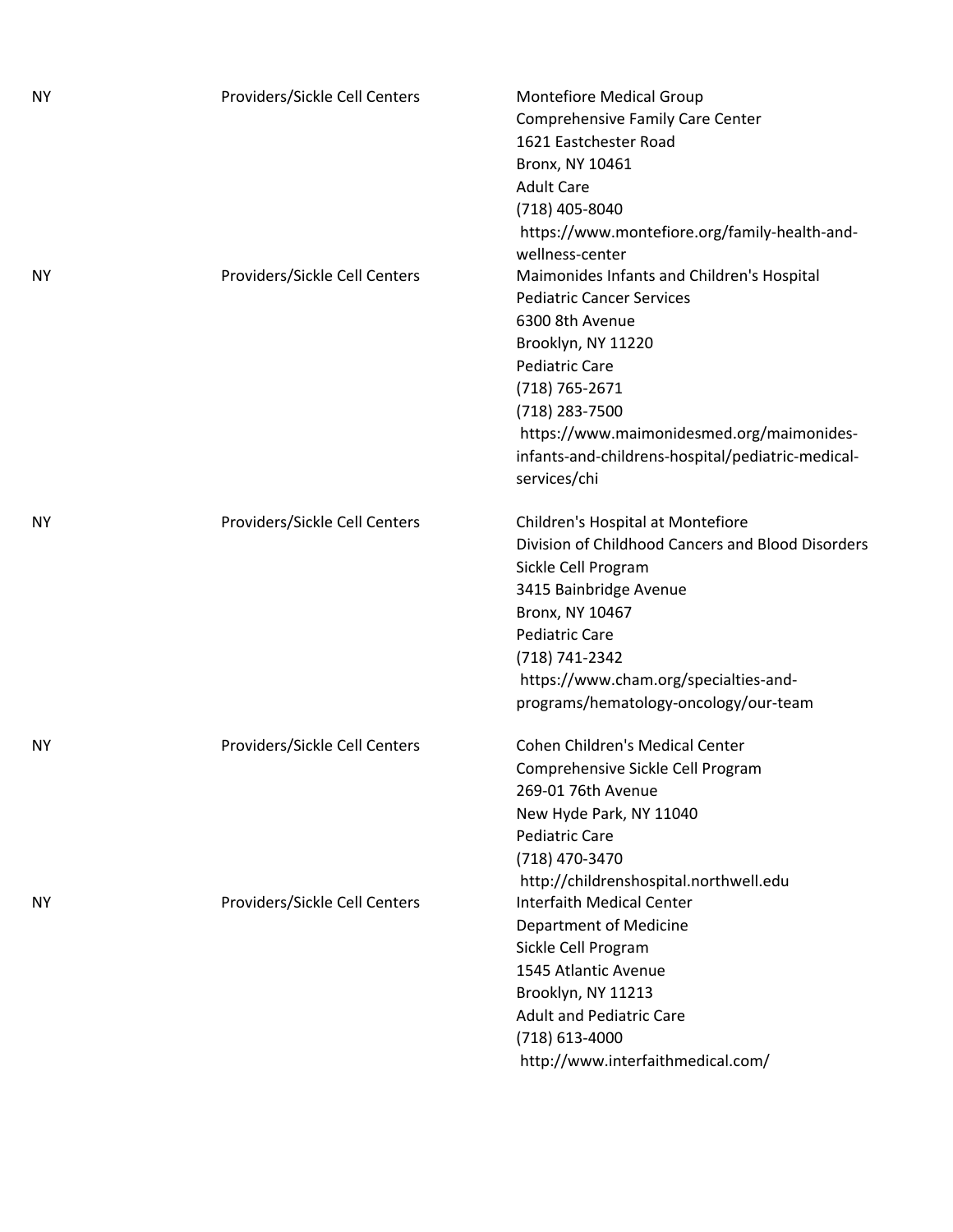| | | |
|---|---|---|
| NY | Providers/Sickle Cell Centers | Montefiore Medical Group<br>Comprehensive Family Care Center<br>1621 Eastchester Road<br>Bronx, NY 10461<br>Adult Care<br>(718) 405-8040<br>https://www.montefiore.org/family-health-and-wellness-center |
| NY | Providers/Sickle Cell Centers | Maimonides Infants and Children's Hospital<br>Pediatric Cancer Services<br>6300 8th Avenue<br>Brooklyn, NY 11220<br>Pediatric Care<br>(718) 765-2671<br>(718) 283-7500<br>https://www.maimonidesmed.org/maimonides-infants-and-childrens-hospital/pediatric-medical-services/chi |
| NY | Providers/Sickle Cell Centers | Children's Hospital at Montefiore<br>Division of Childhood Cancers and Blood Disorders<br>Sickle Cell Program<br>3415 Bainbridge Avenue<br>Bronx, NY 10467<br>Pediatric Care<br>(718) 741-2342<br>https://www.cham.org/specialties-and-programs/hematology-oncology/our-team |
| NY | Providers/Sickle Cell Centers | Cohen Children's Medical Center<br>Comprehensive Sickle Cell Program<br>269-01 76th Avenue<br>New Hyde Park, NY 11040<br>Pediatric Care<br>(718) 470-3470<br>http://childrenshospital.northwell.edu |
| NY | Providers/Sickle Cell Centers | Interfaith Medical Center<br>Department of Medicine<br>Sickle Cell Program<br>1545 Atlantic Avenue<br>Brooklyn, NY 11213<br>Adult and Pediatric Care<br>(718) 613-4000<br>http://www.interfaithmedical.com/ |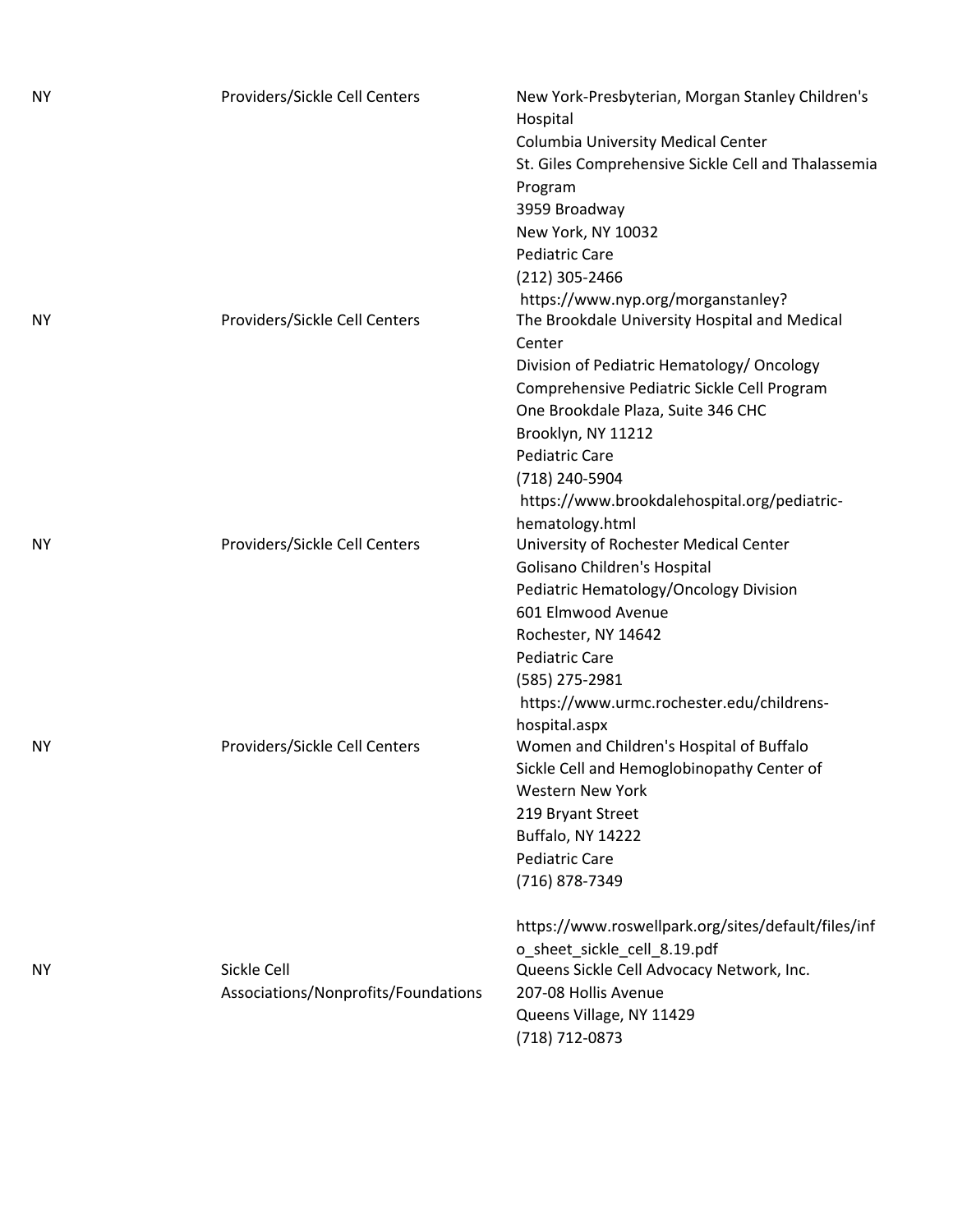| | | |
|---|---|---|
| NY | Providers/Sickle Cell Centers | New York-Presbyterian, Morgan Stanley Children's Hospital<br>Columbia University Medical Center<br>St. Giles Comprehensive Sickle Cell and Thalassemia Program<br>3959 Broadway<br>New York, NY 10032<br>Pediatric Care<br>(212) 305-2466<br>https://www.nyp.org/morganstanley? |
| NY | Providers/Sickle Cell Centers | The Brookdale University Hospital and Medical Center<br>Division of Pediatric Hematology/ Oncology<br>Comprehensive Pediatric Sickle Cell Program<br>One Brookdale Plaza, Suite 346 CHC<br>Brooklyn, NY 11212<br>Pediatric Care<br>(718) 240-5904<br>https://www.brookdalehospital.org/pediatric-hematology.html |
| NY | Providers/Sickle Cell Centers | University of Rochester Medical Center<br>Golisano Children's Hospital<br>Pediatric Hematology/Oncology Division<br>601 Elmwood Avenue<br>Rochester, NY 14642<br>Pediatric Care<br>(585) 275-2981<br>https://www.urmc.rochester.edu/childrens-hospital.aspx |
| NY | Providers/Sickle Cell Centers | Women and Children's Hospital of Buffalo<br>Sickle Cell and Hemoglobinopathy Center of Western New York<br>219 Bryant Street<br>Buffalo, NY 14222<br>Pediatric Care<br>(716) 878-7349<br><br>https://www.roswellpark.org/sites/default/files/info_sheet_sickle_cell_8.19.pdf |
| NY | Sickle Cell Associations/Nonprofits/Foundations | Queens Sickle Cell Advocacy Network, Inc.<br>207-08 Hollis Avenue<br>Queens Village, NY 11429<br>(718) 712-0873 |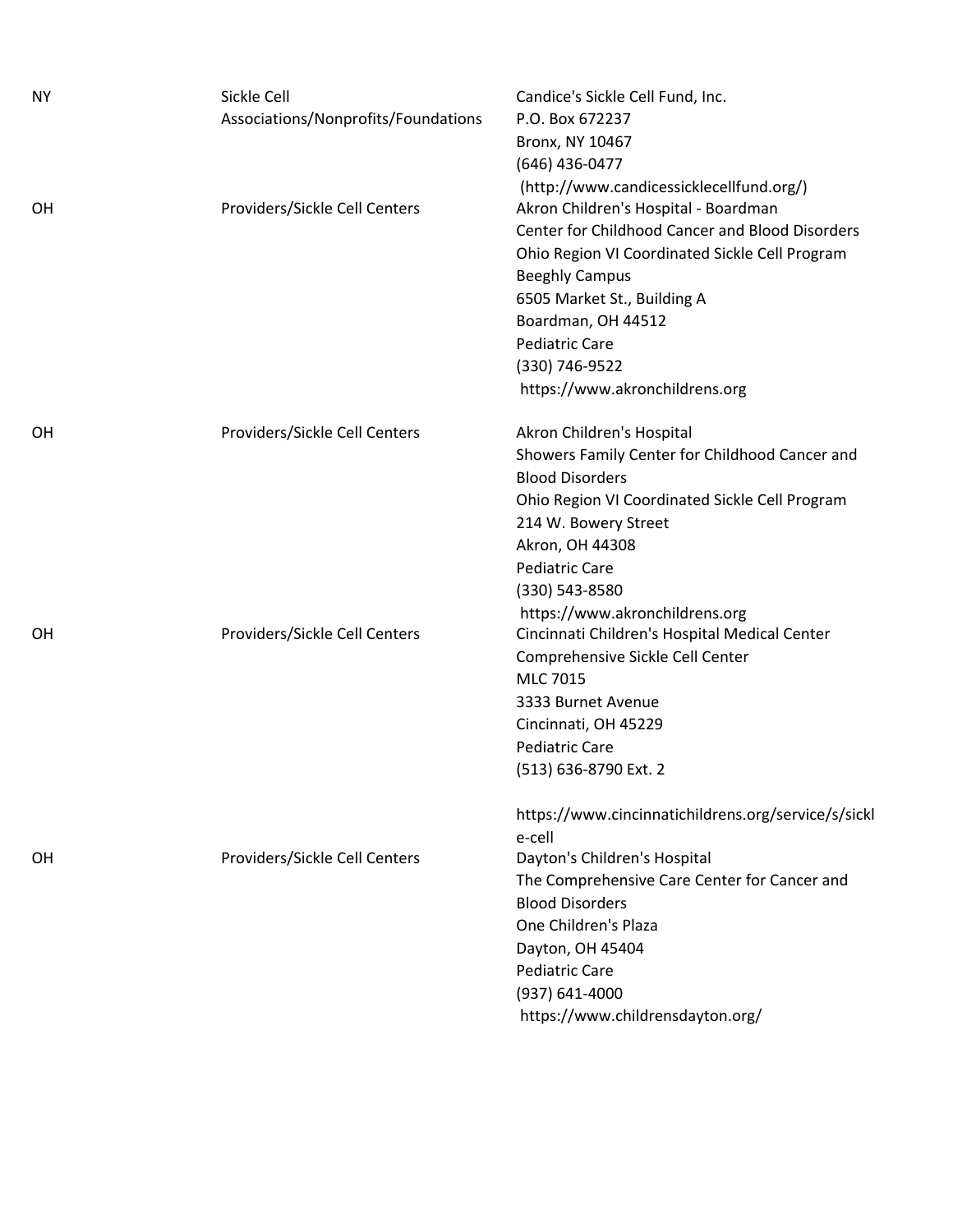| | | |
|---|---|---|
| NY | Sickle Cell Associations/Nonprofits/Foundations | Candice's Sickle Cell Fund, Inc.<br>P.O. Box 672237<br>Bronx, NY 10467<br>(646) 436-0477<br>(http://www.candicessicklecellfund.org/) |
| OH | Providers/Sickle Cell Centers | Akron Children's Hospital - Boardman<br>Center for Childhood Cancer and Blood Disorders<br>Ohio Region VI Coordinated Sickle Cell Program<br>Beeghly Campus<br>6505 Market St., Building A<br>Boardman, OH 44512<br>Pediatric Care<br>(330) 746-9522<br>https://www.akronchildrens.org |
| OH | Providers/Sickle Cell Centers | Akron Children's Hospital<br>Showers Family Center for Childhood Cancer and Blood Disorders<br>Ohio Region VI Coordinated Sickle Cell Program<br>214 W. Bowery Street<br>Akron, OH 44308<br>Pediatric Care<br>(330) 543-8580<br>https://www.akronchildrens.org |
| OH | Providers/Sickle Cell Centers | Cincinnati Children's Hospital Medical Center<br>Comprehensive Sickle Cell Center<br>MLC 7015<br>3333 Burnet Avenue<br>Cincinnati, OH 45229<br>Pediatric Care<br>(513) 636-8790 Ext. 2<br>https://www.cincinnatichildrens.org/service/s/sickle-cell |
| OH | Providers/Sickle Cell Centers | Dayton's Children's Hospital<br>The Comprehensive Care Center for Cancer and Blood Disorders<br>One Children's Plaza<br>Dayton, OH 45404<br>Pediatric Care<br>(937) 641-4000<br>https://www.childrensdayton.org/ |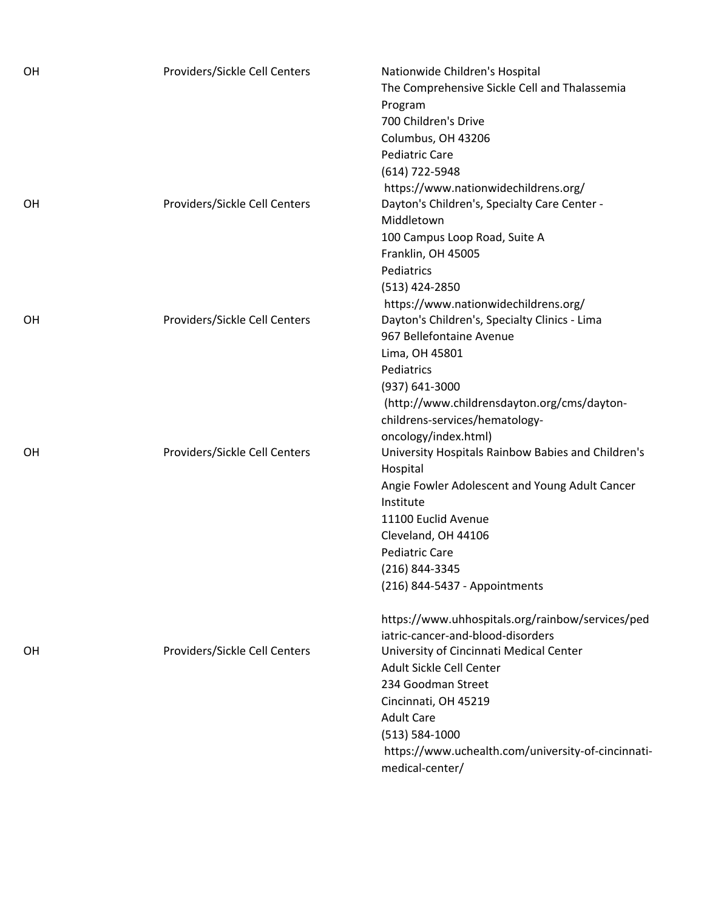| | | |
|---|---|---|
| OH | Providers/Sickle Cell Centers | Nationwide Children's Hospital<br>The Comprehensive Sickle Cell and Thalassemia Program<br>700 Children's Drive<br>Columbus, OH 43206<br>Pediatric Care<br>(614) 722-5948<br>https://www.nationwidechildrens.org/ |
| OH | Providers/Sickle Cell Centers | Dayton's Children's, Specialty Care Center - Middletown<br>100 Campus Loop Road, Suite A<br>Franklin, OH 45005<br>Pediatrics<br>(513) 424-2850<br>https://www.nationwidechildrens.org/ |
| OH | Providers/Sickle Cell Centers | Dayton's Children's, Specialty Clinics - Lima<br>967 Bellefontaine Avenue<br>Lima, OH 45801<br>Pediatrics<br>(937) 641-3000<br>(http://www.childrensdayton.org/cms/dayton-childrens-services/hematology-oncology/index.html) |
| OH | Providers/Sickle Cell Centers | University Hospitals Rainbow Babies and Children's Hospital<br>Angie Fowler Adolescent and Young Adult Cancer Institute<br>11100 Euclid Avenue<br>Cleveland, OH 44106<br>Pediatric Care<br>(216) 844-3345<br>(216) 844-5437 - Appointments<br><br>https://www.uhhospitals.org/rainbow/services/pediatric-cancer-and-blood-disorders |
| OH | Providers/Sickle Cell Centers | University of Cincinnati Medical Center<br>Adult Sickle Cell Center<br>234 Goodman Street<br>Cincinnati, OH 45219<br>Adult Care<br>(513) 584-1000<br>https://www.uchealth.com/university-of-cincinnati-medical-center/ |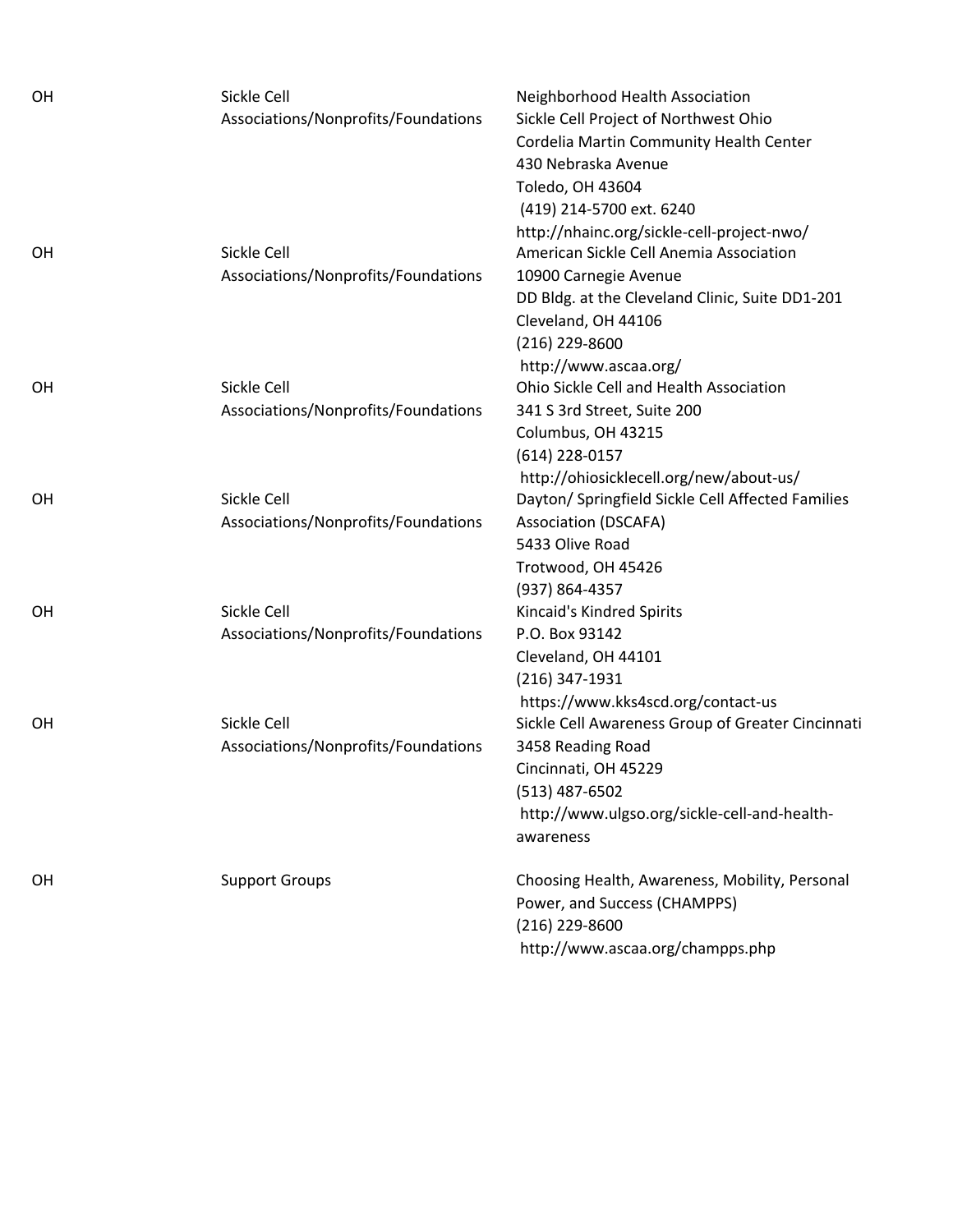| | | |
|---|---|---|
| OH | Sickle Cell Associations/Nonprofits/Foundations | Neighborhood Health Association<br>Sickle Cell Project of Northwest Ohio<br>Cordelia Martin Community Health Center<br>430 Nebraska Avenue<br>Toledo, OH 43604<br>(419) 214-5700 ext. 6240<br>http://nhainc.org/sickle-cell-project-nwo/ |
| OH | Sickle Cell Associations/Nonprofits/Foundations | American Sickle Cell Anemia Association<br>10900 Carnegie Avenue<br>DD Bldg. at the Cleveland Clinic, Suite DD1-201<br>Cleveland, OH 44106<br>(216) 229-8600<br>http://www.ascaa.org/ |
| OH | Sickle Cell Associations/Nonprofits/Foundations | Ohio Sickle Cell and Health Association<br>341 S 3rd Street, Suite 200<br>Columbus, OH 43215<br>(614) 228-0157<br>http://ohiosicklecell.org/new/about-us/ |
| OH | Sickle Cell Associations/Nonprofits/Foundations | Dayton/ Springfield Sickle Cell Affected Families Association (DSCAFA)<br>5433 Olive Road<br>Trotwood, OH 45426<br>(937) 864-4357 |
| OH | Sickle Cell Associations/Nonprofits/Foundations | Kincaid's Kindred Spirits<br>P.O. Box 93142<br>Cleveland, OH 44101<br>(216) 347-1931<br>https://www.kks4scd.org/contact-us |
| OH | Sickle Cell Associations/Nonprofits/Foundations | Sickle Cell Awareness Group of Greater Cincinnati<br>3458 Reading Road<br>Cincinnati, OH 45229<br>(513) 487-6502<br>http://www.ulgso.org/sickle-cell-and-health-awareness |
| OH | Support Groups | Choosing Health, Awareness, Mobility, Personal Power, and Success (CHAMPPS)<br>(216) 229-8600<br>http://www.ascaa.org/champps.php |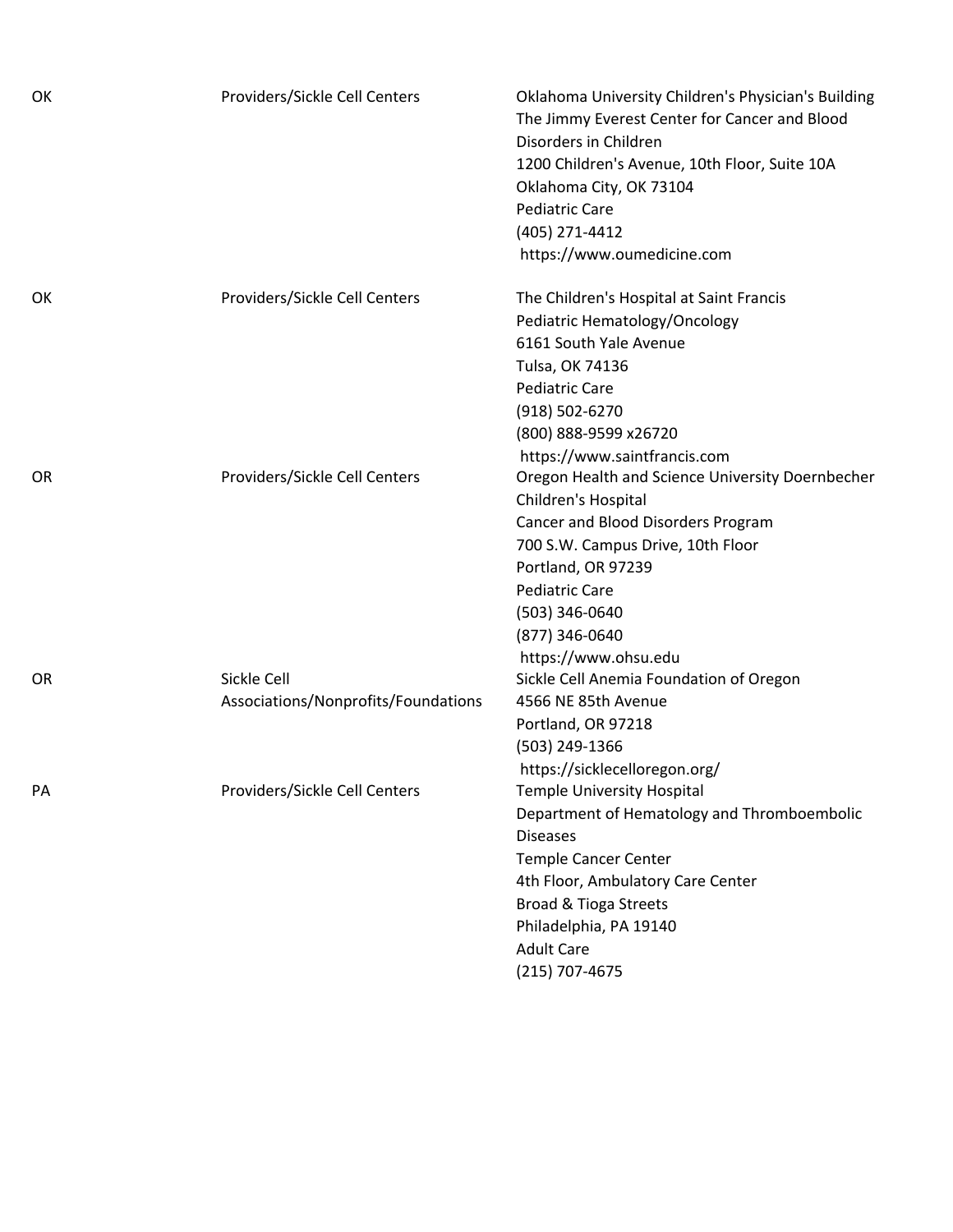| | | |
|---|---|---|
| OK | Providers/Sickle Cell Centers | Oklahoma University Children's Physician's Building<br>The Jimmy Everest Center for Cancer and Blood Disorders in Children<br>1200 Children's Avenue, 10th Floor, Suite 10A<br>Oklahoma City, OK 73104<br>Pediatric Care<br>(405) 271-4412<br>https://www.oumedicine.com |
| OK | Providers/Sickle Cell Centers | The Children's Hospital at Saint Francis<br>Pediatric Hematology/Oncology<br>6161 South Yale Avenue<br>Tulsa, OK 74136<br>Pediatric Care<br>(918) 502-6270<br>(800) 888-9599 x26720<br>https://www.saintfrancis.com |
| OR | Providers/Sickle Cell Centers | Oregon Health and Science University Doernbecher Children's Hospital<br>Cancer and Blood Disorders Program<br>700 S.W. Campus Drive, 10th Floor<br>Portland, OR 97239<br>Pediatric Care<br>(503) 346-0640<br>(877) 346-0640<br>https://www.ohsu.edu |
| OR | Sickle Cell Associations/Nonprofits/Foundations | Sickle Cell Anemia Foundation of Oregon<br>4566 NE 85th Avenue<br>Portland, OR 97218<br>(503) 249-1366<br>https://sicklecelloregon.org/ |
| PA | Providers/Sickle Cell Centers | Temple University Hospital<br>Department of Hematology and Thromboembolic Diseases<br>Temple Cancer Center<br>4th Floor, Ambulatory Care Center<br>Broad & Tioga Streets<br>Philadelphia, PA 19140<br>Adult Care<br>(215) 707-4675 |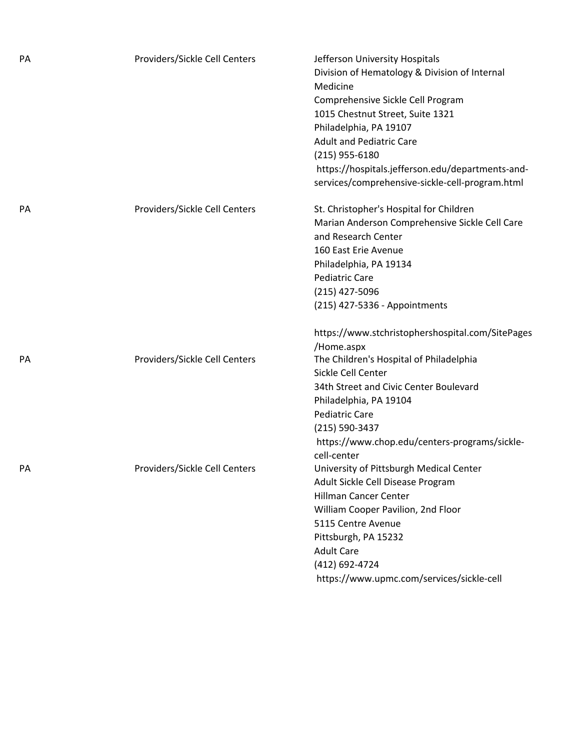| | | |
|---|---|---|
| PA | Providers/Sickle Cell Centers | Jefferson University Hospitals<br>Division of Hematology & Division of Internal Medicine<br>Comprehensive Sickle Cell Program<br>1015 Chestnut Street, Suite 1321<br>Philadelphia, PA 19107<br>Adult and Pediatric Care<br>(215) 955-6180<br>https://hospitals.jefferson.edu/departments-and-services/comprehensive-sickle-cell-program.html |
| PA | Providers/Sickle Cell Centers | St. Christopher's Hospital for Children<br>Marian Anderson Comprehensive Sickle Cell Care and Research Center<br>160 East Erie Avenue<br>Philadelphia, PA 19134<br>Pediatric Care<br>(215) 427-5096<br>(215) 427-5336 - Appointments<br><br>https://www.stchristophershospital.com/SitePages/Home.aspx |
| PA | Providers/Sickle Cell Centers | The Children's Hospital of Philadelphia<br>Sickle Cell Center<br>34th Street and Civic Center Boulevard<br>Philadelphia, PA 19104<br>Pediatric Care<br>(215) 590-3437<br>https://www.chop.edu/centers-programs/sickle-cell-center |
| PA | Providers/Sickle Cell Centers | University of Pittsburgh Medical Center<br>Adult Sickle Cell Disease Program<br>Hillman Cancer Center<br>William Cooper Pavilion, 2nd Floor<br>5115 Centre Avenue<br>Pittsburgh, PA 15232<br>Adult Care<br>(412) 692-4724<br>https://www.upmc.com/services/sickle-cell |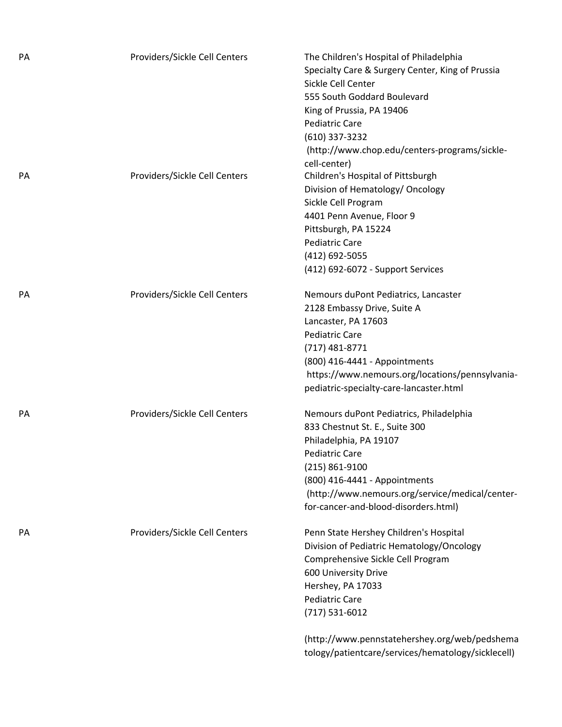| | | |
|---|---|---|
| PA | Providers/Sickle Cell Centers | The Children's Hospital of Philadelphia<br>Specialty Care & Surgery Center, King of Prussia<br>Sickle Cell Center<br>555 South Goddard Boulevard<br>King of Prussia, PA 19406<br>Pediatric Care<br>(610) 337-3232<br>(http://www.chop.edu/centers-programs/sickle-cell-center) |
| PA | Providers/Sickle Cell Centers | Children's Hospital of Pittsburgh<br>Division of Hematology/ Oncology<br>Sickle Cell Program<br>4401 Penn Avenue, Floor 9<br>Pittsburgh, PA 15224<br>Pediatric Care<br>(412) 692-5055<br>(412) 692-6072 - Support Services |
| PA | Providers/Sickle Cell Centers | Nemours duPont Pediatrics, Lancaster<br>2128 Embassy Drive, Suite A<br>Lancaster, PA 17603<br>Pediatric Care<br>(717) 481-8771<br>(800) 416-4441 - Appointments<br>https://www.nemours.org/locations/pennsylvania-pediatric-specialty-care-lancaster.html |
| PA | Providers/Sickle Cell Centers | Nemours duPont Pediatrics, Philadelphia<br>833 Chestnut St. E., Suite 300<br>Philadelphia, PA 19107<br>Pediatric Care<br>(215) 861-9100<br>(800) 416-4441 - Appointments<br>(http://www.nemours.org/service/medical/center-for-cancer-and-blood-disorders.html) |
| PA | Providers/Sickle Cell Centers | Penn State Hershey Children's Hospital<br>Division of Pediatric Hematology/Oncology<br>Comprehensive Sickle Cell Program<br>600 University Drive<br>Hershey, PA 17033<br>Pediatric Care<br>(717) 531-6012<br><br>(http://www.pennstatehershey.org/web/pedshematology/patientcare/services/hematology/sicklecell) |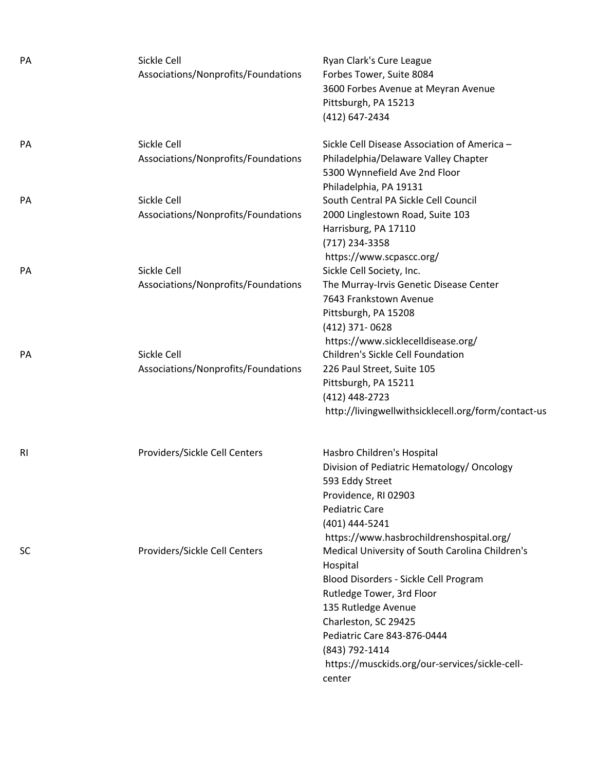| | | |
|---|---|---|
| PA | Sickle Cell Associations/Nonprofits/Foundations | Ryan Clark's Cure League<br>Forbes Tower, Suite 8084<br>3600 Forbes Avenue at Meyran Avenue<br>Pittsburgh, PA 15213<br>(412) 647-2434 |
| PA | Sickle Cell Associations/Nonprofits/Foundations | Sickle Cell Disease Association of America – Philadelphia/Delaware Valley Chapter<br>5300 Wynnefield Ave 2nd Floor<br>Philadelphia, PA 19131 |
| PA | Sickle Cell Associations/Nonprofits/Foundations | South Central PA Sickle Cell Council<br>2000 Linglestown Road, Suite 103<br>Harrisburg, PA 17110<br>(717) 234-3358<br>https://www.scpascc.org/ |
| PA | Sickle Cell Associations/Nonprofits/Foundations | Sickle Cell Society, Inc.<br>The Murray-Irvis Genetic Disease Center<br>7643 Frankstown Avenue<br>Pittsburgh, PA 15208<br>(412) 371- 0628<br>https://www.sicklecelldisease.org/ |
| PA | Sickle Cell Associations/Nonprofits/Foundations | Children's Sickle Cell Foundation<br>226 Paul Street, Suite 105<br>Pittsburgh, PA 15211<br>(412) 448-2723<br>http://livingwellwithsicklecell.org/form/contact-us |
| RI | Providers/Sickle Cell Centers | Hasbro Children's Hospital<br>Division of Pediatric Hematology/ Oncology<br>593 Eddy Street<br>Providence, RI 02903<br>Pediatric Care<br>(401) 444-5241<br>https://www.hasbrochildrenshospital.org/ |
| SC | Providers/Sickle Cell Centers | Medical University of South Carolina Children's Hospital<br>Blood Disorders - Sickle Cell Program<br>Rutledge Tower, 3rd Floor<br>135 Rutledge Avenue<br>Charleston, SC 29425<br>Pediatric Care 843-876-0444<br>(843) 792-1414<br>https://musckids.org/our-services/sickle-cell-center |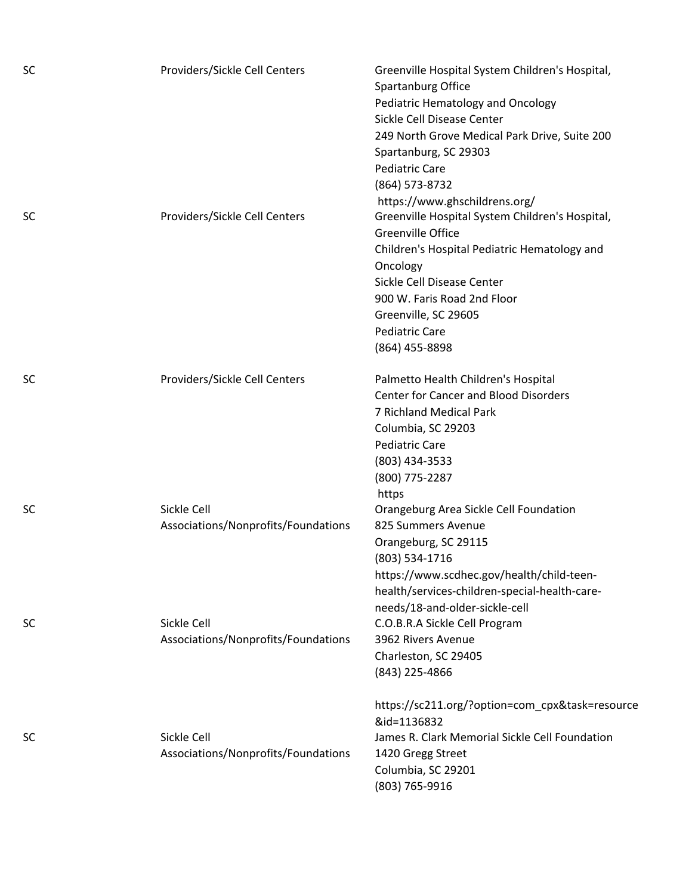| | | |
|---|---|---|
| SC | Providers/Sickle Cell Centers | Greenville Hospital System Children's Hospital, Spartanburg Office<br>Pediatric Hematology and Oncology<br>Sickle Cell Disease Center<br>249 North Grove Medical Park Drive, Suite 200<br>Spartanburg, SC 29303<br>Pediatric Care<br>(864) 573-8732<br>https://www.ghschildrens.org/ |
| SC | Providers/Sickle Cell Centers | Greenville Hospital System Children's Hospital, Greenville Office<br>Children's Hospital Pediatric Hematology and Oncology<br>Sickle Cell Disease Center<br>900 W. Faris Road 2nd Floor<br>Greenville, SC 29605<br>Pediatric Care<br>(864) 455-8898 |
| SC | Providers/Sickle Cell Centers | Palmetto Health Children's Hospital<br>Center for Cancer and Blood Disorders<br>7 Richland Medical Park<br>Columbia, SC 29203<br>Pediatric Care<br>(803) 434-3533<br>(800) 775-2287<br>https |
| SC | Sickle Cell Associations/Nonprofits/Foundations | Orangeburg Area Sickle Cell Foundation<br>825 Summers Avenue<br>Orangeburg, SC 29115<br>(803) 534-1716<br>https://www.scdhec.gov/health/child-teen-health/services-children-special-health-care-needs/18-and-older-sickle-cell |
| SC | Sickle Cell Associations/Nonprofits/Foundations | C.O.B.R.A Sickle Cell Program<br>3962 Rivers Avenue<br>Charleston, SC 29405<br>(843) 225-4866<br>https://sc211.org/?option=com_cpx&task=resource&id=1136832 |
| SC | Sickle Cell Associations/Nonprofits/Foundations | James R. Clark Memorial Sickle Cell Foundation<br>1420 Gregg Street<br>Columbia, SC 29201<br>(803) 765-9916 |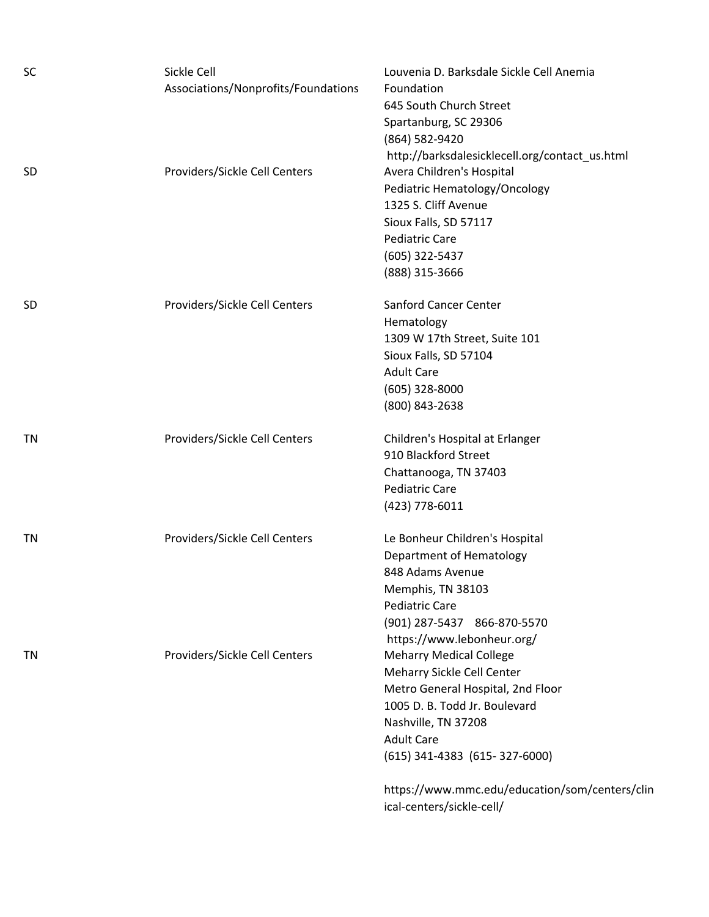| | | |
|---|---|---|
| SC | Sickle Cell Associations/Nonprofits/Foundations | Louvenia D. Barksdale Sickle Cell Anemia Foundation<br>645 South Church Street<br>Spartanburg, SC 29306<br>(864) 582-9420<br>http://barksdalesicklecell.org/contact_us.html |
| SD | Providers/Sickle Cell Centers | Avera Children's Hospital<br>Pediatric Hematology/Oncology<br>1325 S. Cliff Avenue<br>Sioux Falls, SD 57117<br>Pediatric Care<br>(605) 322-5437<br>(888) 315-3666 |
| SD | Providers/Sickle Cell Centers | Sanford Cancer Center<br>Hematology<br>1309 W 17th Street, Suite 101<br>Sioux Falls, SD 57104<br>Adult Care<br>(605) 328-8000<br>(800) 843-2638 |
| TN | Providers/Sickle Cell Centers | Children's Hospital at Erlanger<br>910 Blackford Street<br>Chattanooga, TN 37403<br>Pediatric Care<br>(423) 778-6011 |
| TN | Providers/Sickle Cell Centers | Le Bonheur Children's Hospital<br>Department of Hematology<br>848 Adams Avenue<br>Memphis, TN 38103<br>Pediatric Care<br>(901) 287-5437 866-870-5570<br>https://www.lebonheur.org/ |
| TN | Providers/Sickle Cell Centers | Meharry Medical College<br>Meharry Sickle Cell Center<br>Metro General Hospital, 2nd Floor<br>1005 D. B. Todd Jr. Boulevard<br>Nashville, TN 37208<br>Adult Care<br>(615) 341-4383 (615- 327-6000)<br><br>https://www.mmc.edu/education/som/centers/clinical-centers/sickle-cell/ |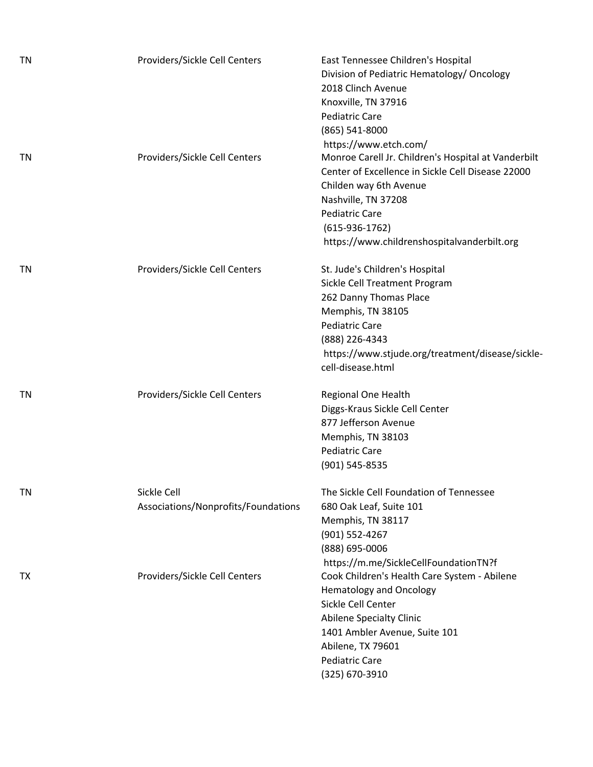| | | |
|---|---|---|
| TN | Providers/Sickle Cell Centers | East Tennessee Children's Hospital<br>Division of Pediatric Hematology/ Oncology<br>2018 Clinch Avenue<br>Knoxville, TN 37916<br>Pediatric Care<br>(865) 541-8000<br>https://www.etch.com/ |
| TN | Providers/Sickle Cell Centers | Monroe Carell Jr. Children's Hospital at Vanderbilt<br>Center of Excellence in Sickle Cell Disease 22000<br>Childen way 6th Avenue<br>Nashville, TN 37208<br>Pediatric Care<br>(615-936-1762)<br>https://www.childrenshospitalvanderbilt.org |
| TN | Providers/Sickle Cell Centers | St. Jude's Children's Hospital<br>Sickle Cell Treatment Program<br>262 Danny Thomas Place<br>Memphis, TN 38105<br>Pediatric Care<br>(888) 226-4343<br>https://www.stjude.org/treatment/disease/sickle-cell-disease.html |
| TN | Providers/Sickle Cell Centers | Regional One Health<br>Diggs-Kraus Sickle Cell Center<br>877 Jefferson Avenue<br>Memphis, TN 38103<br>Pediatric Care<br>(901) 545-8535 |
| TN | Sickle Cell Associations/Nonprofits/Foundations | The Sickle Cell Foundation of Tennessee<br>680 Oak Leaf, Suite 101<br>Memphis, TN 38117<br>(901) 552-4267<br>(888) 695-0006<br>https://m.me/SickleCellFoundationTN?f |
| TX | Providers/Sickle Cell Centers | Cook Children's Health Care System - Abilene<br>Hematology and Oncology<br>Sickle Cell Center<br>Abilene Specialty Clinic<br>1401 Ambler Avenue, Suite 101<br>Abilene, TX 79601<br>Pediatric Care<br>(325) 670-3910 |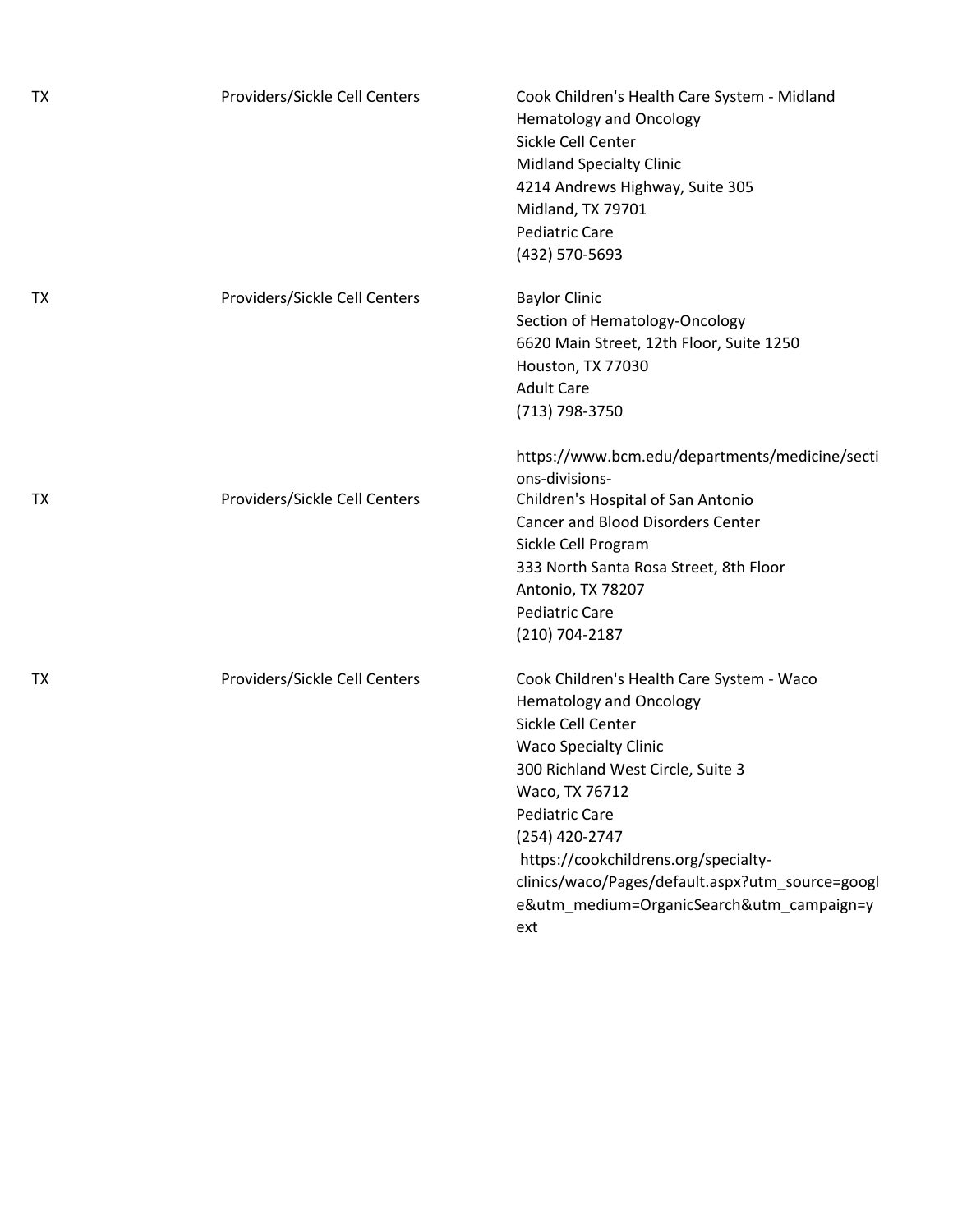| | | |
|---|---|---|
| TX | Providers/Sickle Cell Centers | Cook Children's Health Care System - Midland<br>Hematology and Oncology<br>Sickle Cell Center<br>Midland Specialty Clinic<br>4214 Andrews Highway, Suite 305<br>Midland, TX 79701<br>Pediatric Care<br>(432) 570-5693 |
| TX | Providers/Sickle Cell Centers | Baylor Clinic<br>Section of Hematology-Oncology<br>6620 Main Street, 12th Floor, Suite 1250<br>Houston, TX 77030<br>Adult Care<br>(713) 798-3750<br><br>https://www.bcm.edu/departments/medicine/sections-divisions- |
| TX | Providers/Sickle Cell Centers | Children's Hospital of San Antonio<br>Cancer and Blood Disorders Center<br>Sickle Cell Program<br>333 North Santa Rosa Street, 8th Floor<br>Antonio, TX 78207<br>Pediatric Care<br>(210) 704-2187 |
| TX | Providers/Sickle Cell Centers | Cook Children's Health Care System - Waco<br>Hematology and Oncology<br>Sickle Cell Center<br>Waco Specialty Clinic<br>300 Richland West Circle, Suite 3<br>Waco, TX 76712<br>Pediatric Care<br>(254) 420-2747<br>https://cookchildrens.org/specialty-clinics/waco/Pages/default.aspx?utm_source=google&utm_medium=OrganicSearch&utm_campaign=yext |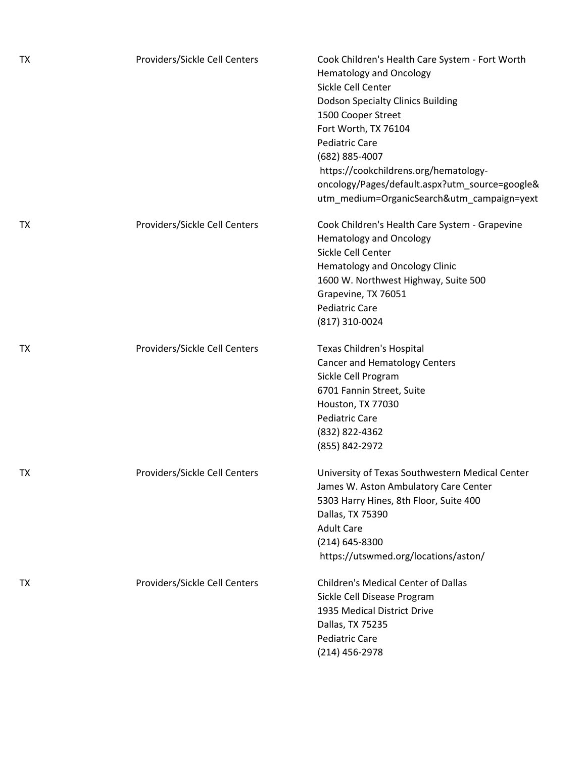| | | |
|---|---|---|
| TX | Providers/Sickle Cell Centers | Cook Children's Health Care System - Fort Worth<br>Hematology and Oncology<br>Sickle Cell Center<br>Dodson Specialty Clinics Building<br>1500 Cooper Street<br>Fort Worth, TX 76104<br>Pediatric Care<br>(682) 885-4007<br>https://cookchildrens.org/hematology-oncology/Pages/default.aspx?utm_source=google&utm_medium=OrganicSearch&utm_campaign=yext |
| TX | Providers/Sickle Cell Centers | Cook Children's Health Care System - Grapevine<br>Hematology and Oncology<br>Sickle Cell Center<br>Hematology and Oncology Clinic<br>1600 W. Northwest Highway, Suite 500<br>Grapevine, TX 76051<br>Pediatric Care<br>(817) 310-0024 |
| TX | Providers/Sickle Cell Centers | Texas Children's Hospital<br>Cancer and Hematology Centers<br>Sickle Cell Program<br>6701 Fannin Street, Suite<br>Houston, TX 77030<br>Pediatric Care<br>(832) 822-4362<br>(855) 842-2972 |
| TX | Providers/Sickle Cell Centers | University of Texas Southwestern Medical Center<br>James W. Aston Ambulatory Care Center<br>5303 Harry Hines, 8th Floor, Suite 400<br>Dallas, TX 75390<br>Adult Care<br>(214) 645-8300<br>https://utswmed.org/locations/aston/ |
| TX | Providers/Sickle Cell Centers | Children's Medical Center of Dallas<br>Sickle Cell Disease Program<br>1935 Medical District Drive<br>Dallas, TX 75235<br>Pediatric Care<br>(214) 456-2978 |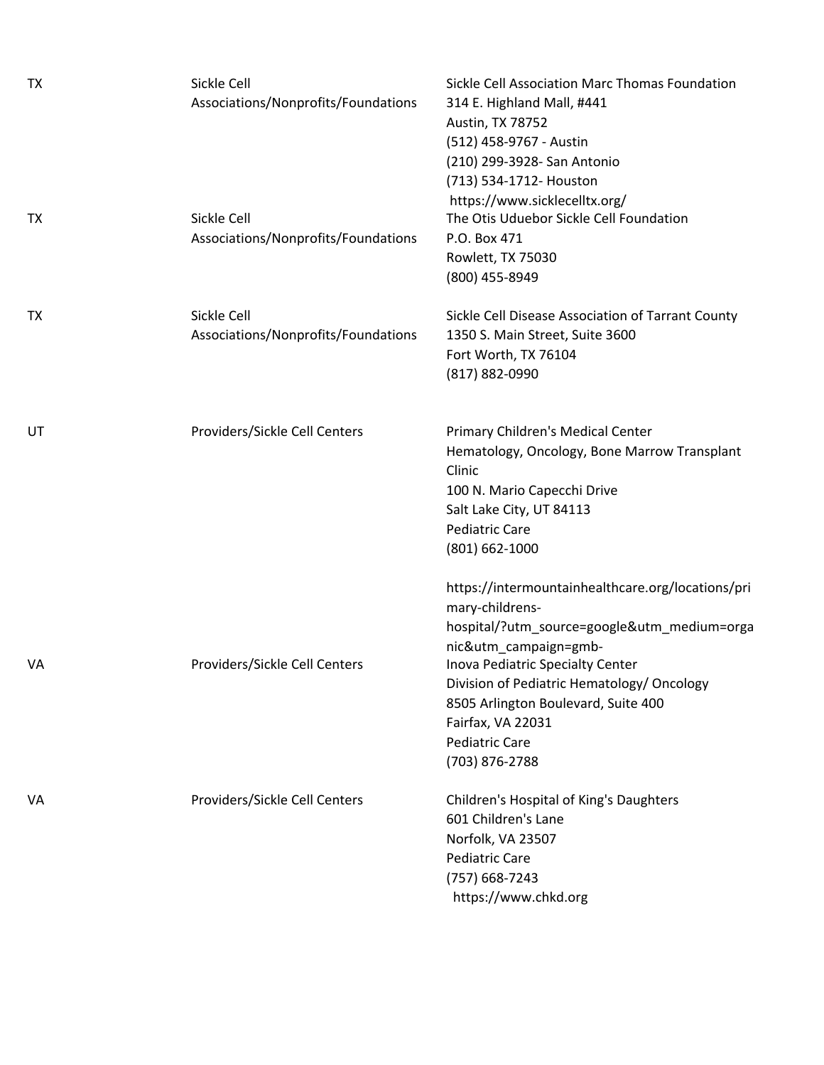| | | |
|---|---|---|
| TX | Sickle Cell Associations/Nonprofits/Foundations | Sickle Cell Association Marc Thomas Foundation<br>314 E. Highland Mall, #441<br>Austin, TX 78752<br>(512) 458-9767 - Austin<br>(210) 299-3928- San Antonio<br>(713) 534-1712- Houston<br>https://www.sicklecelltx.org/ |
| TX | Sickle Cell Associations/Nonprofits/Foundations | The Otis Uduebor Sickle Cell Foundation<br>P.O. Box 471<br>Rowlett, TX 75030<br>(800) 455-8949 |
| TX | Sickle Cell Associations/Nonprofits/Foundations | Sickle Cell Disease Association of Tarrant County<br>1350 S. Main Street, Suite 3600<br>Fort Worth, TX 76104<br>(817) 882-0990 |
| UT | Providers/Sickle Cell Centers | Primary Children's Medical Center<br>Hematology, Oncology, Bone Marrow Transplant Clinic<br>100 N. Mario Capecchi Drive<br>Salt Lake City, UT 84113<br>Pediatric Care<br>(801) 662-1000<br><br>https://intermountainhealthcare.org/locations/primary-childrens-hospital/?utm_source=google&utm_medium=organic&utm_campaign=gmb- |
| VA | Providers/Sickle Cell Centers | Inova Pediatric Specialty Center<br>Division of Pediatric Hematology/ Oncology<br>8505 Arlington Boulevard, Suite 400<br>Fairfax, VA 22031<br>Pediatric Care<br>(703) 876-2788 |
| VA | Providers/Sickle Cell Centers | Children's Hospital of King's Daughters<br>601 Children's Lane<br>Norfolk, VA 23507<br>Pediatric Care<br>(757) 668-7243<br>https://www.chkd.org |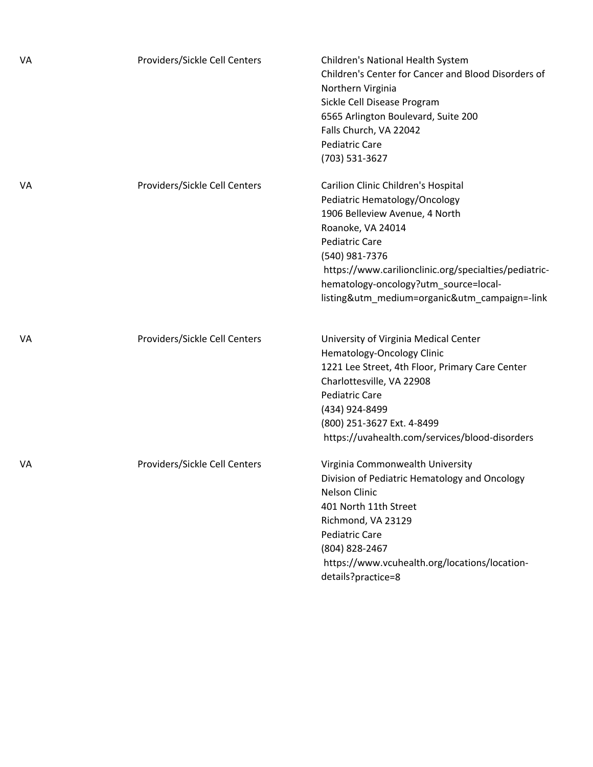| | | |
|---|---|---|
| VA | Providers/Sickle Cell Centers | Children's National Health System<br>Children's Center for Cancer and Blood Disorders of Northern Virginia<br>Sickle Cell Disease Program<br>6565 Arlington Boulevard, Suite 200<br>Falls Church, VA 22042<br>Pediatric Care<br>(703) 531-3627 |
| VA | Providers/Sickle Cell Centers | Carilion Clinic Children's Hospital<br>Pediatric Hematology/Oncology<br>1906 Belleview Avenue, 4 North<br>Roanoke, VA 24014<br>Pediatric Care<br>(540) 981-7376<br>https://www.carilionclinic.org/specialties/pediatric-hematology-oncology?utm_source=local-listing&utm_medium=organic&utm_campaign=-link |
| VA | Providers/Sickle Cell Centers | University of Virginia Medical Center<br>Hematology-Oncology Clinic<br>1221 Lee Street, 4th Floor, Primary Care Center<br>Charlottesville, VA 22908<br>Pediatric Care<br>(434) 924-8499<br>(800) 251-3627 Ext. 4-8499<br>https://uvahealth.com/services/blood-disorders |
| VA | Providers/Sickle Cell Centers | Virginia Commonwealth University<br>Division of Pediatric Hematology and Oncology<br>Nelson Clinic<br>401 North 11th Street<br>Richmond, VA 23129<br>Pediatric Care<br>(804) 828-2467<br>https://www.vcuhealth.org/locations/location-details?practice=8 |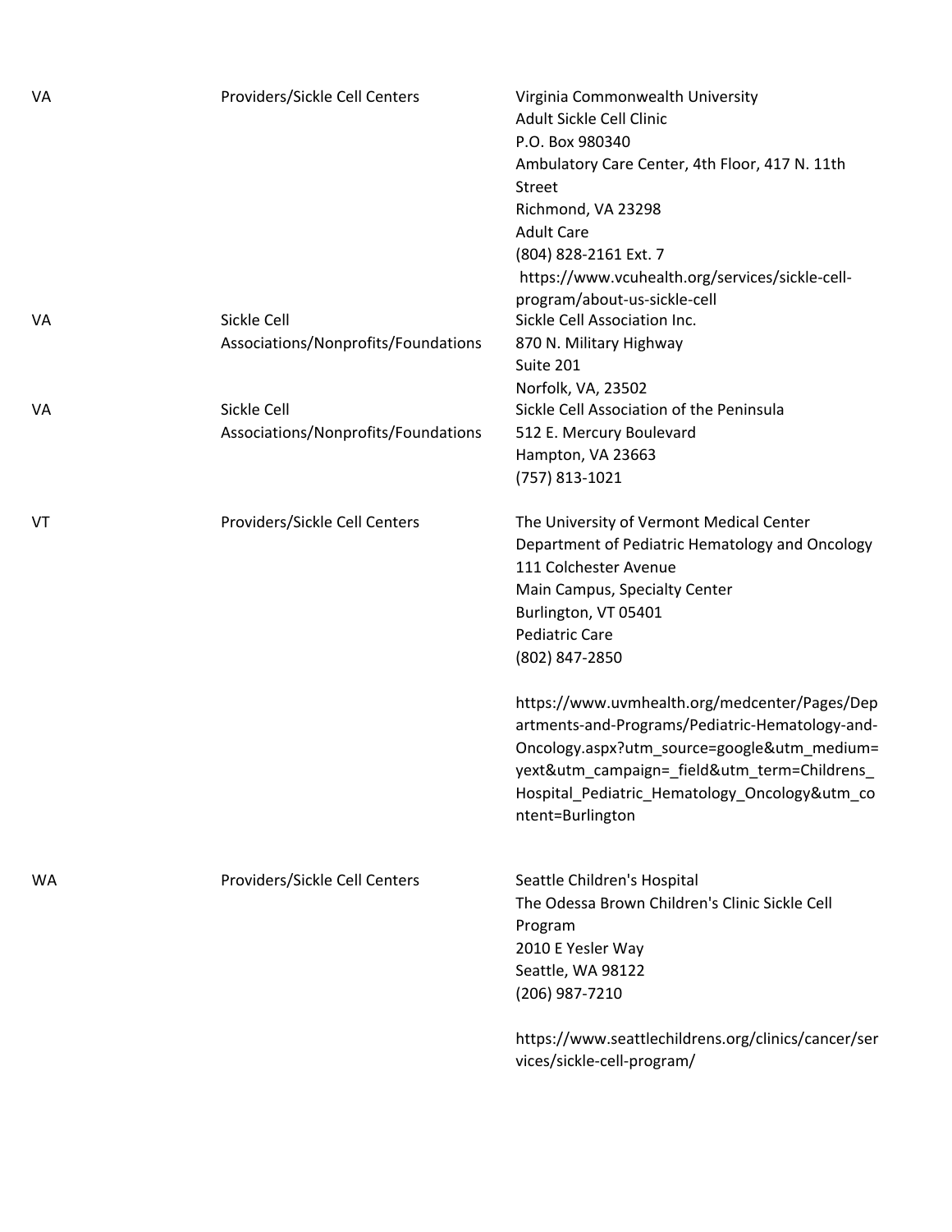| | | |
|---|---|---|
| VA | Providers/Sickle Cell Centers | Virginia Commonwealth University<br>Adult Sickle Cell Clinic<br>P.O. Box 980340<br>Ambulatory Care Center, 4th Floor, 417 N. 11th Street<br>Richmond, VA 23298<br>Adult Care<br>(804) 828-2161 Ext. 7<br>https://www.vcuhealth.org/services/sickle-cell-program/about-us-sickle-cell |
| VA | Sickle Cell Associations/Nonprofits/Foundations | Sickle Cell Association Inc.<br>870 N. Military Highway<br>Suite 201<br>Norfolk, VA, 23502 |
| VA | Sickle Cell Associations/Nonprofits/Foundations | Sickle Cell Association of the Peninsula<br>512 E. Mercury Boulevard<br>Hampton, VA 23663<br>(757) 813-1021 |
| VT | Providers/Sickle Cell Centers | The University of Vermont Medical Center<br>Department of Pediatric Hematology and Oncology<br>111 Colchester Avenue<br>Main Campus, Specialty Center<br>Burlington, VT 05401<br>Pediatric Care<br>(802) 847-2850<br><br>https://www.uvmhealth.org/medcenter/Pages/Departments-and-Programs/Pediatric-Hematology-and-Oncology.aspx?utm_source=google&utm_medium=yext&utm_campaign=_field&utm_term=Childrens_Hospital_Pediatric_Hematology_Oncology&utm_content=Burlington |
| WA | Providers/Sickle Cell Centers | Seattle Children's Hospital<br>The Odessa Brown Children's Clinic Sickle Cell Program<br>2010 E Yesler Way<br>Seattle, WA 98122<br>(206) 987-7210<br><br>https://www.seattlechildrens.org/clinics/cancer/services/sickle-cell-program/ |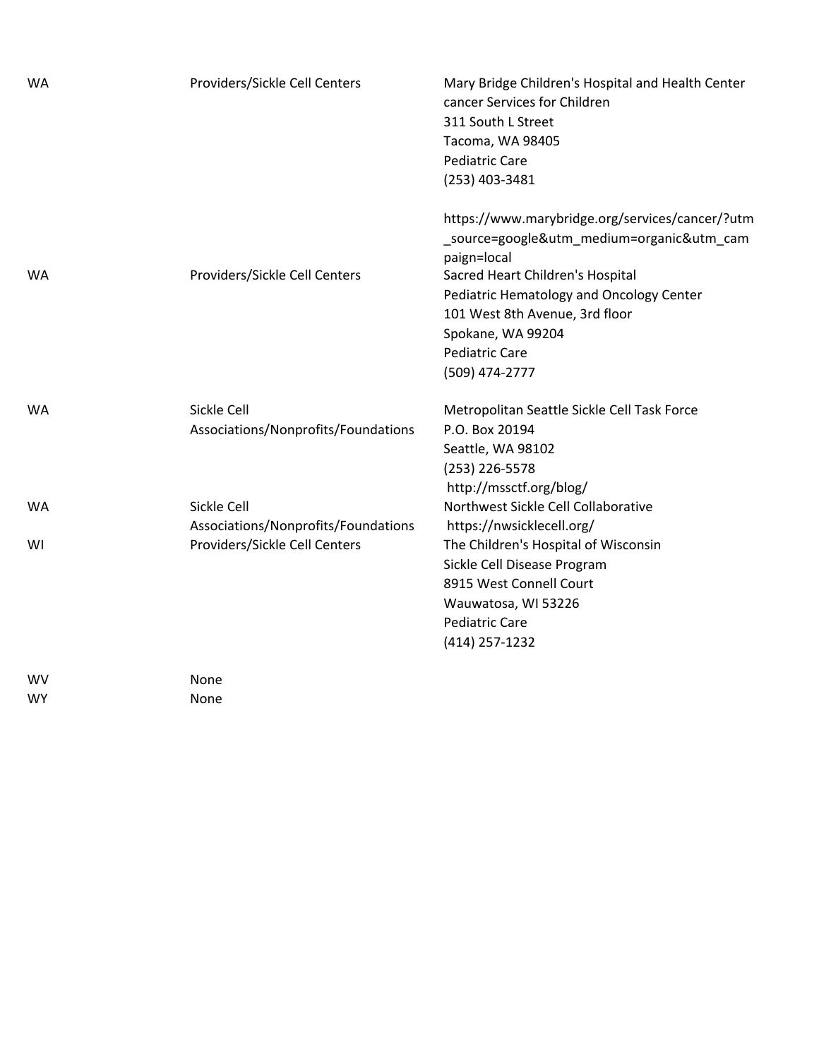| | | |
|---|---|---|
| WA | Providers/Sickle Cell Centers | Mary Bridge Children's Hospital and Health Center cancer Services for Children<br>311 South L Street<br>Tacoma, WA 98405<br>Pediatric Care<br>(253) 403-3481<br><br>https://www.marybridge.org/services/cancer/?utm_source=google&utm_medium=organic&utm_campaign=local |
| WA | Providers/Sickle Cell Centers | Sacred Heart Children's Hospital<br>Pediatric Hematology and Oncology Center<br>101 West 8th Avenue, 3rd floor<br>Spokane, WA 99204<br>Pediatric Care<br>(509) 474-2777 |
| WA | Sickle Cell Associations/Nonprofits/Foundations | Metropolitan Seattle Sickle Cell Task Force<br>P.O. Box 20194<br>Seattle, WA 98102<br>(253) 226-5578<br>http://mssctf.org/blog/ |
| WA | Sickle Cell Associations/Nonprofits/Foundations | Northwest Sickle Cell Collaborative<br>https://nwsicklecell.org/ |
| WI | Providers/Sickle Cell Centers | The Children's Hospital of Wisconsin<br>Sickle Cell Disease Program<br>8915 West Connell Court<br>Wauwatosa, WI 53226<br>Pediatric Care<br>(414) 257-1232 |
| WV | None | |
| WY | None | |